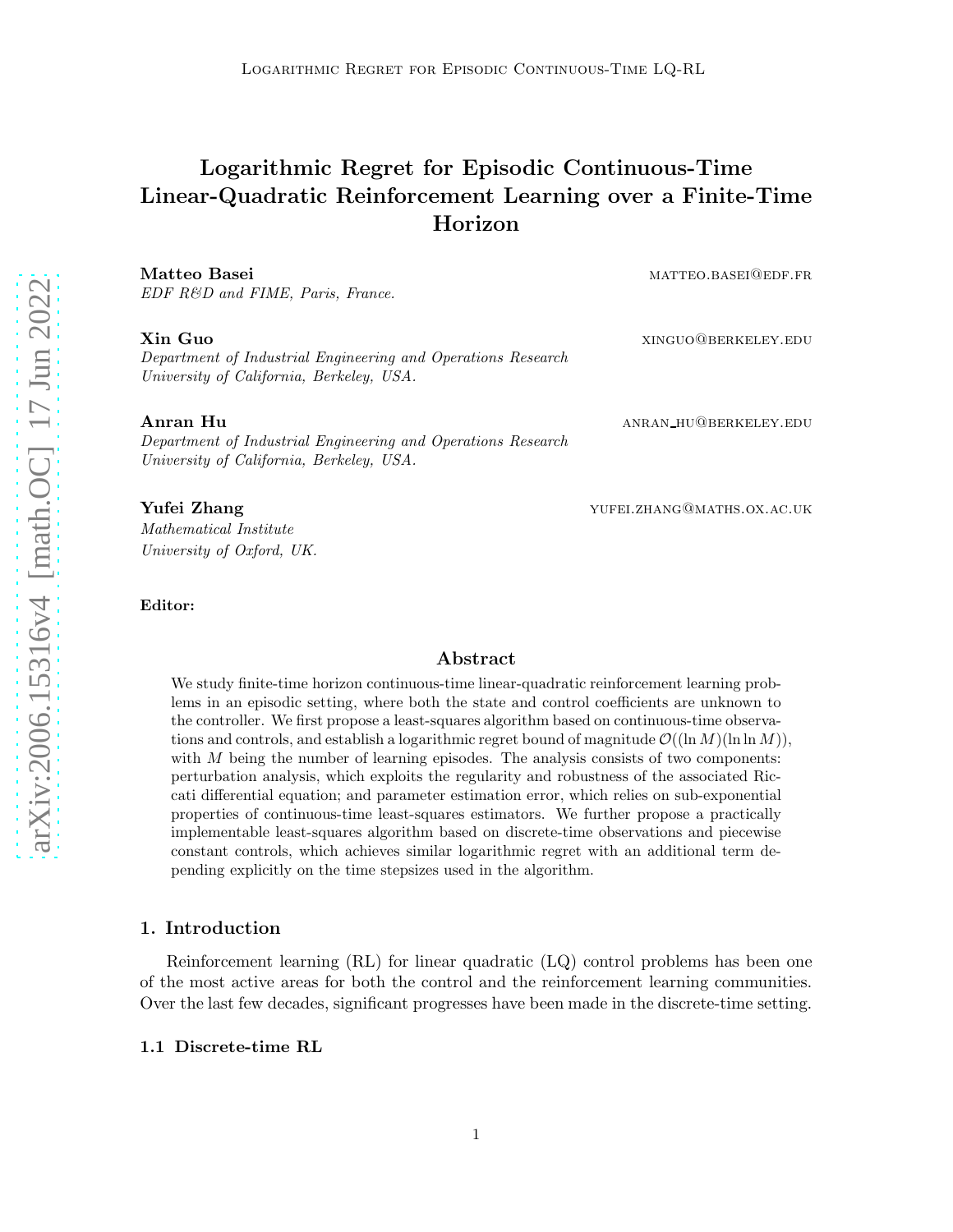# Logarithmic Regret for Episodic Continuous-Time Linear-Quadratic Reinforcement Learning over a Finite-Time Horizon

**Matteo Basei** matteo.basei@edf.fr
*EDF R&D and FIME, Paris, France.*

**Xin Guo** xinguo@berkeley.edu
*Department of Industrial Engineering and Operations Research*
*University of California, Berkeley, USA.*

**Anran Hu** anran_hu@berkeley.edu
*Department of Industrial Engineering and Operations Research*
*University of California, Berkeley, USA.*

**Yufei Zhang** yufei.zhang@maths.ox.ac.uk
*Mathematical Institute*
*University of Oxford, UK.*

**Editor:**

## Abstract

We study finite-time horizon continuous-time linear-quadratic reinforcement learning problems in an episodic setting, where both the state and control coefficients are unknown to the controller. We first propose a least-squares algorithm based on continuous-time observations and controls, and establish a logarithmic regret bound of magnitude $\mathcal{O}((\ln M)(\ln \ln M))$, with $M$ being the number of learning episodes. The analysis consists of two components: perturbation analysis, which exploits the regularity and robustness of the associated Riccati differential equation; and parameter estimation error, which relies on sub-exponential properties of continuous-time least-squares estimators. We further propose a practically implementable least-squares algorithm based on discrete-time observations and piecewise constant controls, which achieves similar logarithmic regret with an additional term depending explicitly on the time stepsizes used in the algorithm.

## 1. Introduction

Reinforcement learning (RL) for linear quadratic (LQ) control problems has been one of the most active areas for both the control and the reinforcement learning communities. Over the last few decades, significant progresses have been made in the discrete-time setting.

### 1.1 Discrete-time RL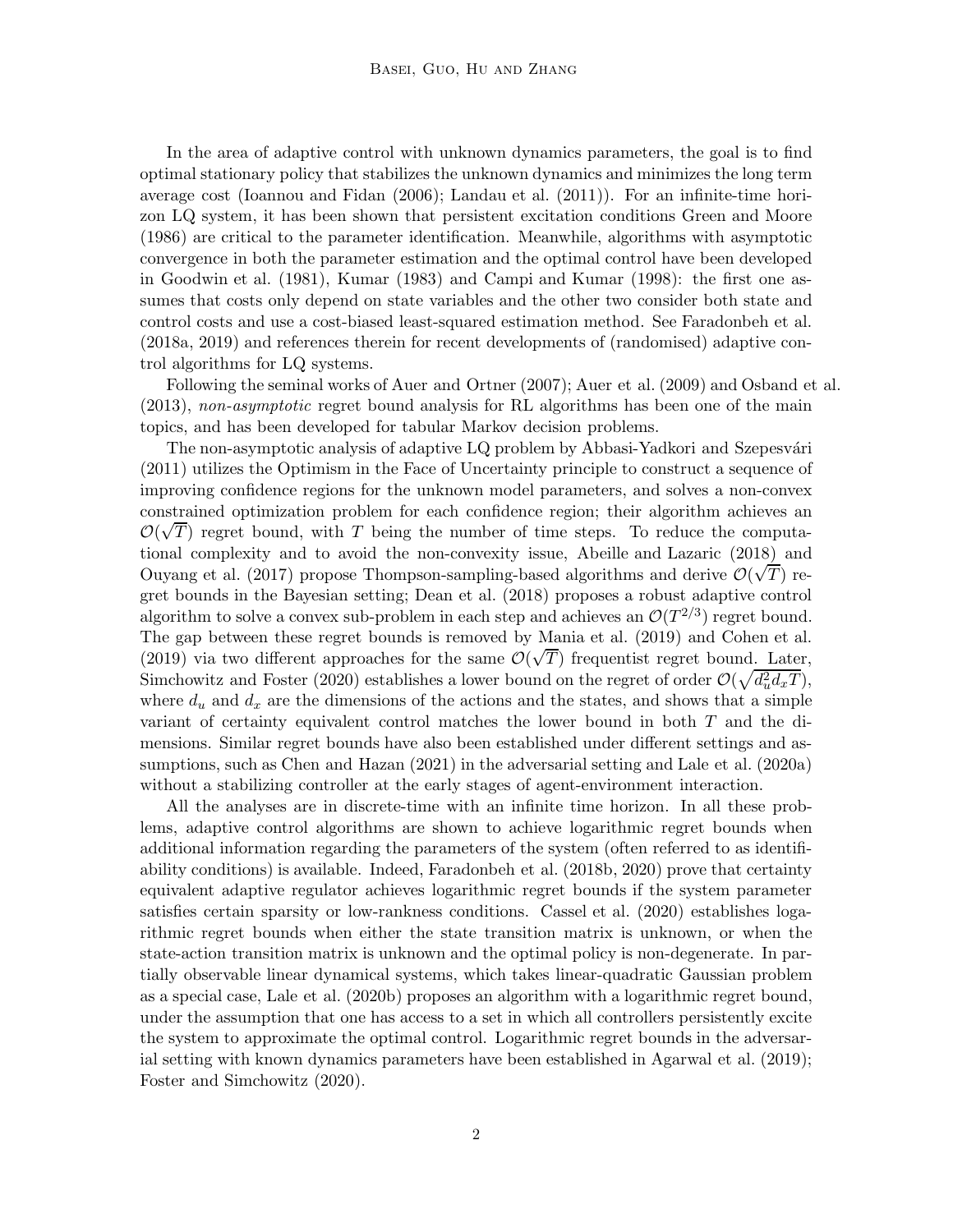In the area of adaptive control with unknown dynamics parameters, the goal is to find optimal stationary policy that stabilizes the unknown dynamics and minimizes the long term average cost (Ioannou and Fidan (2006); Landau et al. (2011)). For an infinite-time horizon LQ system, it has been shown that persistent excitation conditions Green and Moore (1986) are critical to the parameter identification. Meanwhile, algorithms with asymptotic convergence in both the parameter estimation and the optimal control have been developed in Goodwin et al. (1981), Kumar (1983) and Campi and Kumar (1998): the first one assumes that costs only depend on state variables and the other two consider both state and control costs and use a cost-biased least-squared estimation method. See Faradonbeh et al. (2018a, 2019) and references therein for recent developments of (randomised) adaptive control algorithms for LQ systems.

Following the seminal works of Auer and Ortner (2007); Auer et al. (2009) and Osband et al. (2013), *non-asymptotic* regret bound analysis for RL algorithms has been one of the main topics, and has been developed for tabular Markov decision problems.

The non-asymptotic analysis of adaptive LQ problem by Abbasi-Yadkori and Szepesvári (2011) utilizes the Optimism in the Face of Uncertainty principle to construct a sequence of improving confidence regions for the unknown model parameters, and solves a non-convex constrained optimization problem for each confidence region; their algorithm achieves an $\mathcal{O}(\sqrt{T})$ regret bound, with $T$ being the number of time steps. To reduce the computational complexity and to avoid the non-convexity issue, Abeille and Lazaric (2018) and Ouyang et al. (2017) propose Thompson-sampling-based algorithms and derive $\mathcal{O}(\sqrt{T})$ regret bounds in the Bayesian setting; Dean et al. (2018) proposes a robust adaptive control algorithm to solve a convex sub-problem in each step and achieves an $\mathcal{O}(T^{2/3})$ regret bound. The gap between these regret bounds is removed by Mania et al. (2019) and Cohen et al. (2019) via two different approaches for the same $\mathcal{O}(\sqrt{T})$ frequentist regret bound. Later, Simchowitz and Foster (2020) establishes a lower bound on the regret of order $\mathcal{O}(\sqrt{d_u^2 d_x T})$, where $d_u$ and $d_x$ are the dimensions of the actions and the states, and shows that a simple variant of certainty equivalent control matches the lower bound in both $T$ and the dimensions. Similar regret bounds have also been established under different settings and assumptions, such as Chen and Hazan (2021) in the adversarial setting and Lale et al. (2020a) without a stabilizing controller at the early stages of agent-environment interaction.

All the analyses are in discrete-time with an infinite time horizon. In all these problems, adaptive control algorithms are shown to achieve logarithmic regret bounds when additional information regarding the parameters of the system (often referred to as identifiability conditions) is available. Indeed, Faradonbeh et al. (2018b, 2020) prove that certainty equivalent adaptive regulator achieves logarithmic regret bounds if the system parameter satisfies certain sparsity or low-rankness conditions. Cassel et al. (2020) establishes logarithmic regret bounds when either the state transition matrix is unknown, or when the state-action transition matrix is unknown and the optimal policy is non-degenerate. In partially observable linear dynamical systems, which takes linear-quadratic Gaussian problem as a special case, Lale et al. (2020b) proposes an algorithm with a logarithmic regret bound, under the assumption that one has access to a set in which all controllers persistently excite the system to approximate the optimal control. Logarithmic regret bounds in the adversarial setting with known dynamics parameters have been established in Agarwal et al. (2019); Foster and Simchowitz (2020).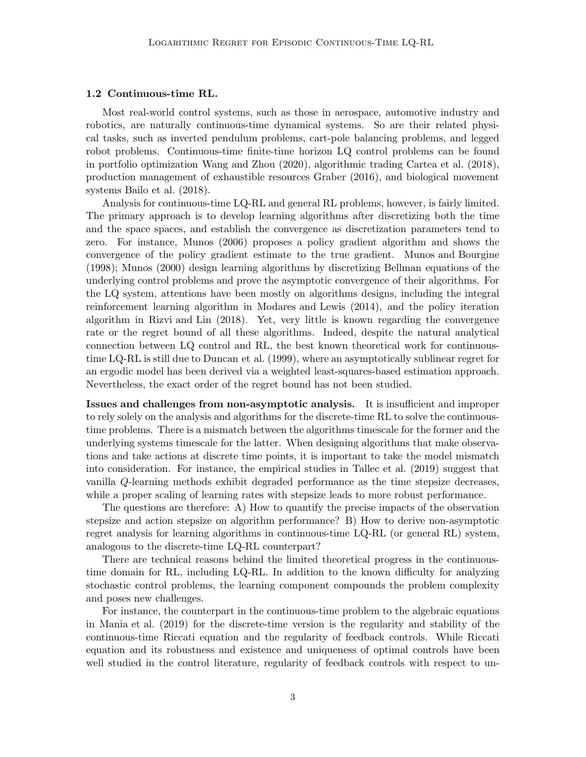### 1.2 Continuous-time RL.

Most real-world control systems, such as those in aerospace, automotive industry and robotics, are naturally continuous-time dynamical systems. So are their related physical tasks, such as inverted pendulum problems, cart-pole balancing problems, and legged robot problems. Continuous-time finite-time horizon LQ control problems can be found in portfolio optimization Wang and Zhou (2020), algorithmic trading Cartea et al. (2018), production management of exhaustible resources Graber (2016), and biological movement systems Bailo et al. (2018).

Analysis for continuous-time LQ-RL and general RL problems, however, is fairly limited. The primary approach is to develop learning algorithms after discretizing both the time and the space spaces, and establish the convergence as discretization parameters tend to zero. For instance, Munos (2006) proposes a policy gradient algorithm and shows the convergence of the policy gradient estimate to the true gradient. Munos and Bourgine (1998); Munos (2000) design learning algorithms by discretizing Bellman equations of the underlying control problems and prove the asymptotic convergence of their algorithms. For the LQ system, attentions have been mostly on algorithms designs, including the integral reinforcement learning algorithm in Modares and Lewis (2014), and the policy iteration algorithm in Rizvi and Lin (2018). Yet, very little is known regarding the convergence rate or the regret bound of all these algorithms. Indeed, despite the natural analytical connection between LQ control and RL, the best known theoretical work for continuous-time LQ-RL is still due to Duncan et al. (1999), where an asymptotically sublinear regret for an ergodic model has been derived via a weighted least-squares-based estimation approach. Nevertheless, the exact order of the regret bound has not been studied.

**Issues and challenges from non-asymptotic analysis.** It is insufficient and improper to rely solely on the analysis and algorithms for the discrete-time RL to solve the continuous-time problems. There is a mismatch between the algorithms timescale for the former and the underlying systems timescale for the latter. When designing algorithms that make observations and take actions at discrete time points, it is important to take the model mismatch into consideration. For instance, the empirical studies in Tallec et al. (2019) suggest that vanilla $Q$-learning methods exhibit degraded performance as the time stepsize decreases, while a proper scaling of learning rates with stepsize leads to more robust performance.

The questions are therefore: A) How to quantify the precise impacts of the observation stepsize and action stepsize on algorithm performance? B) How to derive non-asymptotic regret analysis for learning algorithms in continuous-time LQ-RL (or general RL) system, analogous to the discrete-time LQ-RL counterpart?

There are technical reasons behind the limited theoretical progress in the continuous-time domain for RL, including LQ-RL. In addition to the known difficulty for analyzing stochastic control problems, the learning component compounds the problem complexity and poses new challenges.

For instance, the counterpart in the continuous-time problem to the algebraic equations in Mania et al. (2019) for the discrete-time version is the regularity and stability of the continuous-time Riccati equation and the regularity of feedback controls. While Riccati equation and its robustness and existence and uniqueness of optimal controls have been well studied in the control literature, regularity of feedback controls with respect to un-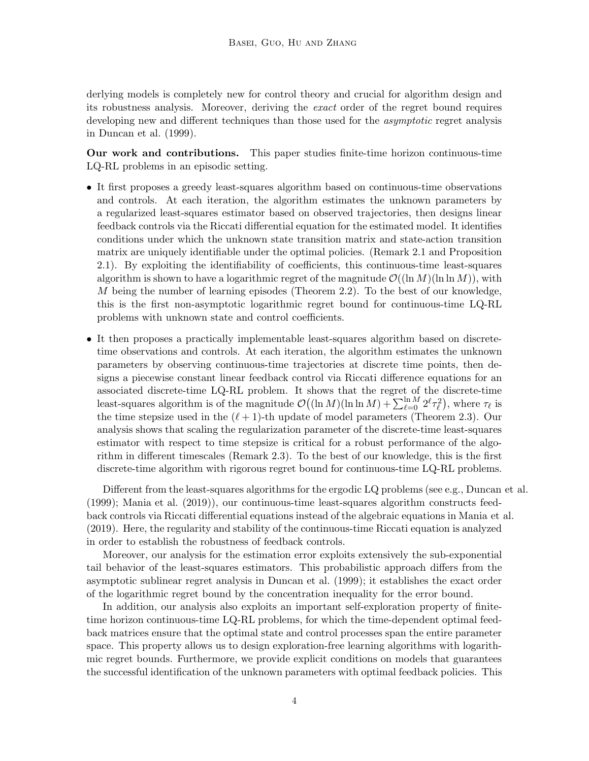derlying models is completely new for control theory and crucial for algorithm design and its robustness analysis. Moreover, deriving the *exact* order of the regret bound requires developing new and different techniques than those used for the *asymptotic* regret analysis in Duncan et al. (1999).

**Our work and contributions.** This paper studies finite-time horizon continuous-time LQ-RL problems in an episodic setting.

- It first proposes a greedy least-squares algorithm based on continuous-time observations and controls. At each iteration, the algorithm estimates the unknown parameters by a regularized least-squares estimator based on observed trajectories, then designs linear feedback controls via the Riccati differential equation for the estimated model. It identifies conditions under which the unknown state transition matrix and state-action transition matrix are uniquely identifiable under the optimal policies. (Remark 2.1 and Proposition 2.1). By exploiting the identifiability of coefficients, this continuous-time least-squares algorithm is shown to have a logarithmic regret of the magnitude $\mathcal{O}((\ln M)(\ln \ln M))$, with $M$ being the number of learning episodes (Theorem 2.2). To the best of our knowledge, this is the first non-asymptotic logarithmic regret bound for continuous-time LQ-RL problems with unknown state and control coefficients.
- It then proposes a practically implementable least-squares algorithm based on discrete-time observations and controls. At each iteration, the algorithm estimates the unknown parameters by observing continuous-time trajectories at discrete time points, then designs a piecewise constant linear feedback control via Riccati difference equations for an associated discrete-time LQ-RL problem. It shows that the regret of the discrete-time least-squares algorithm is of the magnitude $\mathcal{O}\big((\ln M)(\ln \ln M) + \sum_{\ell=0}^{\ln M} 2^\ell \tau_\ell^2\big)$, where $\tau_\ell$ is the time stepsize used in the $(\ell+1)$-th update of model parameters (Theorem 2.3). Our analysis shows that scaling the regularization parameter of the discrete-time least-squares estimator with respect to time stepsize is critical for a robust performance of the algorithm in different timescales (Remark 2.3). To the best of our knowledge, this is the first discrete-time algorithm with rigorous regret bound for continuous-time LQ-RL problems.

Different from the least-squares algorithms for the ergodic LQ problems (see e.g., Duncan et al. (1999); Mania et al. (2019)), our continuous-time least-squares algorithm constructs feedback controls via Riccati differential equations instead of the algebraic equations in Mania et al. (2019). Here, the regularity and stability of the continuous-time Riccati equation is analyzed in order to establish the robustness of feedback controls.

Moreover, our analysis for the estimation error exploits extensively the sub-exponential tail behavior of the least-squares estimators. This probabilistic approach differs from the asymptotic sublinear regret analysis in Duncan et al. (1999); it establishes the exact order of the logarithmic regret bound by the concentration inequality for the error bound.

In addition, our analysis also exploits an important self-exploration property of finite-time horizon continuous-time LQ-RL problems, for which the time-dependent optimal feedback matrices ensure that the optimal state and control processes span the entire parameter space. This property allows us to design exploration-free learning algorithms with logarithmic regret bounds. Furthermore, we provide explicit conditions on models that guarantees the successful identification of the unknown parameters with optimal feedback policies. This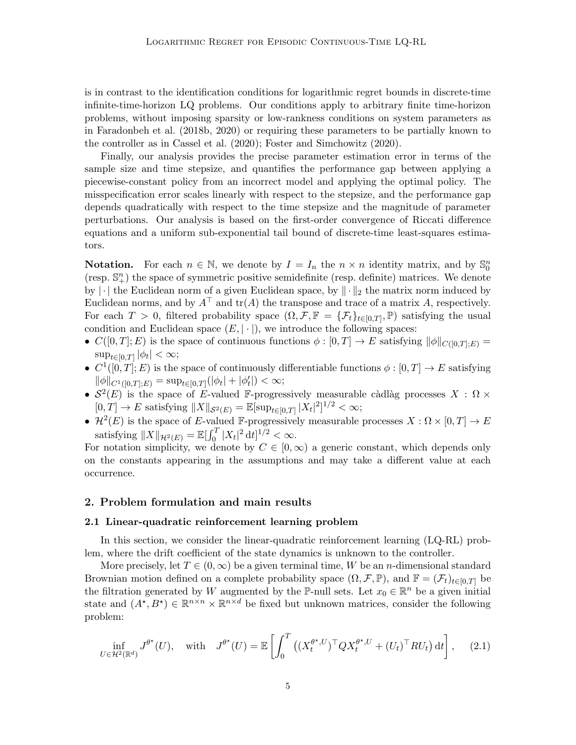is in contrast to the identification conditions for logarithmic regret bounds in discrete-time infinite-time-horizon LQ problems. Our conditions apply to arbitrary finite time-horizon problems, without imposing sparsity or low-rankness conditions on system parameters as in Faradonbeh et al. (2018b, 2020) or requiring these parameters to be partially known to the controller as in Cassel et al. (2020); Foster and Simchowitz (2020).

Finally, our analysis provides the precise parameter estimation error in terms of the sample size and time stepsize, and quantifies the performance gap between applying a piecewise-constant policy from an incorrect model and applying the optimal policy. The misspecification error scales linearly with respect to the stepsize, and the performance gap depends quadratically with respect to the time stepsize and the magnitude of parameter perturbations. Our analysis is based on the first-order convergence of Riccati difference equations and a uniform sub-exponential tail bound of discrete-time least-squares estimators.

**Notation.** For each $n \in \mathbb{N}$, we denote by $I = I_n$ the $n \times n$ identity matrix, and by $\mathbb{S}^n_0$ (resp. $\mathbb{S}^n_+$) the space of symmetric positive semidefinite (resp. definite) matrices. We denote by $|\cdot|$ the Euclidean norm of a given Euclidean space, by $\|\cdot\|_2$ the matrix norm induced by Euclidean norms, and by $A^\top$ and $\mathrm{tr}(A)$ the transpose and trace of a matrix $A$, respectively. For each $T > 0$, filtered probability space $(\Omega, \mathcal{F}, \mathbb{F} = \{\mathcal{F}_t\}_{t\in[0,T]}, \mathbb{P})$ satisfying the usual condition and Euclidean space $(E, |\cdot|)$, we introduce the following spaces:

- $C([0,T];E)$ is the space of continuous functions $\phi : [0,T] \to E$ satisfying $\|\phi\|_{C([0,T];E)} = \sup_{t\in[0,T]} |\phi_t| < \infty$;
- $C^1([0,T];E)$ is the space of continuously differentiable functions $\phi : [0,T] \to E$ satisfying $\|\phi\|_{C^1([0,T];E)} = \sup_{t\in[0,T]}(|\phi_t| + |\phi'_t|) < \infty$;
- $\mathcal{S}^2(E)$ is the space of $E$-valued $\mathbb{F}$-progressively measurable càdlàg processes $X : \Omega \times [0,T] \to E$ satisfying $\|X\|_{\mathcal{S}^2(E)} = \mathbb{E}[\sup_{t\in[0,T]} |X_t|^2]^{1/2} < \infty$;
- $\mathcal{H}^2(E)$ is the space of $E$-valued $\mathbb{F}$-progressively measurable processes $X : \Omega \times [0,T] \to E$ satisfying $\|X\|_{\mathcal{H}^2(E)} = \mathbb{E}[\int_0^T |X_t|^2 \,\mathrm{d}t]^{1/2} < \infty$.

For notation simplicity, we denote by $C \in [0,\infty)$ a generic constant, which depends only on the constants appearing in the assumptions and may take a different value at each occurrence.

## 2. Problem formulation and main results

### 2.1 Linear-quadratic reinforcement learning problem

In this section, we consider the linear-quadratic reinforcement learning (LQ-RL) problem, where the drift coefficient of the state dynamics is unknown to the controller.

More precisely, let $T \in (0,\infty)$ be a given terminal time, $W$ be an $n$-dimensional standard Brownian motion defined on a complete probability space $(\Omega, \mathcal{F}, \mathbb{P})$, and $\mathbb{F} = (\mathcal{F}_t)_{t\in[0,T]}$ be the filtration generated by $W$ augmented by the $\mathbb{P}$-null sets. Let $x_0 \in \mathbb{R}^n$ be a given initial state and $(A^\star, B^\star) \in \mathbb{R}^{n\times n} \times \mathbb{R}^{n\times d}$ be fixed but unknown matrices, consider the following problem:

$$
\inf_{U\in\mathcal{H}^2(\mathbb{R}^d)} J^{\theta^\star}(U), \quad \text{with} \quad J^{\theta^\star}(U) = \mathbb{E}\left[\int_0^T \left((X_t^{\theta^\star,U})^\top Q X_t^{\theta^\star,U} + (U_t)^\top R U_t\right) \mathrm{d}t\right], \qquad (2.1)
$$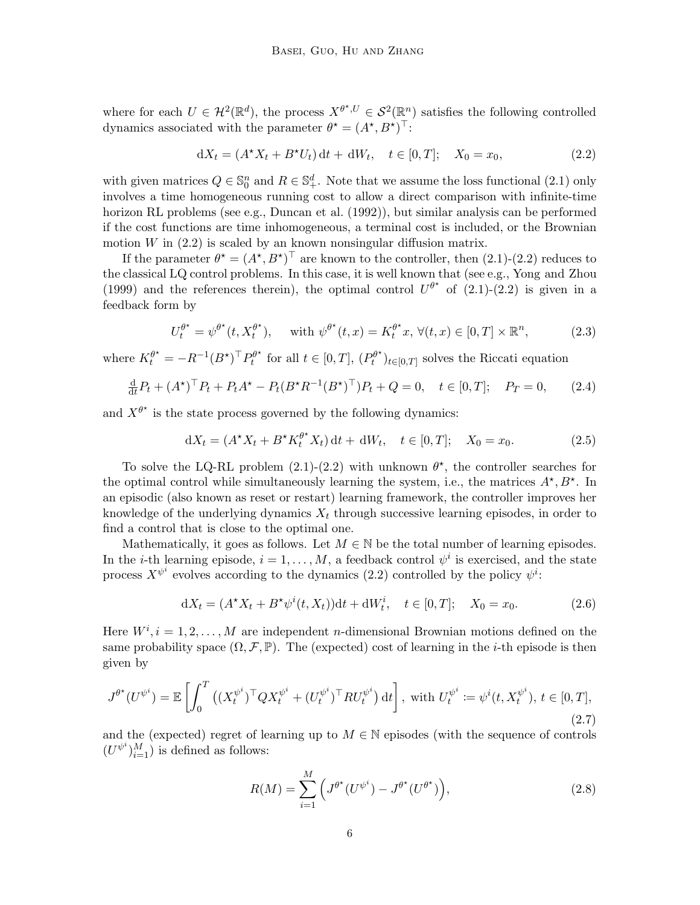where for each $U \in \mathcal{H}^2(\mathbb{R}^d)$, the process $X^{\theta^\star, U} \in \mathcal{S}^2(\mathbb{R}^n)$ satisfies the following controlled dynamics associated with the parameter $\theta^\star = (A^\star, B^\star)^\top$:

$$
\mathrm{d}X_t = (A^\star X_t + B^\star U_t)\,\mathrm{d}t + \mathrm{d}W_t, \quad t \in [0, T]; \quad X_0 = x_0, \tag{2.2}
$$

with given matrices $Q \in \mathbb{S}_0^n$ and $R \in \mathbb{S}_+^d$. Note that we assume the loss functional (2.1) only involves a time homogeneous running cost to allow a direct comparison with infinite-time horizon RL problems (see e.g., Duncan et al. (1992)), but similar analysis can be performed if the cost functions are time inhomogeneous, a terminal cost is included, or the Brownian motion $W$ in (2.2) is scaled by an known nonsingular diffusion matrix.

If the parameter $\theta^\star = (A^\star, B^\star)^\top$ are known to the controller, then (2.1)-(2.2) reduces to the classical LQ control problems. In this case, it is well known that (see e.g., Yong and Zhou (1999) and the references therein), the optimal control $U^{\theta^\star}$ of (2.1)-(2.2) is given in a feedback form by

$$
U_t^{\theta^\star} = \psi^{\theta^\star}(t, X_t^{\theta^\star}), \quad \text{ with } \psi^{\theta^\star}(t, x) = K_t^{\theta^\star} x, \, \forall (t, x) \in [0, T] \times \mathbb{R}^n, \tag{2.3}
$$

where $K_t^{\theta^\star} = -R^{-1}(B^\star)^\top P_t^{\theta^\star}$ for all $t \in [0, T]$, $(P_t^{\theta^\star})_{t \in [0,T]}$ solves the Riccati equation

$$
\tfrac{\mathrm{d}}{\mathrm{d}t} P_t + (A^\star)^\top P_t + P_t A^\star - P_t (B^\star R^{-1} (B^\star)^\top) P_t + Q = 0, \quad t \in [0, T]; \quad P_T = 0, \tag{2.4}
$$

and $X^{\theta^\star}$ is the state process governed by the following dynamics:

$$
\mathrm{d}X_t = (A^\star X_t + B^\star K_t^{\theta^\star} X_t)\,\mathrm{d}t + \mathrm{d}W_t, \quad t \in [0, T]; \quad X_0 = x_0. \tag{2.5}
$$

To solve the LQ-RL problem (2.1)-(2.2) with unknown $\theta^\star$, the controller searches for the optimal control while simultaneously learning the system, i.e., the matrices $A^\star, B^\star$. In an episodic (also known as reset or restart) learning framework, the controller improves her knowledge of the underlying dynamics $X_t$ through successive learning episodes, in order to find a control that is close to the optimal one.

Mathematically, it goes as follows. Let $M \in \mathbb{N}$ be the total number of learning episodes. In the $i$-th learning episode, $i = 1, \dots, M$, a feedback control $\psi^i$ is exercised, and the state process $X^{\psi^i}$ evolves according to the dynamics (2.2) controlled by the policy $\psi^i$:

$$
\mathrm{d}X_t = (A^\star X_t + B^\star \psi^i(t, X_t))\mathrm{d}t + \mathrm{d}W_t^i, \quad t \in [0, T]; \quad X_0 = x_0. \tag{2.6}
$$

Here $W^i, i = 1, 2, \dots, M$ are independent $n$-dimensional Brownian motions defined on the same probability space $(\Omega, \mathcal{F}, \mathbb{P})$. The (expected) cost of learning in the $i$-th episode is then given by

$$
J^{\theta^\star}(U^{\psi^i}) = \mathbb{E}\left[\int_0^T \left((X_t^{\psi^i})^\top Q X_t^{\psi^i} + (U_t^{\psi^i})^\top R U_t^{\psi^i}\right)\mathrm{d}t\right], \text{ with } U_t^{\psi^i} \coloneqq \psi^i(t, X_t^{\psi^i}), \, t \in [0, T], \tag{2.7}
$$

and the (expected) regret of learning up to $M \in \mathbb{N}$ episodes (with the sequence of controls $(U^{\psi^i})_{i=1}^M$) is defined as follows:

$$
R(M) = \sum_{i=1}^M \left(J^{\theta^\star}(U^{\psi^i}) - J^{\theta^\star}(U^{\theta^\star})\right), \tag{2.8}
$$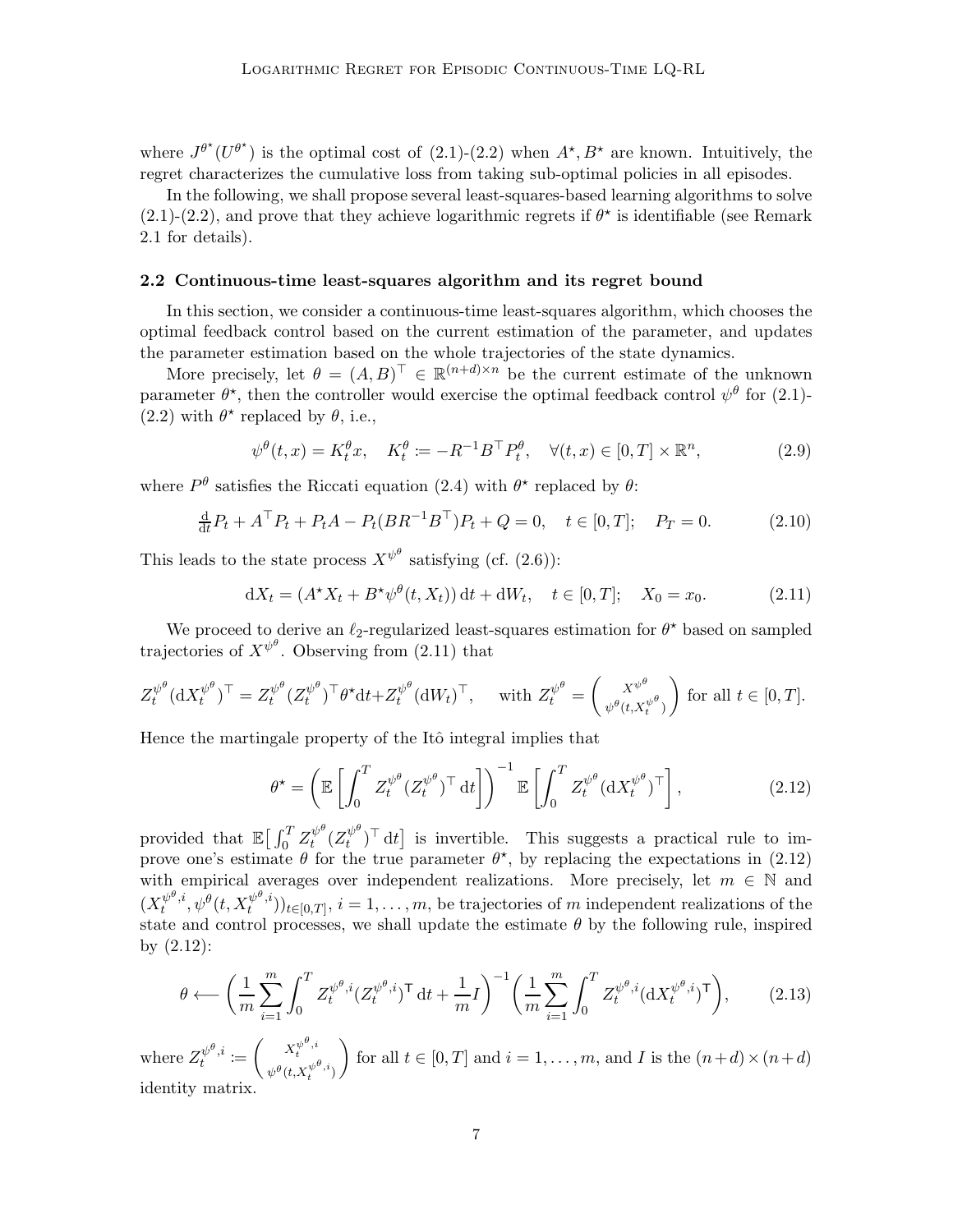where $J^{\theta^\star}(U^{\theta^\star})$ is the optimal cost of (2.1)-(2.2) when $A^\star, B^\star$ are known. Intuitively, the regret characterizes the cumulative loss from taking sub-optimal policies in all episodes.

In the following, we shall propose several least-squares-based learning algorithms to solve (2.1)-(2.2), and prove that they achieve logarithmic regrets if $\theta^\star$ is identifiable (see Remark 2.1 for details).

### 2.2 Continuous-time least-squares algorithm and its regret bound

In this section, we consider a continuous-time least-squares algorithm, which chooses the optimal feedback control based on the current estimation of the parameter, and updates the parameter estimation based on the whole trajectories of the state dynamics.

More precisely, let $\theta = (A, B)^\top \in \mathbb{R}^{(n+d)\times n}$ be the current estimate of the unknown parameter $\theta^\star$, then the controller would exercise the optimal feedback control $\psi^\theta$ for (2.1)-(2.2) with $\theta^\star$ replaced by $\theta$, i.e.,

$$\psi^\theta(t,x) = K_t^\theta x, \quad K_t^\theta := -R^{-1}B^\top P_t^\theta, \quad \forall (t,x) \in [0,T]\times\mathbb{R}^n, \tag{2.9}$$

where $P^\theta$ satisfies the Riccati equation (2.4) with $\theta^\star$ replaced by $\theta$:

$$\tfrac{\mathrm{d}}{\mathrm{d}t}P_t + A^\top P_t + P_t A - P_t(BR^{-1}B^\top)P_t + Q = 0, \quad t\in[0,T]; \quad P_T = 0. \tag{2.10}$$

This leads to the state process $X^{\psi^\theta}$ satisfying (cf. (2.6)):

$$\mathrm{d}X_t = (A^\star X_t + B^\star \psi^\theta(t, X_t))\,\mathrm{d}t + \mathrm{d}W_t, \quad t\in[0,T]; \quad X_0 = x_0. \tag{2.11}$$

We proceed to derive an $\ell_2$-regularized least-squares estimation for $\theta^\star$ based on sampled trajectories of $X^{\psi^\theta}$. Observing from (2.11) that

$$Z_t^{\psi^\theta}(\mathrm{d}X_t^{\psi^\theta})^\top = Z_t^{\psi^\theta}(Z_t^{\psi^\theta})^\top\theta^\star\mathrm{d}t + Z_t^{\psi^\theta}(\mathrm{d}W_t)^\top, \quad \text{with } Z_t^{\psi^\theta} = \begin{pmatrix} X^{\psi^\theta} \\ \psi^\theta(t, X_t^{\psi^\theta})\end{pmatrix} \text{ for all } t\in[0,T].$$

Hence the martingale property of the Itô integral implies that

$$\theta^\star = \left(\mathbb{E}\left[\int_0^T Z_t^{\psi^\theta}(Z_t^{\psi^\theta})^\top\,\mathrm{d}t\right]\right)^{-1}\mathbb{E}\left[\int_0^T Z_t^{\psi^\theta}(\mathrm{d}X_t^{\psi^\theta})^\top\right], \tag{2.12}$$

provided that $\mathbb{E}\big[\int_0^T Z_t^{\psi^\theta}(Z_t^{\psi^\theta})^\top\,\mathrm{d}t\big]$ is invertible. This suggests a practical rule to improve one's estimate $\theta$ for the true parameter $\theta^\star$, by replacing the expectations in (2.12) with empirical averages over independent realizations. More precisely, let $m\in\mathbb{N}$ and $(X_t^{\psi^\theta,i}, \psi^\theta(t, X_t^{\psi^\theta,i}))_{t\in[0,T]}$, $i = 1,\ldots,m$, be trajectories of $m$ independent realizations of the state and control processes, we shall update the estimate $\theta$ by the following rule, inspired by (2.12):

$$\theta \longleftarrow \left(\frac{1}{m}\sum_{i=1}^m \int_0^T Z_t^{\psi^\theta,i}(Z_t^{\psi^\theta,i})^\mathsf{T}\,\mathrm{d}t + \frac{1}{m}I\right)^{-1}\left(\frac{1}{m}\sum_{i=1}^m\int_0^T Z_t^{\psi^\theta,i}(\mathrm{d}X_t^{\psi^\theta,i})^\mathsf{T}\right), \tag{2.13}$$

where $Z_t^{\psi^\theta,i} := \begin{pmatrix} X_t^{\psi^\theta,i} \\ \psi^\theta(t, X_t^{\psi^\theta,i})\end{pmatrix}$ for all $t\in[0,T]$ and $i=1,\ldots,m$, and $I$ is the $(n+d)\times(n+d)$ identity matrix.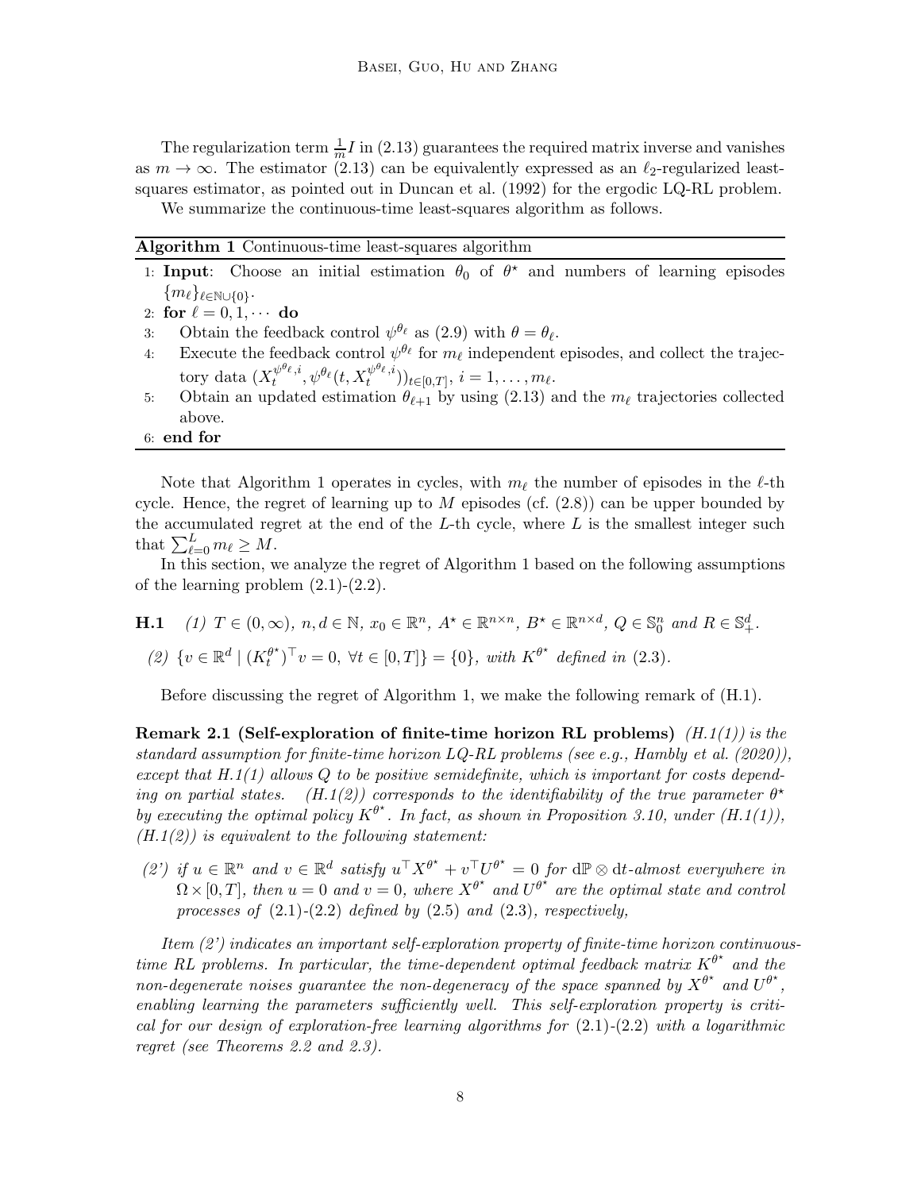The regularization term $\frac{1}{m}I$ in (2.13) guarantees the required matrix inverse and vanishes as $m \to \infty$. The estimator (2.13) can be equivalently expressed as an $\ell_2$-regularized least-squares estimator, as pointed out in Duncan et al. (1992) for the ergodic LQ-RL problem.

We summarize the continuous-time least-squares algorithm as follows.

**Algorithm 1** Continuous-time least-squares algorithm

1: **Input**: Choose an initial estimation $\theta_0$ of $\theta^\star$ and numbers of learning episodes $\{m_\ell\}_{\ell \in \mathbb{N} \cup \{0\}}$.
2: **for** $\ell = 0, 1, \cdots$ **do**
3: Obtain the feedback control $\psi^{\theta_\ell}$ as (2.9) with $\theta = \theta_\ell$.
4: Execute the feedback control $\psi^{\theta_\ell}$ for $m_\ell$ independent episodes, and collect the trajectory data $(X_t^{\psi^{\theta_\ell}, i}, \psi^{\theta_\ell}(t, X_t^{\psi^{\theta_\ell}, i}))_{t \in [0,T]}$, $i = 1, \ldots, m_\ell$.
5: Obtain an updated estimation $\theta_{\ell+1}$ by using (2.13) and the $m_\ell$ trajectories collected above.
6: **end for**

Note that Algorithm 1 operates in cycles, with $m_\ell$ the number of episodes in the $\ell$-th cycle. Hence, the regret of learning up to $M$ episodes (cf. (2.8)) can be upper bounded by the accumulated regret at the end of the $L$-th cycle, where $L$ is the smallest integer such that $\sum_{\ell=0}^{L} m_\ell \geq M$.

In this section, we analyze the regret of Algorithm 1 based on the following assumptions of the learning problem (2.1)-(2.2).

**H.1** *(1) $T \in (0, \infty)$, $n, d \in \mathbb{N}$, $x_0 \in \mathbb{R}^n$, $A^\star \in \mathbb{R}^{n \times n}$, $B^\star \in \mathbb{R}^{n \times d}$, $Q \in \mathbb{S}_0^n$ and $R \in \mathbb{S}_+^d$.*

*(2) $\{v \in \mathbb{R}^d \mid (K_t^{\theta^\star})^\top v = 0, \ \forall t \in [0,T]\} = \{0\}$, with $K^{\theta^\star}$ defined in (2.3).*

Before discussing the regret of Algorithm 1, we make the following remark of (H.1).

**Remark 2.1 (Self-exploration of finite-time horizon RL problems)** *(H.1(1)) is the standard assumption for finite-time horizon LQ-RL problems (see e.g., Hambly et al. (2020)), except that H.1(1) allows $Q$ to be positive semidefinite, which is important for costs depending on partial states. (H.1(2)) corresponds to the identifiability of the true parameter $\theta^\star$ by executing the optimal policy $K^{\theta^\star}$. In fact, as shown in Proposition 3.10, under (H.1(1)), (H.1(2)) is equivalent to the following statement:*

*(2') if $u \in \mathbb{R}^n$ and $v \in \mathbb{R}^d$ satisfy $u^\top X^{\theta^\star} + v^\top U^{\theta^\star} = 0$ for $\mathrm{d}\mathbb{P} \otimes \mathrm{d}t$-almost everywhere in $\Omega \times [0,T]$, then $u = 0$ and $v = 0$, where $X^{\theta^\star}$ and $U^{\theta^\star}$ are the optimal state and control processes of (2.1)-(2.2) defined by (2.5) and (2.3), respectively,*

*Item (2') indicates an important self-exploration property of finite-time horizon continuous-time RL problems. In particular, the time-dependent optimal feedback matrix $K^{\theta^\star}$ and the non-degenerate noises guarantee the non-degeneracy of the space spanned by $X^{\theta^\star}$ and $U^{\theta^\star}$, enabling learning the parameters sufficiently well. This self-exploration property is critical for our design of exploration-free learning algorithms for (2.1)-(2.2) with a logarithmic regret (see Theorems 2.2 and 2.3).*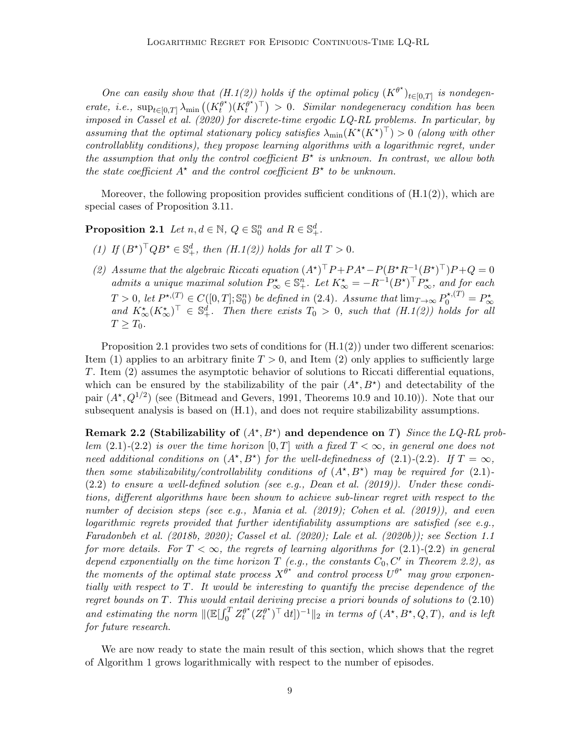*One can easily show that (H.1(2)) holds if the optimal policy $(K^{\theta^\star})_{t\in[0,T]}$ is nondegenerate, i.e., $\sup_{t\in[0,T]} \lambda_{\min}\big((K_t^{\theta^\star})(K_t^{\theta^\star})^\top\big) > 0$. Similar nondegeneracy condition has been imposed in Cassel et al. (2020) for discrete-time ergodic LQ-RL problems. In particular, by assuming that the optimal stationary policy satisfies $\lambda_{\min}(K^\star(K^\star)^\top) > 0$ (along with other controllablity conditions), they propose learning algorithms with a logarithmic regret, under the assumption that only the control coefficient $B^\star$ is unknown. In contrast, we allow both the state coefficient $A^\star$ and the control coefficient $B^\star$ to be unknown.*

Moreover, the following proposition provides sufficient conditions of (H.1(2)), which are special cases of Proposition 3.11.

**Proposition 2.1** *Let $n, d \in \mathbb{N}$, $Q \in \mathbb{S}_0^n$ and $R \in \mathbb{S}_+^d$.*

*(1) If $(B^\star)^\top Q B^\star \in \mathbb{S}_+^d$, then (H.1(2)) holds for all $T > 0$.*

*(2) Assume that the algebraic Riccati equation $(A^\star)^\top P + PA^\star - P(B^\star R^{-1}(B^\star)^\top)P + Q = 0$ admits a unique maximal solution $P_\infty^\star \in \mathbb{S}_+^n$. Let $K_\infty^\star = -R^{-1}(B^\star)^\top P_\infty^\star$, and for each $T > 0$, let $P^{\star,(T)} \in C([0,T];\mathbb{S}_0^n)$ be defined in (2.4). Assume that $\lim_{T\to\infty} P_0^{\star,(T)} = P_\infty^\star$ and $K_\infty^\star (K_\infty^\star)^\top \in \mathbb{S}_+^d$. Then there exists $T_0 > 0$, such that (H.1(2)) holds for all $T \geq T_0$.*

Proposition 2.1 provides two sets of conditions for (H.1(2)) under two different scenarios: Item (1) applies to an arbitrary finite $T > 0$, and Item (2) only applies to sufficiently large $T$. Item (2) assumes the asymptotic behavior of solutions to Riccati differential equations, which can be ensured by the stabilizability of the pair $(A^\star, B^\star)$ and detectability of the pair $(A^\star, Q^{1/2})$ (see (Bitmead and Gevers, 1991, Theorems 10.9 and 10.10)). Note that our subsequent analysis is based on (H.1), and does not require stabilizability assumptions.

**Remark 2.2 (Stabilizability of $(A^\star, B^\star)$ and dependence on $T$)** *Since the LQ-RL problem (2.1)-(2.2) is over the time horizon $[0,T]$ with a fixed $T < \infty$, in general one does not need additional conditions on $(A^\star, B^\star)$ for the well-definedness of (2.1)-(2.2). If $T = \infty$, then some stabilizability/controllability conditions of $(A^\star, B^\star)$ may be required for (2.1)-(2.2) to ensure a well-defined solution (see e.g., Dean et al. (2019)). Under these conditions, different algorithms have been shown to achieve sub-linear regret with respect to the number of decision steps (see e.g., Mania et al. (2019); Cohen et al. (2019)), and even logarithmic regrets provided that further identifiability assumptions are satisfied (see e.g., Faradonbeh et al. (2018b, 2020); Cassel et al. (2020); Lale et al. (2020b)); see Section 1.1 for more details. For $T < \infty$, the regrets of learning algorithms for (2.1)-(2.2) in general depend exponentially on the time horizon $T$ (e.g., the constants $C_0, C'$ in Theorem 2.2), as the moments of the optimal state process $X^{\theta^\star}$ and control process $U^{\theta^\star}$ may grow exponentially with respect to $T$. It would be interesting to quantify the precise dependence of the regret bounds on $T$. This would entail deriving precise a priori bounds of solutions to (2.10) and estimating the norm $\|(\mathbb{E}[\int_0^T Z_t^{\theta^\star}(Z_t^{\theta^\star})^\top \,\mathrm{d}t])^{-1}\|_2$ in terms of $(A^\star, B^\star, Q, T)$, and is left for future research.*

We are now ready to state the main result of this section, which shows that the regret of Algorithm 1 grows logarithmically with respect to the number of episodes.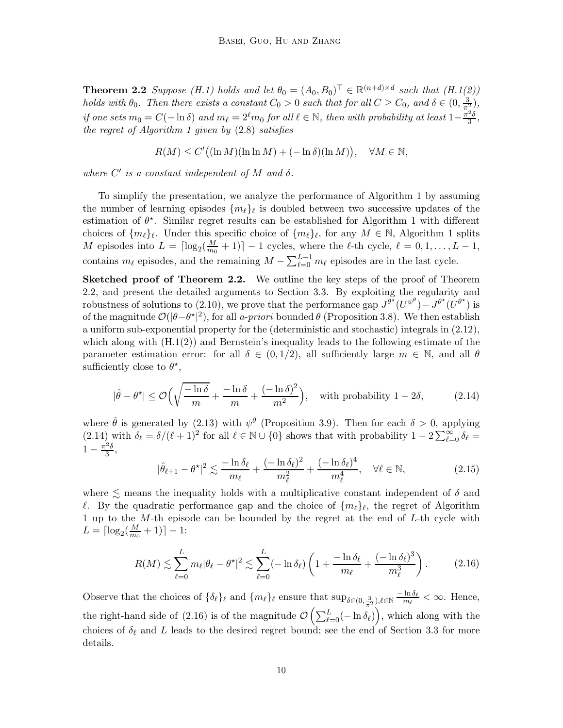**Theorem 2.2** *Suppose (H.1) holds and let $\theta_0 = (A_0, B_0)^\top \in \mathbb{R}^{(n+d)\times d}$ such that (H.1(2)) holds with $\theta_0$. Then there exists a constant $C_0 > 0$ such that for all $C \geq C_0$, and $\delta \in (0, \frac{3}{\pi^2})$, if one sets $m_0 = C(-\ln \delta)$ and $m_\ell = 2^\ell m_0$ for all $\ell \in \mathbb{N}$, then with probability at least $1 - \frac{\pi^2 \delta}{3}$, the regret of Algorithm 1 given by (2.8) satisfies*

$$
R(M) \leq C'\big((\ln M)(\ln\ln M) + (-\ln \delta)(\ln M)\big), \quad \forall M \in \mathbb{N},
$$

*where $C'$ is a constant independent of $M$ and $\delta$.*

To simplify the presentation, we analyze the performance of Algorithm 1 by assuming the number of learning episodes $\{m_\ell\}_\ell$ is doubled between two successive updates of the estimation of $\theta^\star$. Similar regret results can be established for Algorithm 1 with different choices of $\{m_\ell\}_\ell$. Under this specific choice of $\{m_\ell\}_\ell$, for any $M \in \mathbb{N}$, Algorithm 1 splits $M$ episodes into $L = \lceil \log_2(\frac{M}{m_0} + 1)\rceil - 1$ cycles, where the $\ell$-th cycle, $\ell = 0, 1, \ldots, L-1$, contains $m_\ell$ episodes, and the remaining $M - \sum_{\ell=0}^{L-1} m_\ell$ episodes are in the last cycle.

**Sketched proof of Theorem 2.2.** We outline the key steps of the proof of Theorem 2.2, and present the detailed arguments to Section 3.3. By exploiting the regularity and robustness of solutions to (2.10), we prove that the performance gap $J^{\theta^\star}(U^{\psi^\theta}) - J^{\theta^\star}(U^{\theta^\star})$ is of the magnitude $\mathcal{O}(|\theta - \theta^\star|^2)$, for all *a-priori* bounded $\theta$ (Proposition 3.8). We then establish a uniform sub-exponential property for the (deterministic and stochastic) integrals in (2.12), which along with (H.1(2)) and Bernstein's inequality leads to the following estimate of the parameter estimation error: for all $\delta \in (0, 1/2)$, all sufficiently large $m \in \mathbb{N}$, and all $\theta$ sufficiently close to $\theta^\star$,

$$
|\hat\theta - \theta^\star| \leq \mathcal{O}\Big(\sqrt{\frac{-\ln \delta}{m}} + \frac{-\ln\delta}{m} + \frac{(-\ln \delta)^2}{m^2}\Big), \quad \text{with probability } 1 - 2\delta, \tag{2.14}
$$

where $\hat\theta$ is generated by (2.13) with $\psi^\theta$ (Proposition 3.9). Then for each $\delta > 0$, applying (2.14) with $\delta_\ell = \delta/(\ell+1)^2$ for all $\ell \in \mathbb{N} \cup \{0\}$ shows that with probability $1 - 2\sum_{\ell=0}^\infty \delta_\ell = 1 - \frac{\pi^2\delta}{3}$,

$$
|\hat\theta_{\ell+1} - \theta^\star|^2 \lesssim \frac{-\ln \delta_\ell}{m_\ell} + \frac{(-\ln\delta_\ell)^2}{m_\ell^2} + \frac{(-\ln\delta_\ell)^4}{m_\ell^4}, \quad \forall \ell \in \mathbb{N}, \tag{2.15}
$$

where $\lesssim$ means the inequality holds with a multiplicative constant independent of $\delta$ and $\ell$. By the quadratic performance gap and the choice of $\{m_\ell\}_\ell$, the regret of Algorithm 1 up to the $M$-th episode can be bounded by the regret at the end of $L$-th cycle with $L = \lceil \log_2(\frac{M}{m_0} + 1)\rceil - 1$:

$$
R(M) \lesssim \sum_{\ell=0}^{L} m_\ell |\theta_\ell - \theta^\star|^2 \lesssim \sum_{\ell=0}^{L} (-\ln \delta_\ell)\left(1 + \frac{-\ln \delta_\ell}{m_\ell} + \frac{(-\ln\delta_\ell)^3}{m_\ell^3}\right). \tag{2.16}
$$

Observe that the choices of $\{\delta_\ell\}_\ell$ and $\{m_\ell\}_\ell$ ensure that $\sup_{\delta \in (0, \frac{3}{\pi^2}), \ell \in \mathbb{N}} \frac{-\ln \delta_\ell}{m_\ell} < \infty$. Hence, the right-hand side of (2.16) is of the magnitude $\mathcal{O}\left(\sum_{\ell=0}^L (-\ln \delta_\ell)\right)$, which along with the choices of $\delta_\ell$ and $L$ leads to the desired regret bound; see the end of Section 3.3 for more details.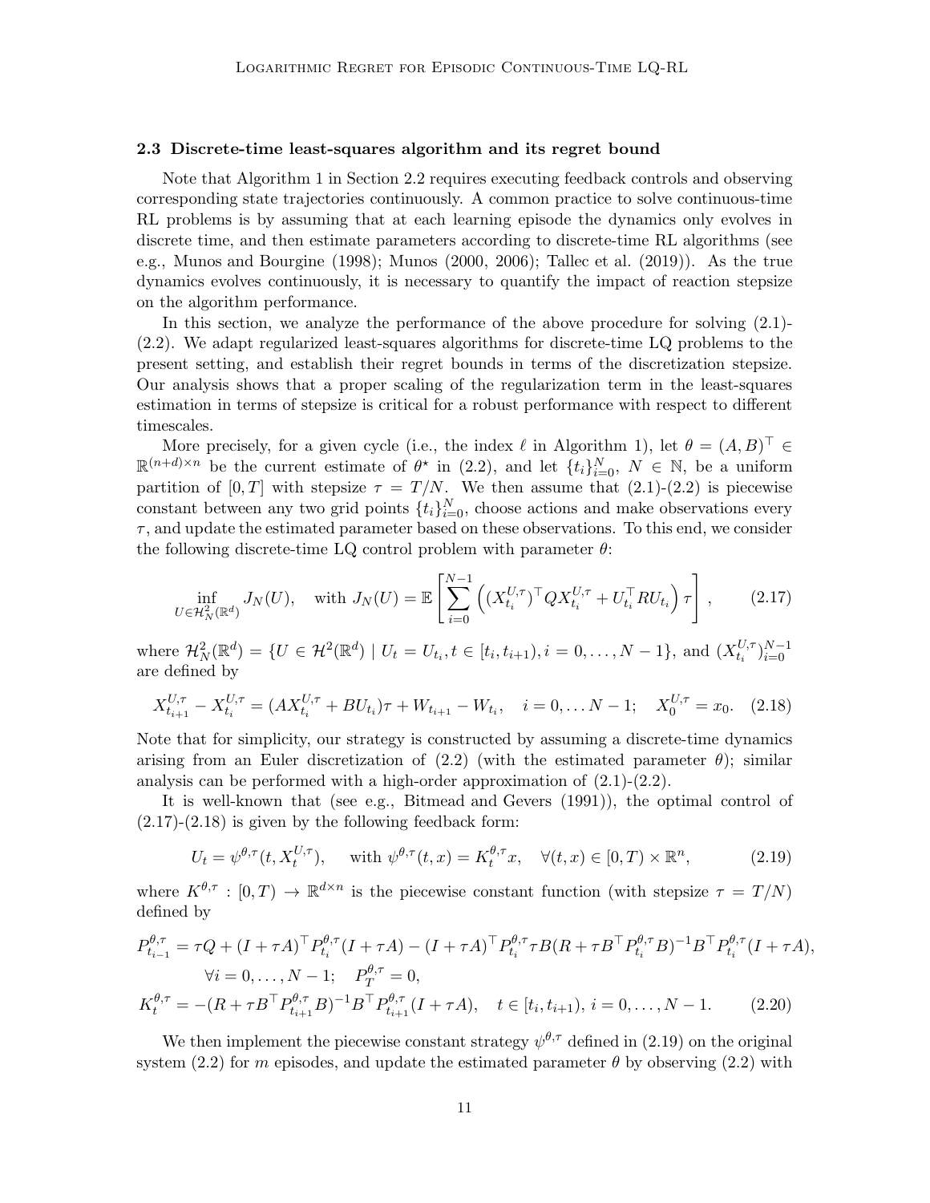### 2.3 Discrete-time least-squares algorithm and its regret bound

Note that Algorithm 1 in Section 2.2 requires executing feedback controls and observing corresponding state trajectories continuously. A common practice to solve continuous-time RL problems is by assuming that at each learning episode the dynamics only evolves in discrete time, and then estimate parameters according to discrete-time RL algorithms (see e.g., Munos and Bourgine (1998); Munos (2000, 2006); Tallec et al. (2019)). As the true dynamics evolves continuously, it is necessary to quantify the impact of reaction stepsize on the algorithm performance.

In this section, we analyze the performance of the above procedure for solving (2.1)-(2.2). We adapt regularized least-squares algorithms for discrete-time LQ problems to the present setting, and establish their regret bounds in terms of the discretization stepsize. Our analysis shows that a proper scaling of the regularization term in the least-squares estimation in terms of stepsize is critical for a robust performance with respect to different timescales.

More precisely, for a given cycle (i.e., the index $\ell$ in Algorithm 1), let $\theta = (A, B)^\top \in \mathbb{R}^{(n+d)\times n}$ be the current estimate of $\theta^\star$ in (2.2), and let $\{t_i\}_{i=0}^N$, $N \in \mathbb{N}$, be a uniform partition of $[0, T]$ with stepsize $\tau = T/N$. We then assume that (2.1)-(2.2) is piecewise constant between any two grid points $\{t_i\}_{i=0}^N$, choose actions and make observations every $\tau$, and update the estimated parameter based on these observations. To this end, we consider the following discrete-time LQ control problem with parameter $\theta$:

$$
\inf_{U \in \mathcal{H}^2_N(\mathbb{R}^d)} J_N(U), \quad \text{with } J_N(U) = \mathbb{E}\left[\sum_{i=0}^{N-1} \left( (X^{U,\tau}_{t_i})^\top Q X^{U,\tau}_{t_i} + U_{t_i}^\top R U_{t_i} \right)\tau \right], \tag{2.17}
$$

where $\mathcal{H}^2_N(\mathbb{R}^d) = \{U \in \mathcal{H}^2(\mathbb{R}^d) \mid U_t = U_{t_i}, t \in [t_i, t_{i+1}), i = 0, \ldots, N-1\}$, and $(X^{U,\tau}_{t_i})_{i=0}^{N-1}$ are defined by

$$
X^{U,\tau}_{t_{i+1}} - X^{U,\tau}_{t_i} = (AX^{U,\tau}_{t_i} + BU_{t_i})\tau + W_{t_{i+1}} - W_{t_i}, \quad i = 0, \ldots N-1; \quad X^{U,\tau}_0 = x_0. \tag{2.18}
$$

Note that for simplicity, our strategy is constructed by assuming a discrete-time dynamics arising from an Euler discretization of (2.2) (with the estimated parameter $\theta$); similar analysis can be performed with a high-order approximation of (2.1)-(2.2).

It is well-known that (see e.g., Bitmead and Gevers (1991)), the optimal control of (2.17)-(2.18) is given by the following feedback form:

$$
U_t = \psi^{\theta,\tau}(t, X^{U,\tau}_t), \quad \text{with } \psi^{\theta,\tau}(t,x) = K^{\theta,\tau}_t x, \quad \forall (t,x) \in [0,T) \times \mathbb{R}^n, \tag{2.19}
$$

where $K^{\theta,\tau} : [0,T) \to \mathbb{R}^{d\times n}$ is the piecewise constant function (with stepsize $\tau = T/N$) defined by

$$
\begin{aligned}
P^{\theta,\tau}_{t_{i-1}} &= \tau Q + (I+\tau A)^\top P^{\theta,\tau}_{t_i}(I+\tau A) - (I+\tau A)^\top P^{\theta,\tau}_{t_i} \tau B (R + \tau B^\top P^{\theta,\tau}_{t_i} B)^{-1} B^\top P^{\theta,\tau}_{t_i}(I+\tau A), \\
&\qquad \forall i = 0, \ldots, N-1; \quad P^{\theta,\tau}_T = 0, \\
K^{\theta,\tau}_t &= -(R + \tau B^\top P^{\theta,\tau}_{t_{i+1}} B)^{-1} B^\top P^{\theta,\tau}_{t_{i+1}}(I+\tau A), \quad t \in [t_i, t_{i+1}),\ i = 0, \ldots, N-1.
\end{aligned} \tag{2.20}
$$

We then implement the piecewise constant strategy $\psi^{\theta,\tau}$ defined in (2.19) on the original system (2.2) for $m$ episodes, and update the estimated parameter $\theta$ by observing (2.2) with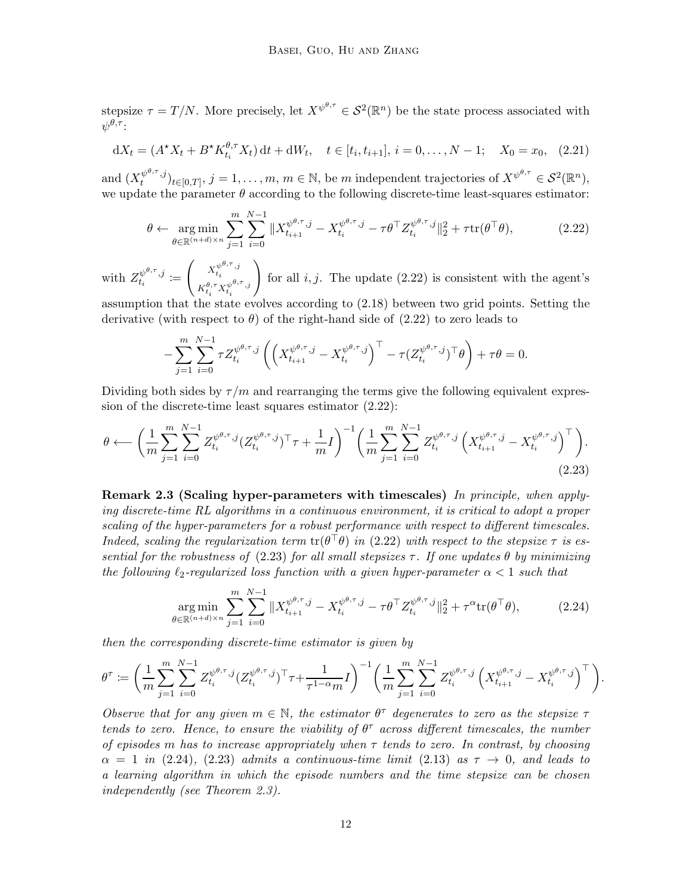stepsize $\tau = T/N$. More precisely, let $X^{\psi^{\theta,\tau}} \in \mathcal{S}^2(\mathbb{R}^n)$ be the state process associated with $\psi^{\theta,\tau}$:

$$
\mathrm{d}X_t = (A^\star X_t + B^\star K^{\theta,\tau}_{t_i} X_t)\,\mathrm{d}t + \mathrm{d}W_t, \quad t \in [t_i, t_{i+1}],\ i = 0, \ldots, N-1; \quad X_0 = x_0, \quad (2.21)
$$

and $(X_t^{\psi^{\theta,\tau},j})_{t\in[0,T]}$, $j = 1, \ldots, m$, $m \in \mathbb{N}$, be $m$ independent trajectories of $X^{\psi^{\theta,\tau}} \in \mathcal{S}^2(\mathbb{R}^n)$, we update the parameter $\theta$ according to the following discrete-time least-squares estimator:

$$
\theta \leftarrow \underset{\theta\in\mathbb{R}^{(n+d)\times n}}{\arg\min} \sum_{j=1}^{m} \sum_{i=0}^{N-1} \| X_{t_{i+1}}^{\psi^{\theta,\tau},j} - X_{t_i}^{\psi^{\theta,\tau},j} - \tau \theta^\top Z_{t_i}^{\psi^{\theta,\tau},j} \|_2^2 + \tau \mathrm{tr}(\theta^\top \theta), \quad (2.22)
$$

with $Z_{t_i}^{\psi^{\theta,\tau},j} := \begin{pmatrix} X_{t_i}^{\psi^{\theta,\tau},j} \\ K^{\theta,\tau}_{t_i} X_{t_i}^{\psi^{\theta,\tau},j} \end{pmatrix}$ for all $i, j$. The update (2.22) is consistent with the agent's assumption that the state evolves according to (2.18) between two grid points. Setting the derivative (with respect to $\theta$) of the right-hand side of (2.22) to zero leads to

$$
-\sum_{j=1}^{m} \sum_{i=0}^{N-1} \tau Z_{t_i}^{\psi^{\theta,\tau},j} \left( \left( X_{t_{i+1}}^{\psi^{\theta,\tau},j} - X_{t_i}^{\psi^{\theta,\tau},j} \right)^\top - \tau (Z_{t_i}^{\psi^{\theta,\tau},j})^\top \theta \right) + \tau \theta = 0.
$$

Dividing both sides by $\tau/m$ and rearranging the terms give the following equivalent expression of the discrete-time least squares estimator (2.22):

$$
\theta \longleftarrow \left( \frac{1}{m} \sum_{j=1}^{m} \sum_{i=0}^{N-1} Z_{t_i}^{\psi^{\theta,\tau},j} (Z_{t_i}^{\psi^{\theta,\tau},j})^\top \tau + \frac{1}{m} I \right)^{-1} \left( \frac{1}{m} \sum_{j=1}^{m} \sum_{i=0}^{N-1} Z_{t_i}^{\psi^{\theta,\tau},j} \left( X_{t_{i+1}}^{\psi^{\theta,\tau},j} - X_{t_i}^{\psi^{\theta,\tau},j} \right)^\top \right). \quad (2.23)
$$

**Remark 2.3 (Scaling hyper-parameters with timescales)** *In principle, when applying discrete-time RL algorithms in a continuous environment, it is critical to adopt a proper scaling of the hyper-parameters for a robust performance with respect to different timescales. Indeed, scaling the regularization term $\mathrm{tr}(\theta^\top \theta)$ in (2.22) with respect to the stepsize $\tau$ is essential for the robustness of (2.23) for all small stepsizes $\tau$. If one updates $\theta$ by minimizing the following $\ell_2$-regularized loss function with a given hyper-parameter $\alpha < 1$ such that*

$$
\underset{\theta\in\mathbb{R}^{(n+d)\times n}}{\arg\min} \sum_{j=1}^{m} \sum_{i=0}^{N-1} \| X_{t_{i+1}}^{\psi^{\theta,\tau},j} - X_{t_i}^{\psi^{\theta,\tau},j} - \tau \theta^\top Z_{t_i}^{\psi^{\theta,\tau},j} \|_2^2 + \tau^\alpha \mathrm{tr}(\theta^\top \theta), \quad (2.24)
$$

*then the corresponding discrete-time estimator is given by*

$$
\theta^\tau := \left( \frac{1}{m} \sum_{j=1}^{m} \sum_{i=0}^{N-1} Z_{t_i}^{\psi^{\theta,\tau},j} (Z_{t_i}^{\psi^{\theta,\tau},j})^\top \tau + \frac{1}{\tau^{1-\alpha} m} I \right)^{-1} \left( \frac{1}{m} \sum_{j=1}^{m} \sum_{i=0}^{N-1} Z_{t_i}^{\psi^{\theta,\tau},j} \left( X_{t_{i+1}}^{\psi^{\theta,\tau},j} - X_{t_i}^{\psi^{\theta,\tau},j} \right)^\top \right).
$$

*Observe that for any given $m \in \mathbb{N}$, the estimator $\theta^\tau$ degenerates to zero as the stepsize $\tau$ tends to zero. Hence, to ensure the viability of $\theta^\tau$ across different timescales, the number of episodes $m$ has to increase appropriately when $\tau$ tends to zero. In contrast, by choosing $\alpha = 1$ in (2.24), (2.23) admits a continuous-time limit (2.13) as $\tau \to 0$, and leads to a learning algorithm in which the episode numbers and the time stepsize can be chosen independently (see Theorem 2.3).*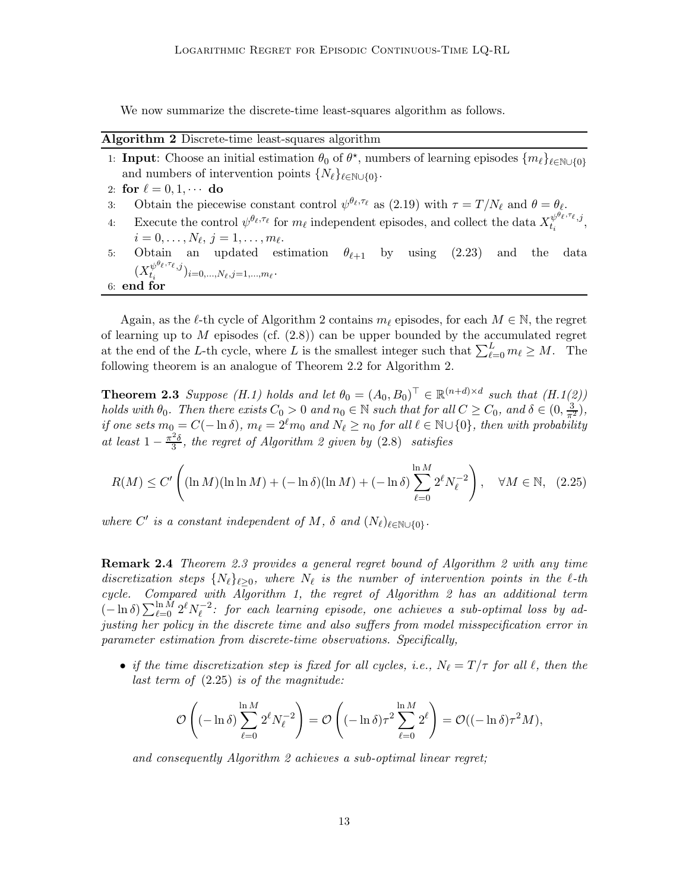We now summarize the discrete-time least-squares algorithm as follows.

**Algorithm 2** Discrete-time least-squares algorithm

1: **Input**: Choose an initial estimation $\theta_0$ of $\theta^\star$, numbers of learning episodes $\{m_\ell\}_{\ell\in\mathbb{N}\cup\{0\}}$ and numbers of intervention points $\{N_\ell\}_{\ell\in\mathbb{N}\cup\{0\}}$.

2: **for** $\ell = 0, 1, \cdots$ **do**

3: Obtain the piecewise constant control $\psi^{\theta_\ell,\tau_\ell}$ as (2.19) with $\tau = T/N_\ell$ and $\theta = \theta_\ell$.

4: Execute the control $\psi^{\theta_\ell,\tau_\ell}$ for $m_\ell$ independent episodes, and collect the data $X_{t_i}^{\psi^{\theta_\ell,\tau_\ell},j}$, $i = 0, \ldots, N_\ell$, $j = 1, \ldots, m_\ell$.

5: Obtain an updated estimation $\theta_{\ell+1}$ by using (2.23) and the data $(X_{t_i}^{\psi^{\theta_\ell,\tau_\ell},j})_{i=0,\ldots,N_\ell, j=1,\ldots,m_\ell}$.

6: **end for**

Again, as the $\ell$-th cycle of Algorithm 2 contains $m_\ell$ episodes, for each $M \in \mathbb{N}$, the regret of learning up to $M$ episodes (cf. (2.8)) can be upper bounded by the accumulated regret at the end of the $L$-th cycle, where $L$ is the smallest integer such that $\sum_{\ell=0}^{L} m_\ell \geq M$. The following theorem is an analogue of Theorem 2.2 for Algorithm 2.

**Theorem 2.3** *Suppose (H.1) holds and let $\theta_0 = (A_0, B_0)^\top \in \mathbb{R}^{(n+d)\times d}$ such that (H.1(2)) holds with $\theta_0$. Then there exists $C_0 > 0$ and $n_0 \in \mathbb{N}$ such that for all $C \geq C_0$, and $\delta \in (0, \frac{3}{\pi^2})$, if one sets $m_0 = C(-\ln\delta)$, $m_\ell = 2^\ell m_0$ and $N_\ell \geq n_0$ for all $\ell \in \mathbb{N}\cup\{0\}$, then with probability at least $1 - \frac{\pi^2\delta}{3}$, the regret of Algorithm 2 given by (2.8) satisfies*

$$R(M) \leq C'\left((\ln M)(\ln\ln M) + (-\ln\delta)(\ln M) + (-\ln\delta)\sum_{\ell=0}^{\ln M} 2^\ell N_\ell^{-2}\right), \quad \forall M \in \mathbb{N}, \quad (2.25)$$

*where $C'$ is a constant independent of $M$, $\delta$ and $(N_\ell)_{\ell\in\mathbb{N}\cup\{0\}}$.*

**Remark 2.4** *Theorem 2.3 provides a general regret bound of Algorithm 2 with any time discretization steps $\{N_\ell\}_{\ell\geq 0}$, where $N_\ell$ is the number of intervention points in the $\ell$-th cycle. Compared with Algorithm 1, the regret of Algorithm 2 has an additional term $(-\ln\delta)\sum_{\ell=0}^{\ln M} 2^\ell N_\ell^{-2}$: for each learning episode, one achieves a sub-optimal loss by adjusting her policy in the discrete time and also suffers from model misspecification error in parameter estimation from discrete-time observations. Specifically,*

- *if the time discretization step is fixed for all cycles, i.e., $N_\ell = T/\tau$ for all $\ell$, then the last term of (2.25) is of the magnitude:*

$$\mathcal{O}\left((-\ln\delta)\sum_{\ell=0}^{\ln M} 2^\ell N_\ell^{-2}\right) = \mathcal{O}\left((-\ln\delta)\tau^2\sum_{\ell=0}^{\ln M} 2^\ell\right) = \mathcal{O}((-\ln\delta)\tau^2 M),$$

*and consequently Algorithm 2 achieves a sub-optimal linear regret;*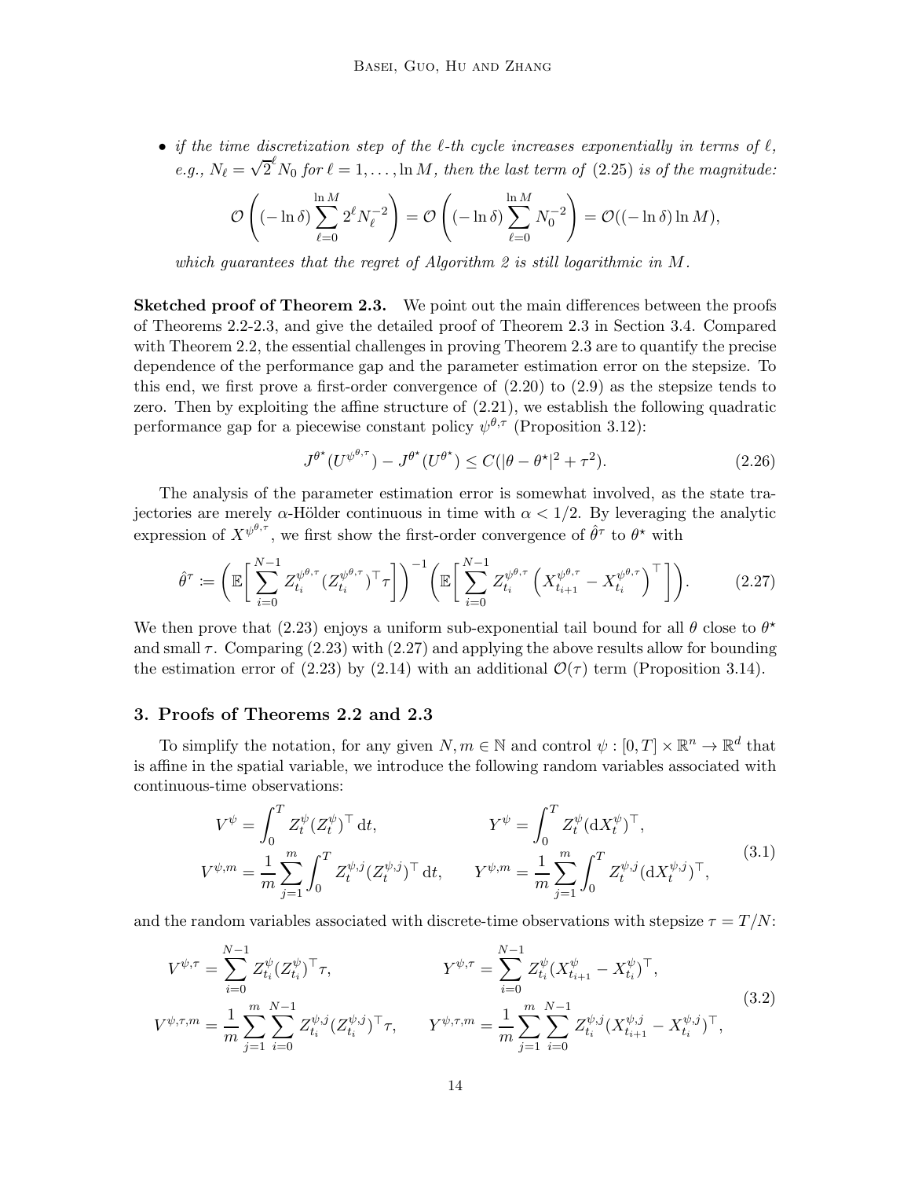- *if the time discretization step of the $\ell$-th cycle increases exponentially in terms of $\ell$, e.g., $N_\ell = \sqrt{2}^\ell N_0$ for $\ell = 1, \ldots, \ln M$, then the last term of (2.25) is of the magnitude:*

$$
\mathcal{O}\left( (-\ln \delta) \sum_{\ell=0}^{\ln M} 2^\ell N_\ell^{-2} \right) = \mathcal{O}\left( (-\ln \delta) \sum_{\ell=0}^{\ln M} N_0^{-2} \right) = \mathcal{O}((-\ln \delta) \ln M),
$$

*which guarantees that the regret of Algorithm 2 is still logarithmic in $M$.*

**Sketched proof of Theorem 2.3.** We point out the main differences between the proofs of Theorems 2.2-2.3, and give the detailed proof of Theorem 2.3 in Section 3.4. Compared with Theorem 2.2, the essential challenges in proving Theorem 2.3 are to quantify the precise dependence of the performance gap and the parameter estimation error on the stepsize. To this end, we first prove a first-order convergence of (2.20) to (2.9) as the stepsize tends to zero. Then by exploiting the affine structure of (2.21), we establish the following quadratic performance gap for a piecewise constant policy $\psi^{\theta,\tau}$ (Proposition 3.12):

$$
J^{\theta^\star}(U^{\psi^{\theta,\tau}}) - J^{\theta^\star}(U^{\theta^\star}) \leq C(|\theta - \theta^\star|^2 + \tau^2). \tag{2.26}
$$

The analysis of the parameter estimation error is somewhat involved, as the state trajectories are merely $\alpha$-Hölder continuous in time with $\alpha < 1/2$. By leveraging the analytic expression of $X^{\psi^{\theta,\tau}}$, we first show the first-order convergence of $\hat{\theta}^\tau$ to $\theta^\star$ with

$$
\hat{\theta}^\tau := \left( \mathbb{E}\Big[ \sum_{i=0}^{N-1} Z_{t_i}^{\psi^{\theta,\tau}} (Z_{t_i}^{\psi^{\theta,\tau}})^\top \tau \Big] \right)^{-1} \left( \mathbb{E}\Big[ \sum_{i=0}^{N-1} Z_{t_i}^{\psi^{\theta,\tau}} \left( X_{t_{i+1}}^{\psi^{\theta,\tau}} - X_{t_i}^{\psi^{\theta,\tau}} \right)^\top \Big] \right). \tag{2.27}
$$

We then prove that (2.23) enjoys a uniform sub-exponential tail bound for all $\theta$ close to $\theta^\star$ and small $\tau$. Comparing (2.23) with (2.27) and applying the above results allow for bounding the estimation error of (2.23) by (2.14) with an additional $\mathcal{O}(\tau)$ term (Proposition 3.14).

## 3. Proofs of Theorems 2.2 and 2.3

To simplify the notation, for any given $N, m \in \mathbb{N}$ and control $\psi : [0, T] \times \mathbb{R}^n \to \mathbb{R}^d$ that is affine in the spatial variable, we introduce the following random variables associated with continuous-time observations:

$$
\begin{aligned}
V^\psi &= \int_0^T Z_t^\psi (Z_t^\psi)^\top \, \mathrm{d}t, & Y^\psi &= \int_0^T Z_t^\psi (\mathrm{d}X_t^\psi)^\top, \\
V^{\psi,m} &= \frac{1}{m} \sum_{j=1}^m \int_0^T Z_t^{\psi,j} (Z_t^{\psi,j})^\top \, \mathrm{d}t, & Y^{\psi,m} &= \frac{1}{m} \sum_{j=1}^m \int_0^T Z_t^{\psi,j} (\mathrm{d}X_t^{\psi,j})^\top,
\end{aligned} \tag{3.1}
$$

and the random variables associated with discrete-time observations with stepsize $\tau = T/N$:

$$
\begin{aligned}
V^{\psi,\tau} &= \sum_{i=0}^{N-1} Z_{t_i}^\psi (Z_{t_i}^\psi)^\top \tau, & Y^{\psi,\tau} &= \sum_{i=0}^{N-1} Z_{t_i}^\psi (X_{t_{i+1}}^\psi - X_{t_i}^\psi)^\top, \\
V^{\psi,\tau,m} &= \frac{1}{m} \sum_{j=1}^m \sum_{i=0}^{N-1} Z_{t_i}^{\psi,j} (Z_{t_i}^{\psi,j})^\top \tau, & Y^{\psi,\tau,m} &= \frac{1}{m} \sum_{j=1}^m \sum_{i=0}^{N-1} Z_{t_i}^{\psi,j} (X_{t_{i+1}}^{\psi,j} - X_{t_i}^{\psi,j})^\top,
\end{aligned} \tag{3.2}
$$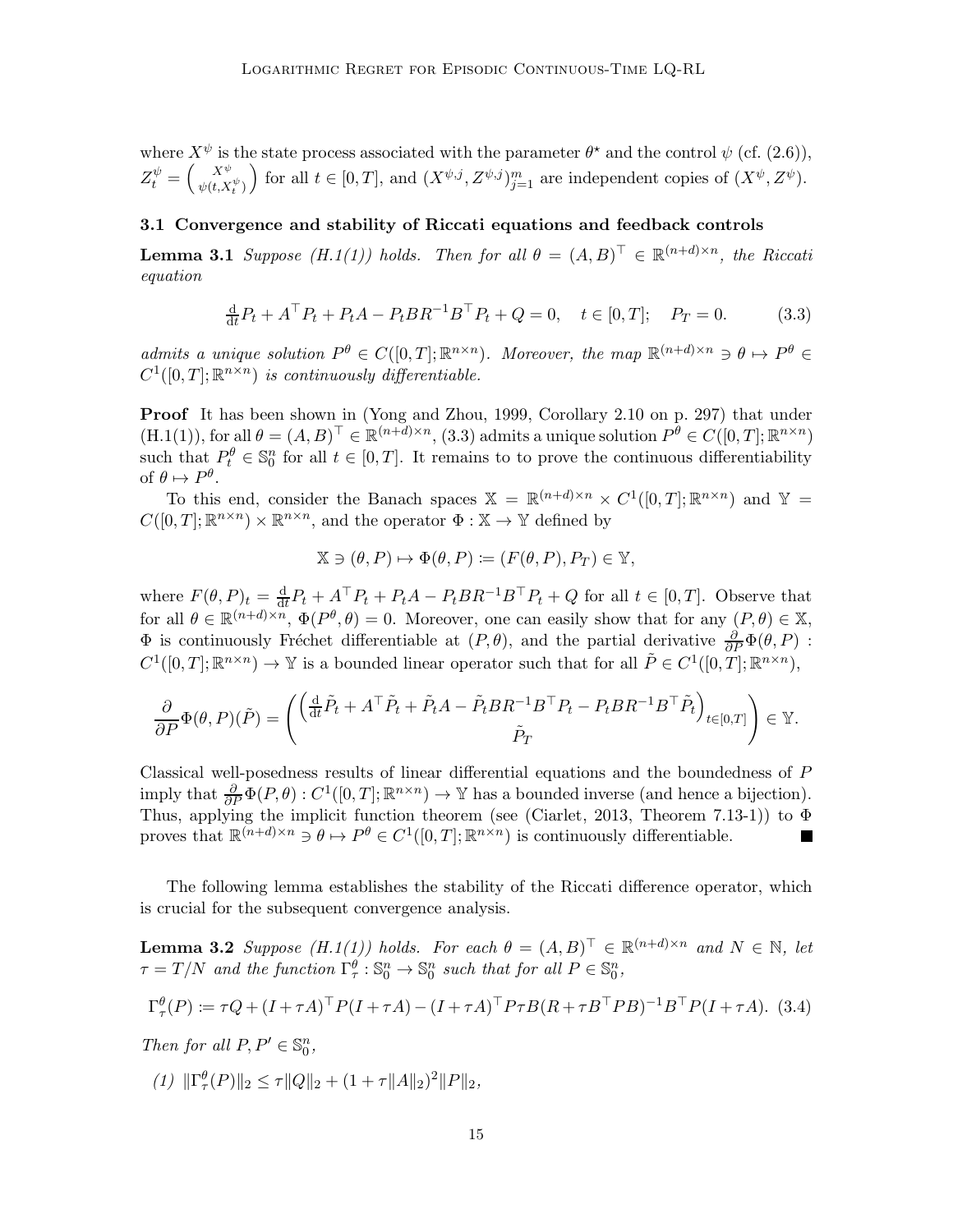where $X^\psi$ is the state process associated with the parameter $\theta^\star$ and the control $\psi$ (cf. (2.6)), $Z_t^\psi = \begin{pmatrix} X^\psi \\ \psi(t, X_t^\psi) \end{pmatrix}$ for all $t \in [0,T]$, and $(X^{\psi,j}, Z^{\psi,j})_{j=1}^m$ are independent copies of $(X^\psi, Z^\psi)$.

### 3.1 Convergence and stability of Riccati equations and feedback controls

**Lemma 3.1** *Suppose (H.1(1)) holds. Then for all $\theta = (A, B)^\top \in \mathbb{R}^{(n+d)\times n}$, the Riccati equation*

$$\tfrac{\mathrm{d}}{\mathrm{d}t} P_t + A^\top P_t + P_t A - P_t B R^{-1} B^\top P_t + Q = 0, \quad t \in [0,T]; \quad P_T = 0. \tag{3.3}$$

*admits a unique solution $P^\theta \in C([0,T]; \mathbb{R}^{n\times n})$. Moreover, the map $\mathbb{R}^{(n+d)\times n} \ni \theta \mapsto P^\theta \in C^1([0,T]; \mathbb{R}^{n\times n})$ is continuously differentiable.*

**Proof** It has been shown in (Yong and Zhou, 1999, Corollary 2.10 on p. 297) that under (H.1(1)), for all $\theta = (A, B)^\top \in \mathbb{R}^{(n+d)\times n}$, (3.3) admits a unique solution $P^\theta \in C([0,T]; \mathbb{R}^{n\times n})$ such that $P_t^\theta \in \mathbb{S}_0^n$ for all $t \in [0,T]$. It remains to to prove the continuous differentiability of $\theta \mapsto P^\theta$.

To this end, consider the Banach spaces $\mathbb{X} = \mathbb{R}^{(n+d)\times n} \times C^1([0,T]; \mathbb{R}^{n\times n})$ and $\mathbb{Y} = C([0,T]; \mathbb{R}^{n\times n}) \times \mathbb{R}^{n\times n}$, and the operator $\Phi : \mathbb{X} \to \mathbb{Y}$ defined by

$$\mathbb{X} \ni (\theta, P) \mapsto \Phi(\theta, P) \coloneqq (F(\theta, P), P_T) \in \mathbb{Y},$$

where $F(\theta, P)_t = \frac{\mathrm{d}}{\mathrm{d}t} P_t + A^\top P_t + P_t A - P_t B R^{-1} B^\top P_t + Q$ for all $t \in [0,T]$. Observe that for all $\theta \in \mathbb{R}^{(n+d)\times n}$, $\Phi(P^\theta, \theta) = 0$. Moreover, one can easily show that for any $(P, \theta) \in \mathbb{X}$, $\Phi$ is continuously Fréchet differentiable at $(P, \theta)$, and the partial derivative $\frac{\partial}{\partial P}\Phi(\theta, P) : C^1([0,T]; \mathbb{R}^{n\times n}) \to \mathbb{Y}$ is a bounded linear operator such that for all $\tilde{P} \in C^1([0,T]; \mathbb{R}^{n\times n})$,

$$\frac{\partial}{\partial P}\Phi(\theta, P)(\tilde{P}) = \begin{pmatrix} \left( \frac{\mathrm{d}}{\mathrm{d}t}\tilde{P}_t + A^\top \tilde{P}_t + \tilde{P}_t A - \tilde{P}_t B R^{-1} B^\top P_t - P_t B R^{-1} B^\top \tilde{P}_t \right)_{t\in[0,T]} \\ \tilde{P}_T \end{pmatrix} \in \mathbb{Y}.$$

Classical well-posedness results of linear differential equations and the boundedness of $P$ imply that $\frac{\partial}{\partial P}\Phi(P, \theta) : C^1([0,T]; \mathbb{R}^{n\times n}) \to \mathbb{Y}$ has a bounded inverse (and hence a bijection). Thus, applying the implicit function theorem (see (Ciarlet, 2013, Theorem 7.13-1)) to $\Phi$ proves that $\mathbb{R}^{(n+d)\times n} \ni \theta \mapsto P^\theta \in C^1([0,T]; \mathbb{R}^{n\times n})$ is continuously differentiable. ■

The following lemma establishes the stability of the Riccati difference operator, which is crucial for the subsequent convergence analysis.

**Lemma 3.2** *Suppose (H.1(1)) holds. For each $\theta = (A, B)^\top \in \mathbb{R}^{(n+d)\times n}$ and $N \in \mathbb{N}$, let $\tau = T/N$ and the function $\Gamma_\tau^\theta : \mathbb{S}_0^n \to \mathbb{S}_0^n$ such that for all $P \in \mathbb{S}_0^n$,*

$$\Gamma_\tau^\theta(P) \coloneqq \tau Q + (I + \tau A)^\top P (I + \tau A) - (I + \tau A)^\top P \tau B (R + \tau B^\top P B)^{-1} B^\top P (I + \tau A). \tag{3.4}$$

*Then for all $P, P' \in \mathbb{S}_0^n$,*

*(1) $\|\Gamma_\tau^\theta(P)\|_2 \le \tau \|Q\|_2 + (1 + \tau \|A\|_2)^2 \|P\|_2$,*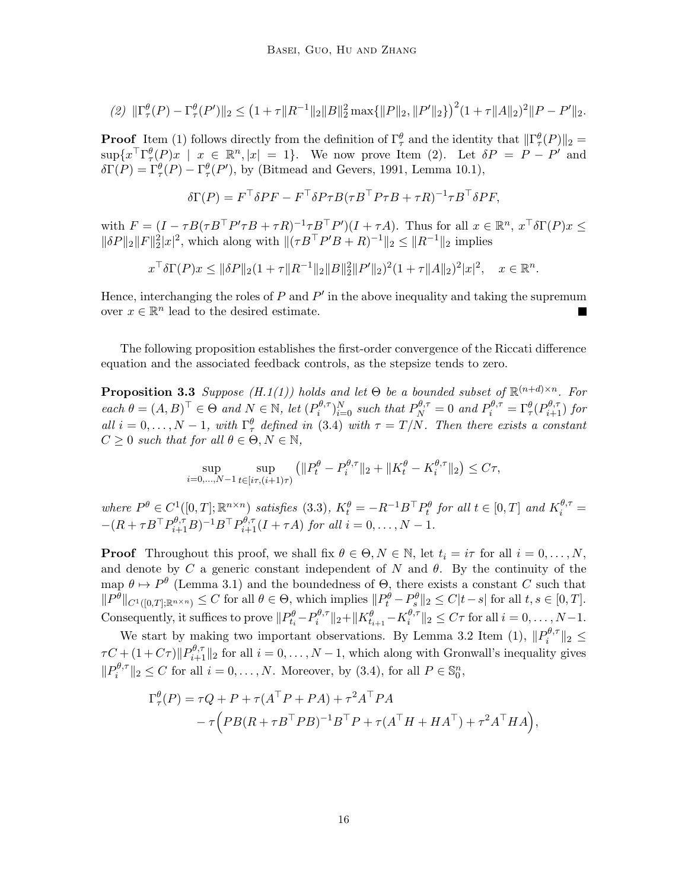(2) $\|\Gamma^\theta_\tau(P) - \Gamma^\theta_\tau(P')\|_2 \le \big(1 + \tau\|R^{-1}\|_2\|B\|_2^2 \max\{\|P\|_2, \|P'\|_2\}\big)^2(1+\tau\|A\|_2)^2\|P - P'\|_2$.

**Proof** Item (1) follows directly from the definition of $\Gamma^\theta_\tau$ and the identity that $\|\Gamma^\theta_\tau(P)\|_2 = \sup\{x^\top \Gamma^\theta_\tau(P)x \mid x \in \mathbb{R}^n, |x| = 1\}$. We now prove Item (2). Let $\delta P = P - P'$ and $\delta\Gamma(P) = \Gamma^\theta_\tau(P) - \Gamma^\theta_\tau(P')$, by (Bitmead and Gevers, 1991, Lemma 10.1),

$$\delta\Gamma(P) = F^\top \delta P F - F^\top \delta P \tau B(\tau B^\top P \tau B + \tau R)^{-1}\tau B^\top \delta P F,$$

with $F = (I - \tau B(\tau B^\top P' \tau B + \tau R)^{-1}\tau B^\top P')(I + \tau A)$. Thus for all $x \in \mathbb{R}^n$, $x^\top \delta\Gamma(P) x \le \|\delta P\|_2 \|F\|_2^2 |x|^2$, which along with $\|(\tau B^\top P' B + R)^{-1}\|_2 \le \|R^{-1}\|_2$ implies

$$x^\top \delta\Gamma(P) x \le \|\delta P\|_2 (1 + \tau\|R^{-1}\|_2\|B\|_2^2\|P'\|_2)^2(1+\tau\|A\|_2)^2|x|^2, \quad x \in \mathbb{R}^n.$$

Hence, interchanging the roles of $P$ and $P'$ in the above inequality and taking the supremum over $x \in \mathbb{R}^n$ lead to the desired estimate. ■

The following proposition establishes the first-order convergence of the Riccati difference equation and the associated feedback controls, as the stepsize tends to zero.

**Proposition 3.3** *Suppose (H.1(1)) holds and let $\Theta$ be a bounded subset of $\mathbb{R}^{(n+d)\times n}$. For each $\theta = (A, B)^\top \in \Theta$ and $N \in \mathbb{N}$, let $(P^{\theta,\tau}_i)_{i=0}^N$ such that $P^{\theta,\tau}_N = 0$ and $P^{\theta,\tau}_i = \Gamma^\theta_\tau(P^{\theta,\tau}_{i+1})$ for all $i = 0, \dots, N-1$, with $\Gamma^\theta_\tau$ defined in (3.4) with $\tau = T/N$. Then there exists a constant $C \ge 0$ such that for all $\theta \in \Theta, N \in \mathbb{N}$,*

$$\sup_{i=0,\dots,N-1} \sup_{t\in[i\tau,(i+1)\tau)} \big(\|P^\theta_t - P^{\theta,\tau}_i\|_2 + \|K^\theta_t - K^{\theta,\tau}_i\|_2\big) \le C\tau,$$

*where $P^\theta \in C^1([0,T]; \mathbb{R}^{n\times n})$ satisfies (3.3), $K^\theta_t = -R^{-1}B^\top P^\theta_t$ for all $t \in [0,T]$ and $K^{\theta,\tau}_i = -(R + \tau B^\top P^{\theta,\tau}_{i+1} B)^{-1} B^\top P^{\theta,\tau}_{i+1}(I + \tau A)$ for all $i = 0, \dots, N-1$.*

**Proof** Throughout this proof, we shall fix $\theta \in \Theta, N \in \mathbb{N}$, let $t_i = i\tau$ for all $i = 0, \dots, N$, and denote by $C$ a generic constant independent of $N$ and $\theta$. By the continuity of the map $\theta \mapsto P^\theta$ (Lemma 3.1) and the boundedness of $\Theta$, there exists a constant $C$ such that $\|P^\theta\|_{C^1([0,T];\mathbb{R}^{n\times n})} \le C$ for all $\theta \in \Theta$, which implies $\|P^\theta_t - P^\theta_s\|_2 \le C|t - s|$ for all $t, s \in [0,T]$. Consequently, it suffices to prove $\|P^\theta_{t_i} - P^{\theta,\tau}_i\|_2 + \|K^\theta_{t_{i+1}} - K^{\theta,\tau}_i\|_2 \le C\tau$ for all $i = 0, \dots, N-1$.

We start by making two important observations. By Lemma 3.2 Item (1), $\|P^{\theta,\tau}_i\|_2 \le \tau C + (1 + C\tau)\|P^{\theta,\tau}_{i+1}\|_2$ for all $i = 0, \dots, N-1$, which along with Gronwall's inequality gives $\|P^{\theta,\tau}_i\|_2 \le C$ for all $i = 0, \dots, N$. Moreover, by (3.4), for all $P \in \mathbb{S}^n_0$,

$$\begin{aligned}
\Gamma^\theta_\tau(P) &= \tau Q + P + \tau(A^\top P + PA) + \tau^2 A^\top P A \\
&\quad - \tau\Big(PB(R + \tau B^\top P B)^{-1} B^\top P + \tau(A^\top H + HA^\top) + \tau^2 A^\top H A\Big),
\end{aligned}$$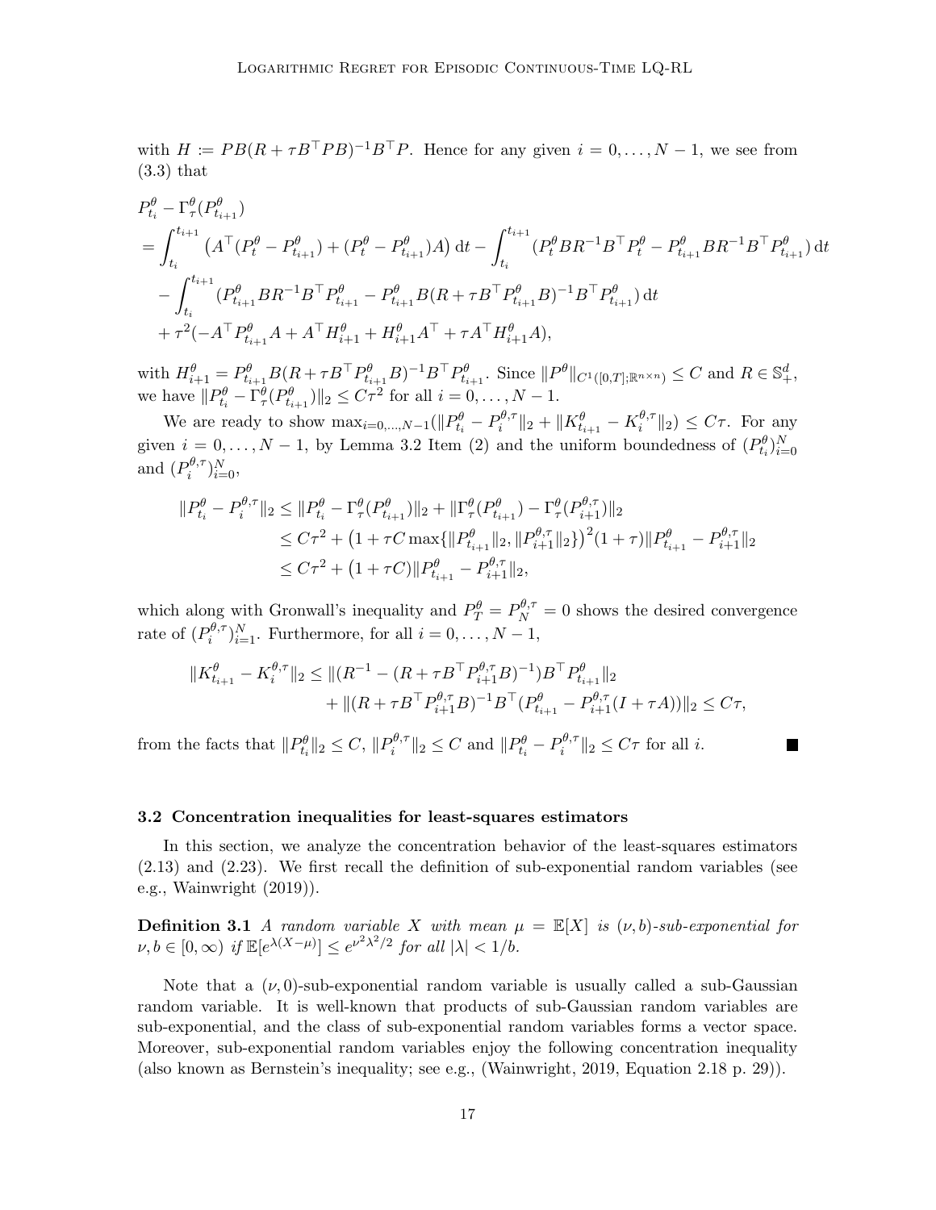with $H \coloneqq PB(R + \tau B^\top PB)^{-1}B^\top P$. Hence for any given $i = 0, \dots, N-1$, we see from (3.3) that

$$
\begin{aligned}
&P^\theta_{t_i} - \Gamma^\theta_\tau(P^\theta_{t_{i+1}}) \\
&= \int_{t_i}^{t_{i+1}} \left(A^\top(P^\theta_t - P^\theta_{t_{i+1}}) + (P^\theta_t - P^\theta_{t_{i+1}})A\right) \mathrm{d}t - \int_{t_i}^{t_{i+1}} (P^\theta_t BR^{-1}B^\top P^\theta_t - P^\theta_{t_{i+1}} BR^{-1}B^\top P^\theta_{t_{i+1}}) \,\mathrm{d}t \\
&\quad - \int_{t_i}^{t_{i+1}} (P^\theta_{t_{i+1}} BR^{-1}B^\top P^\theta_{t_{i+1}} - P^\theta_{t_{i+1}} B(R + \tau B^\top P^\theta_{t_{i+1}} B)^{-1} B^\top P^\theta_{t_{i+1}}) \,\mathrm{d}t \\
&\quad + \tau^2(-A^\top P^\theta_{t_{i+1}} A + A^\top H^\theta_{i+1} + H^\theta_{i+1} A^\top + \tau A^\top H^\theta_{i+1} A),
\end{aligned}
$$

with $H^\theta_{i+1} = P^\theta_{t_{i+1}} B(R + \tau B^\top P^\theta_{t_{i+1}} B)^{-1} B^\top P^\theta_{t_{i+1}}$. Since $\|P^\theta\|_{C^1([0,T];\mathbb{R}^{n\times n})} \le C$ and $R \in \mathbb{S}^d_+$, we have $\|P^\theta_{t_i} - \Gamma^\theta_\tau(P^\theta_{t_{i+1}})\|_2 \le C\tau^2$ for all $i = 0, \dots, N-1$.

We are ready to show $\max_{i=0,\dots,N-1}(\|P^\theta_{t_i} - P^{\theta,\tau}_i\|_2 + \|K^\theta_{t_{i+1}} - K^{\theta,\tau}_i\|_2) \le C\tau$. For any given $i = 0, \dots, N-1$, by Lemma 3.2 Item (2) and the uniform boundedness of $(P^\theta_{t_i})_{i=0}^N$ and $(P^{\theta,\tau}_i)_{i=0}^N$,

$$
\begin{aligned}
\|P^\theta_{t_i} - P^{\theta,\tau}_i\|_2 &\le \|P^\theta_{t_i} - \Gamma^\theta_\tau(P^\theta_{t_{i+1}})\|_2 + \|\Gamma^\theta_\tau(P^\theta_{t_{i+1}}) - \Gamma^\theta_\tau(P^{\theta,\tau}_{i+1})\|_2 \\
&\le C\tau^2 + \left(1 + \tau C \max\{\|P^\theta_{t_{i+1}}\|_2, \|P^{\theta,\tau}_{i+1}\|_2\}\right)^2 (1+\tau) \|P^\theta_{t_{i+1}} - P^{\theta,\tau}_{i+1}\|_2 \\
&\le C\tau^2 + (1 + \tau C)\|P^\theta_{t_{i+1}} - P^{\theta,\tau}_{i+1}\|_2,
\end{aligned}
$$

which along with Gronwall's inequality and $P^\theta_T = P^{\theta,\tau}_N = 0$ shows the desired convergence rate of $(P^{\theta,\tau}_i)_{i=1}^N$. Furthermore, for all $i = 0, \dots, N-1$,

$$
\begin{aligned}
\|K^\theta_{t_{i+1}} - K^{\theta,\tau}_i\|_2 &\le \|(R^{-1} - (R + \tau B^\top P^{\theta,\tau}_{i+1} B)^{-1}) B^\top P^\theta_{t_{i+1}}\|_2 \\
&\quad + \|(R + \tau B^\top P^{\theta,\tau}_{i+1} B)^{-1} B^\top (P^\theta_{t_{i+1}} - P^{\theta,\tau}_{i+1}(I + \tau A))\|_2 \le C\tau,
\end{aligned}
$$

from the facts that $\|P^\theta_{t_i}\|_2 \le C$, $\|P^{\theta,\tau}_i\|_2 \le C$ and $\|P^\theta_{t_i} - P^{\theta,\tau}_i\|_2 \le C\tau$ for all $i$. ∎

### 3.2 Concentration inequalities for least-squares estimators

In this section, we analyze the concentration behavior of the least-squares estimators (2.13) and (2.23). We first recall the definition of sub-exponential random variables (see e.g., Wainwright (2019)).

**Definition 3.1** *A random variable $X$ with mean $\mu = \mathbb{E}[X]$ is $(\nu, b)$-sub-exponential for $\nu, b \in [0, \infty)$ if $\mathbb{E}[e^{\lambda(X-\mu)}] \le e^{\nu^2\lambda^2/2}$ for all $|\lambda| < 1/b$.*

Note that a $(\nu, 0)$-sub-exponential random variable is usually called a sub-Gaussian random variable. It is well-known that products of sub-Gaussian random variables are sub-exponential, and the class of sub-exponential random variables forms a vector space. Moreover, sub-exponential random variables enjoy the following concentration inequality (also known as Bernstein's inequality; see e.g., (Wainwright, 2019, Equation 2.18 p. 29)).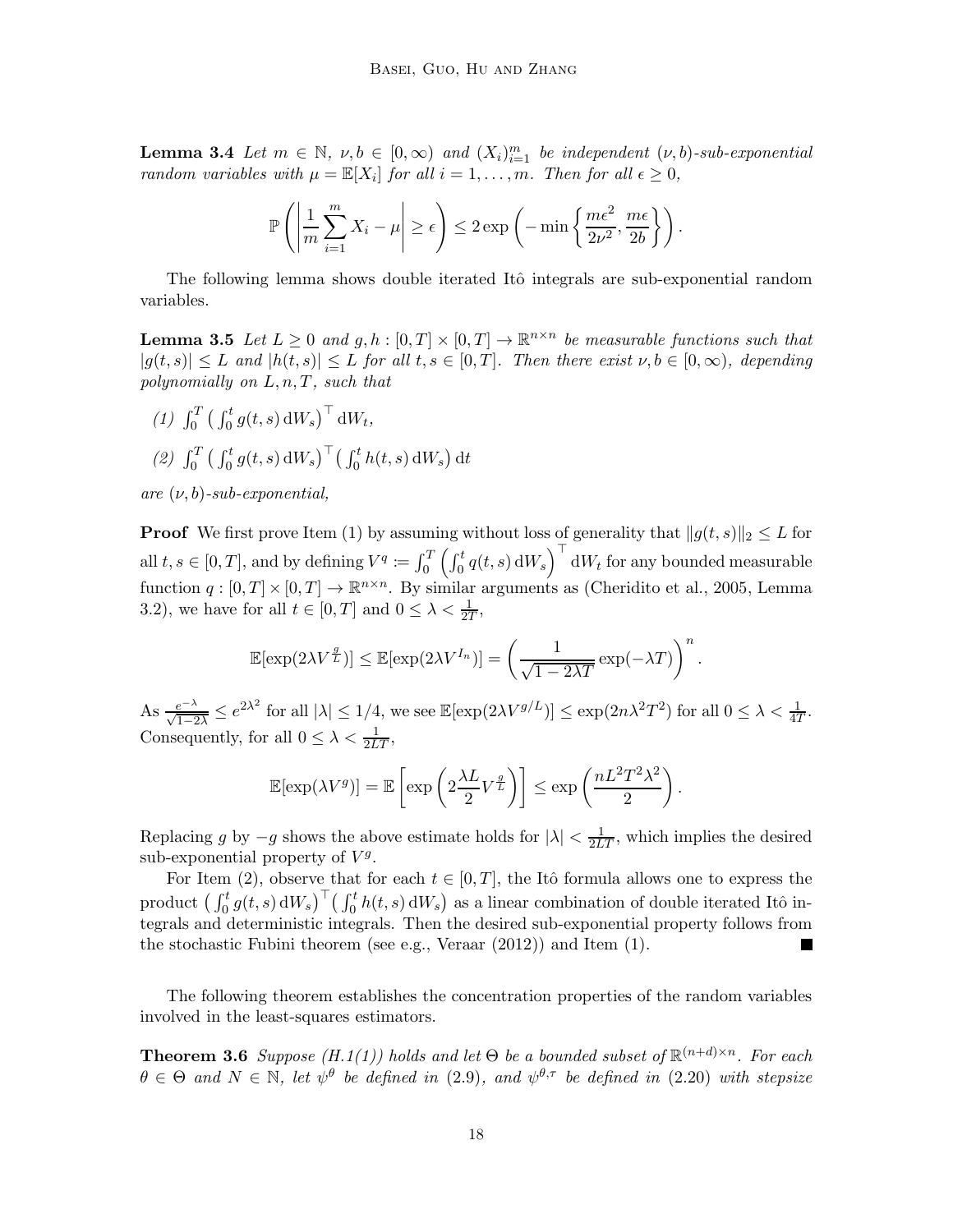**Lemma 3.4** *Let $m \in \mathbb{N}$, $\nu, b \in [0,\infty)$ and $(X_i)_{i=1}^m$ be independent $(\nu,b)$-sub-exponential random variables with $\mu = \mathbb{E}[X_i]$ for all $i = 1,\ldots,m$. Then for all $\epsilon \geq 0$,*

$$
\mathbb{P}\left( \left| \frac{1}{m}\sum_{i=1}^m X_i - \mu \right| \geq \epsilon \right) \leq 2\exp\left( -\min\left\{ \frac{m\epsilon^2}{2\nu^2}, \frac{m\epsilon}{2b} \right\} \right).
$$

The following lemma shows double iterated Itô integrals are sub-exponential random variables.

**Lemma 3.5** *Let $L \geq 0$ and $g, h : [0,T]\times[0,T] \to \mathbb{R}^{n\times n}$ be measurable functions such that $|g(t,s)| \leq L$ and $|h(t,s)| \leq L$ for all $t,s \in [0,T]$. Then there exist $\nu, b \in [0,\infty)$, depending polynomially on $L, n, T$, such that*

*(1) $\int_0^T \big( \int_0^t g(t,s)\,\mathrm{d}W_s \big)^\top \mathrm{d}W_t$,*

*(2) $\int_0^T \big( \int_0^t g(t,s)\,\mathrm{d}W_s \big)^\top \big( \int_0^t h(t,s)\,\mathrm{d}W_s \big)\,\mathrm{d}t$*

*are $(\nu,b)$-sub-exponential,*

**Proof** We first prove Item (1) by assuming without loss of generality that $\|g(t,s)\|_2 \leq L$ for all $t,s \in [0,T]$, and by defining $V^q \coloneqq \int_0^T \left( \int_0^t q(t,s)\,\mathrm{d}W_s \right)^\top \mathrm{d}W_t$ for any bounded measurable function $q : [0,T]\times[0,T] \to \mathbb{R}^{n\times n}$. By similar arguments as (Cheridito et al., 2005, Lemma 3.2), we have for all $t \in [0,T]$ and $0 \leq \lambda < \frac{1}{2T}$,

$$
\mathbb{E}[\exp(2\lambda V^{\frac{g}{L}})] \leq \mathbb{E}[\exp(2\lambda V^{I_n})] = \left( \frac{1}{\sqrt{1-2\lambda T}} \exp(-\lambda T) \right)^n.
$$

As $\frac{e^{-\lambda}}{\sqrt{1-2\lambda}} \leq e^{2\lambda^2}$ for all $|\lambda| \leq 1/4$, we see $\mathbb{E}[\exp(2\lambda V^{g/L})] \leq \exp(2n\lambda^2 T^2)$ for all $0 \leq \lambda < \frac{1}{4T}$. Consequently, for all $0 \leq \lambda < \frac{1}{2LT}$,

$$
\mathbb{E}[\exp(\lambda V^g)] = \mathbb{E}\left[ \exp\left( 2\frac{\lambda L}{2} V^{\frac{g}{L}} \right) \right] \leq \exp\left( \frac{nL^2T^2\lambda^2}{2} \right).
$$

Replacing $g$ by $-g$ shows the above estimate holds for $|\lambda| < \frac{1}{2LT}$, which implies the desired sub-exponential property of $V^g$.

For Item (2), observe that for each $t \in [0,T]$, the Itô formula allows one to express the product $\big( \int_0^t g(t,s)\,\mathrm{d}W_s \big)^\top \big( \int_0^t h(t,s)\,\mathrm{d}W_s \big)$ as a linear combination of double iterated Itô integrals and deterministic integrals. Then the desired sub-exponential property follows from the stochastic Fubini theorem (see e.g., Veraar (2012)) and Item (1). ∎

The following theorem establishes the concentration properties of the random variables involved in the least-squares estimators.

**Theorem 3.6** *Suppose (H.1(1)) holds and let $\Theta$ be a bounded subset of $\mathbb{R}^{(n+d)\times n}$. For each $\theta \in \Theta$ and $N \in \mathbb{N}$, let $\psi^\theta$ be defined in (2.9), and $\psi^{\theta,\tau}$ be defined in (2.20) with stepsize*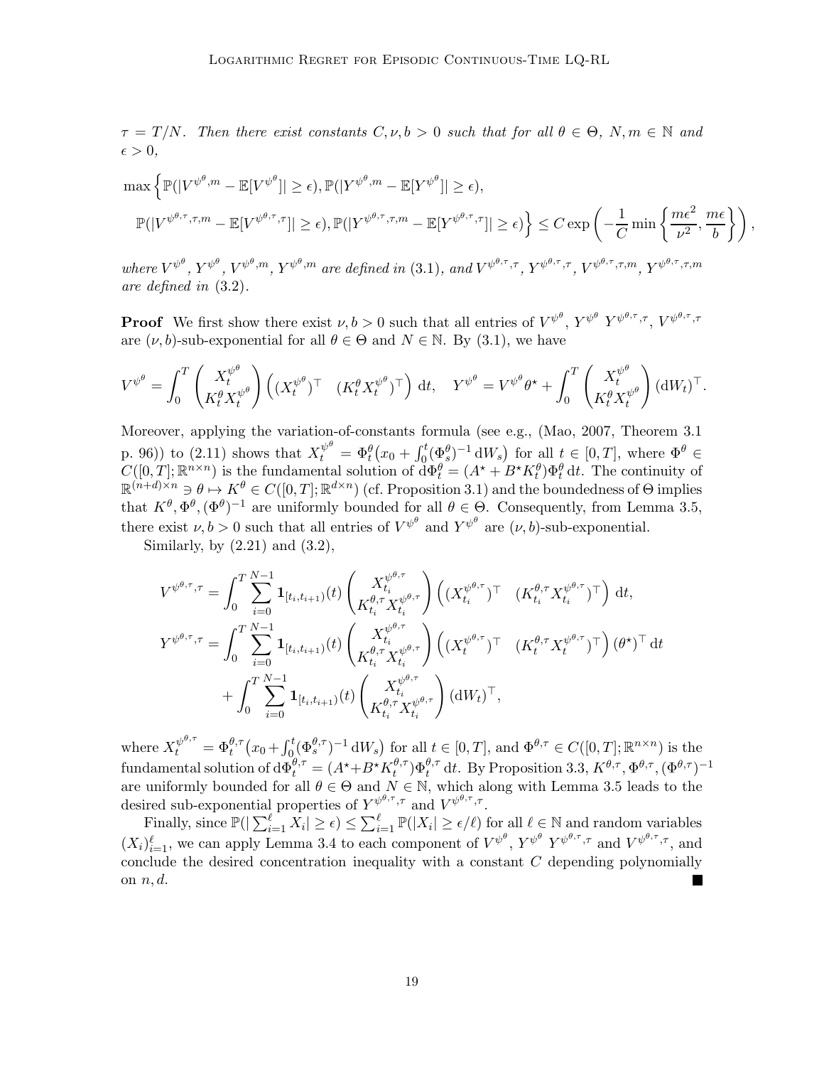*$\tau = T/N$. Then there exist constants $C, \nu, b > 0$ such that for all $\theta \in \Theta$, $N, m \in \mathbb{N}$ and $\epsilon > 0$,*

$$
\max\Big\{\mathbb{P}(|V^{\psi^\theta,m} - \mathbb{E}[V^{\psi^\theta}]| \geq \epsilon), \mathbb{P}(|Y^{\psi^\theta,m} - \mathbb{E}[Y^{\psi^\theta}]| \geq \epsilon),
$$
$$
\mathbb{P}(|V^{\psi^{\theta,\tau},\tau,m} - \mathbb{E}[V^{\psi^{\theta,\tau},\tau}]| \geq \epsilon), \mathbb{P}(|Y^{\psi^{\theta,\tau},\tau,m} - \mathbb{E}[Y^{\psi^{\theta,\tau},\tau}]| \geq \epsilon)\Big\} \leq C \exp\left(-\frac{1}{C}\min\left\{\frac{m\epsilon^2}{\nu^2}, \frac{m\epsilon}{b}\right\}\right),
$$

*where $V^{\psi^\theta}$, $Y^{\psi^\theta}$, $V^{\psi^\theta,m}$, $Y^{\psi^\theta,m}$ are defined in* (3.1)*, and $V^{\psi^{\theta,\tau},\tau}$, $Y^{\psi^{\theta,\tau},\tau}$, $V^{\psi^{\theta,\tau},\tau,m}$, $Y^{\psi^{\theta,\tau},\tau,m}$ are defined in* (3.2)*.*

**Proof** We first show there exist $\nu, b > 0$ such that all entries of $V^{\psi^\theta}$, $Y^{\psi^\theta}$ $Y^{\psi^{\theta,\tau},\tau}$, $V^{\psi^{\theta,\tau},\tau}$ are $(\nu, b)$-sub-exponential for all $\theta \in \Theta$ and $N \in \mathbb{N}$. By (3.1), we have

$$
V^{\psi^\theta} = \int_0^T \begin{pmatrix} X_t^{\psi^\theta} \\ K_t^\theta X_t^{\psi^\theta} \end{pmatrix} \begin{pmatrix} (X_t^{\psi^\theta})^\top & (K_t^\theta X_t^{\psi^\theta})^\top \end{pmatrix} \, \mathrm{d}t, \quad Y^{\psi^\theta} = V^{\psi^\theta}\theta^\star + \int_0^T \begin{pmatrix} X_t^{\psi^\theta} \\ K_t^\theta X_t^{\psi^\theta} \end{pmatrix} (\mathrm{d}W_t)^\top.
$$

Moreover, applying the variation-of-constants formula (see e.g., (Mao, 2007, Theorem 3.1 p. 96)) to (2.11) shows that $X_t^{\psi^\theta} = \Phi_t^\theta\big(x_0 + \int_0^t (\Phi_s^\theta)^{-1}\, \mathrm{d}W_s\big)$ for all $t \in [0, T]$, where $\Phi^\theta \in C([0, T]; \mathbb{R}^{n\times n})$ is the fundamental solution of $\mathrm{d}\Phi_t^\theta = (A^\star + B^\star K_t^\theta)\Phi_t^\theta \, \mathrm{d}t$. The continuity of $\mathbb{R}^{(n+d)\times n} \ni \theta \mapsto K^\theta \in C([0, T]; \mathbb{R}^{d\times n})$ (cf. Proposition 3.1) and the boundedness of $\Theta$ implies that $K^\theta, \Phi^\theta, (\Phi^\theta)^{-1}$ are uniformly bounded for all $\theta \in \Theta$. Consequently, from Lemma 3.5, there exist $\nu, b > 0$ such that all entries of $V^{\psi^\theta}$ and $Y^{\psi^\theta}$ are $(\nu, b)$-sub-exponential.

Similarly, by (2.21) and (3.2),

$$
V^{\psi^{\theta,\tau},\tau} = \int_0^T \sum_{i=0}^{N-1} \mathbf{1}_{[t_i,t_{i+1})}(t) \begin{pmatrix} X_{t_i}^{\psi^{\theta,\tau}} \\ K_{t_i}^{\theta,\tau} X_{t_i}^{\psi^{\theta,\tau}} \end{pmatrix} \begin{pmatrix} (X_{t_i}^{\psi^{\theta,\tau}})^\top & (K_{t_i}^{\theta,\tau} X_{t_i}^{\psi^{\theta,\tau}})^\top \end{pmatrix} \, \mathrm{d}t,
$$
$$
Y^{\psi^{\theta,\tau},\tau} = \int_0^T \sum_{i=0}^{N-1} \mathbf{1}_{[t_i,t_{i+1})}(t) \begin{pmatrix} X_{t_i}^{\psi^{\theta,\tau}} \\ K_{t_i}^{\theta,\tau} X_{t_i}^{\psi^{\theta,\tau}} \end{pmatrix} \begin{pmatrix} (X_t^{\psi^{\theta,\tau}})^\top & (K_t^{\theta,\tau} X_t^{\psi^{\theta,\tau}})^\top \end{pmatrix} (\theta^\star)^\top \, \mathrm{d}t
$$
$$
+ \int_0^T \sum_{i=0}^{N-1} \mathbf{1}_{[t_i,t_{i+1})}(t) \begin{pmatrix} X_{t_i}^{\psi^{\theta,\tau}} \\ K_{t_i}^{\theta,\tau} X_{t_i}^{\psi^{\theta,\tau}} \end{pmatrix} (\mathrm{d}W_t)^\top,
$$

where $X_t^{\psi^{\theta,\tau}} = \Phi_t^{\theta,\tau}\big(x_0 + \int_0^t (\Phi_s^{\theta,\tau})^{-1}\, \mathrm{d}W_s\big)$ for all $t \in [0, T]$, and $\Phi^{\theta,\tau} \in C([0, T]; \mathbb{R}^{n\times n})$ is the fundamental solution of $\mathrm{d}\Phi_t^{\theta,\tau} = (A^\star + B^\star K_t^{\theta,\tau})\Phi_t^{\theta,\tau} \, \mathrm{d}t$. By Proposition 3.3, $K^{\theta,\tau}, \Phi^{\theta,\tau}, (\Phi^{\theta,\tau})^{-1}$ are uniformly bounded for all $\theta \in \Theta$ and $N \in \mathbb{N}$, which along with Lemma 3.5 leads to the desired sub-exponential properties of $Y^{\psi^{\theta,\tau},\tau}$ and $V^{\psi^{\theta,\tau},\tau}$.

Finally, since $\mathbb{P}(|\sum_{i=1}^\ell X_i| \geq \epsilon) \leq \sum_{i=1}^\ell \mathbb{P}(|X_i| \geq \epsilon/\ell)$ for all $\ell \in \mathbb{N}$ and random variables $(X_i)_{i=1}^\ell$, we can apply Lemma 3.4 to each component of $V^{\psi^\theta}$, $Y^{\psi^\theta}$ $Y^{\psi^{\theta,\tau},\tau}$ and $V^{\psi^{\theta,\tau},\tau}$, and conclude the desired concentration inequality with a constant $C$ depending polynomially on $n, d$. ∎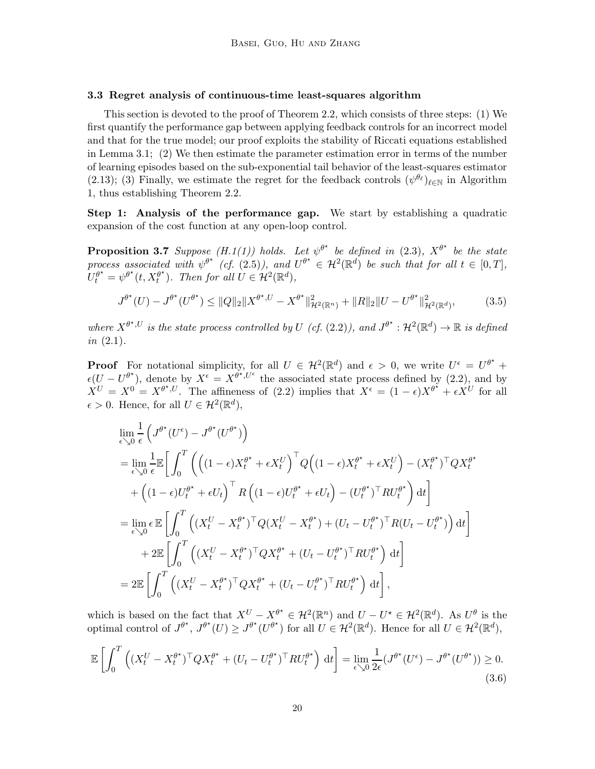### 3.3 Regret analysis of continuous-time least-squares algorithm

This section is devoted to the proof of Theorem 2.2, which consists of three steps: (1) We first quantify the performance gap between applying feedback controls for an incorrect model and that for the true model; our proof exploits the stability of Riccati equations established in Lemma 3.1; (2) We then estimate the parameter estimation error in terms of the number of learning episodes based on the sub-exponential tail behavior of the least-squares estimator (2.13); (3) Finally, we estimate the regret for the feedback controls $(\psi^{\theta_\ell})_{\ell\in\mathbb{N}}$ in Algorithm 1, thus establishing Theorem 2.2.

**Step 1: Analysis of the performance gap.** We start by establishing a quadratic expansion of the cost function at any open-loop control.

**Proposition 3.7** *Suppose (H.1(1)) holds. Let $\psi^{\theta^\star}$ be defined in (2.3), $X^{\theta^\star}$ be the state process associated with $\psi^{\theta^\star}$ (cf. (2.5)), and $U^{\theta^\star} \in \mathcal{H}^2(\mathbb{R}^d)$ be such that for all $t \in [0,T]$, $U_t^{\theta^\star} = \psi^{\theta^\star}(t, X_t^{\theta^\star})$. Then for all $U \in \mathcal{H}^2(\mathbb{R}^d)$,*

$$J^{\theta^\star}(U) - J^{\theta^\star}(U^{\theta^\star}) \le \|Q\|_2 \|X^{\theta^\star,U} - X^{\theta^\star}\|^2_{\mathcal{H}^2(\mathbb{R}^n)} + \|R\|_2 \|U - U^{\theta^\star}\|^2_{\mathcal{H}^2(\mathbb{R}^d)}, \tag{3.5}$$

*where $X^{\theta^\star,U}$ is the state process controlled by $U$ (cf. (2.2)), and $J^{\theta^\star} : \mathcal{H}^2(\mathbb{R}^d) \to \mathbb{R}$ is defined in (2.1).*

**Proof** For notational simplicity, for all $U \in \mathcal{H}^2(\mathbb{R}^d)$ and $\epsilon > 0$, we write $U^\epsilon = U^{\theta^\star} + \epsilon(U - U^{\theta^\star})$, denote by $X^\epsilon = X^{\theta^\star,U^\epsilon}$ the associated state process defined by (2.2), and by $X^U = X^0 = X^{\theta^\star,U}$. The affineness of (2.2) implies that $X^\epsilon = (1-\epsilon)X^{\theta^\star} + \epsilon X^U$ for all $\epsilon > 0$. Hence, for all $U \in \mathcal{H}^2(\mathbb{R}^d)$,

$$\begin{aligned}
&\lim_{\epsilon \searrow 0} \frac{1}{\epsilon}\left(J^{\theta^\star}(U^\epsilon) - J^{\theta^\star}(U^{\theta^\star})\right) \\
&= \lim_{\epsilon \searrow 0} \frac{1}{\epsilon}\mathbb{E}\bigg[\int_0^T \bigg(\Big((1-\epsilon)X_t^{\theta^\star} + \epsilon X_t^U\Big)^\top Q \Big((1-\epsilon)X_t^{\theta^\star} + \epsilon X_t^U\Big) - (X_t^{\theta^\star})^\top Q X_t^{\theta^\star} \\
&\quad + \Big((1-\epsilon)U_t^{\theta^\star} + \epsilon U_t\Big)^\top R \Big((1-\epsilon)U_t^{\theta^\star} + \epsilon U_t\Big) - (U_t^{\theta^\star})^\top R U_t^{\theta^\star}\bigg)\,\mathrm{d}t\bigg] \\
&= \lim_{\epsilon \searrow 0} \epsilon\, \mathbb{E}\left[\int_0^T \Big((X_t^U - X_t^{\theta^\star})^\top Q (X_t^U - X_t^{\theta^\star}) + (U_t - U_t^{\theta^\star})^\top R (U_t - U_t^{\theta^\star})\Big)\,\mathrm{d}t\right] \\
&\quad + 2\mathbb{E}\left[\int_0^T \Big((X_t^U - X_t^{\theta^\star})^\top Q X_t^{\theta^\star} + (U_t - U_t^{\theta^\star})^\top R U_t^{\theta^\star}\Big)\,\mathrm{d}t\right] \\
&= 2\mathbb{E}\left[\int_0^T \Big((X_t^U - X_t^{\theta^\star})^\top Q X_t^{\theta^\star} + (U_t - U_t^{\theta^\star})^\top R U_t^{\theta^\star}\Big)\,\mathrm{d}t\right],
\end{aligned}$$

which is based on the fact that $X^U - X^{\theta^\star} \in \mathcal{H}^2(\mathbb{R}^n)$ and $U - U^\star \in \mathcal{H}^2(\mathbb{R}^d)$. As $U^\theta$ is the optimal control of $J^{\theta^\star}$, $J^{\theta^\star}(U) \ge J^{\theta^\star}(U^{\theta^\star})$ for all $U \in \mathcal{H}^2(\mathbb{R}^d)$. Hence for all $U \in \mathcal{H}^2(\mathbb{R}^d)$,

$$\mathbb{E}\left[\int_0^T \Big((X_t^U - X_t^{\theta^\star})^\top Q X_t^{\theta^\star} + (U_t - U_t^{\theta^\star})^\top R U_t^{\theta^\star}\Big)\,\mathrm{d}t\right] = \lim_{\epsilon \searrow 0} \frac{1}{2\epsilon}(J^{\theta^\star}(U^\epsilon) - J^{\theta^\star}(U^{\theta^\star})) \ge 0. \tag{3.6}$$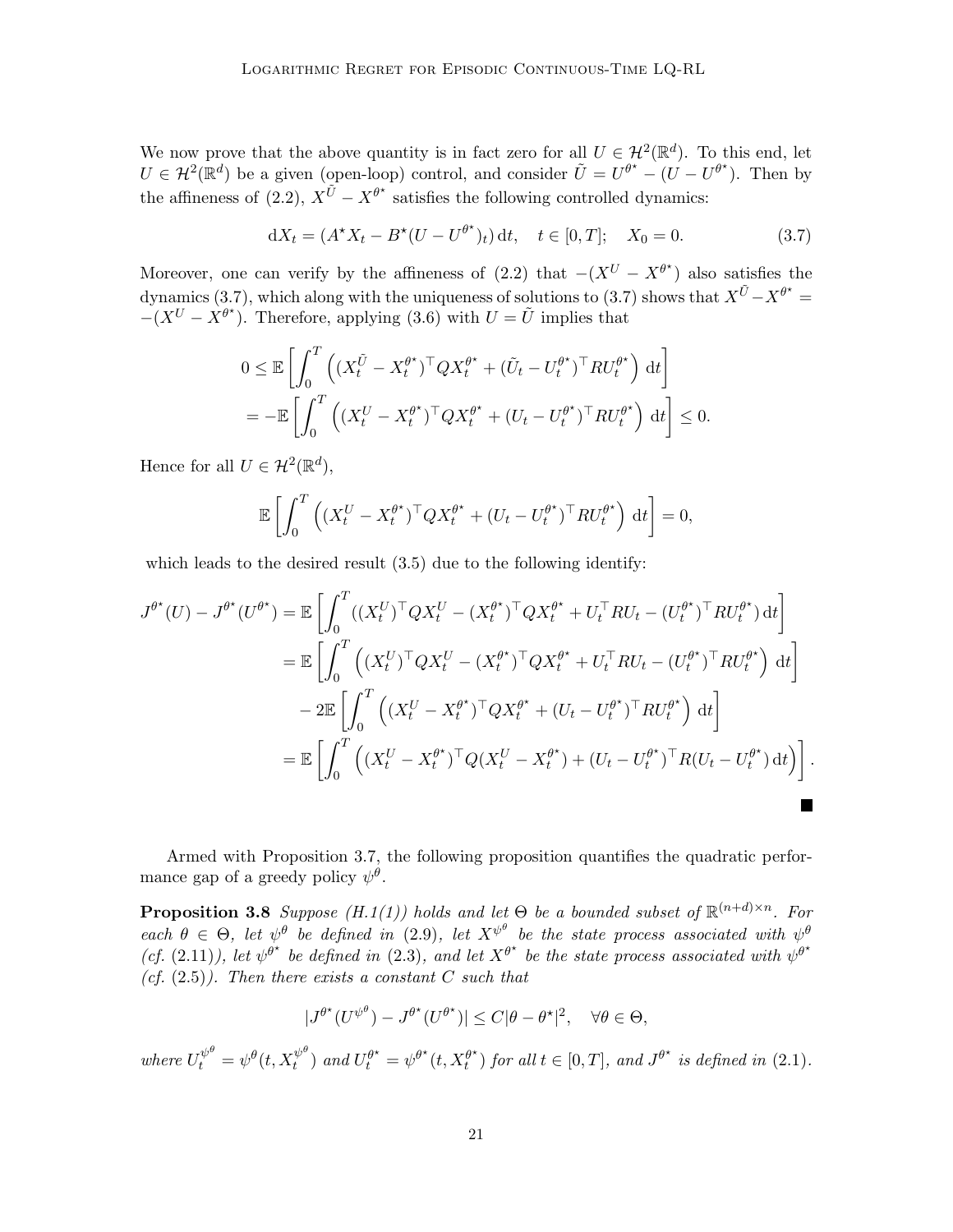We now prove that the above quantity is in fact zero for all $U \in \mathcal{H}^2(\mathbb{R}^d)$. To this end, let $U \in \mathcal{H}^2(\mathbb{R}^d)$ be a given (open-loop) control, and consider $\tilde{U} = U^{\theta^\star} - (U - U^{\theta^\star})$. Then by the affineness of (2.2), $X^{\tilde{U}} - X^{\theta^\star}$ satisfies the following controlled dynamics:

$$
\mathrm{d}X_t = (A^\star X_t - B^\star (U - U^{\theta^\star})_t)\,\mathrm{d}t, \quad t \in [0,T]; \quad X_0 = 0. \tag{3.7}
$$

Moreover, one can verify by the affineness of (2.2) that $-(X^U - X^{\theta^\star})$ also satisfies the dynamics (3.7), which along with the uniqueness of solutions to (3.7) shows that $X^{\tilde{U}} - X^{\theta^\star} = -(X^U - X^{\theta^\star})$. Therefore, applying (3.6) with $U = \tilde{U}$ implies that

$$
\begin{aligned}
0 &\leq \mathbb{E}\left[\int_0^T \left((X_t^{\tilde{U}} - X_t^{\theta^\star})^\top Q X_t^{\theta^\star} + (\tilde{U}_t - U_t^{\theta^\star})^\top R U_t^{\theta^\star}\right)\mathrm{d}t\right] \\
&= -\mathbb{E}\left[\int_0^T \left((X_t^{U} - X_t^{\theta^\star})^\top Q X_t^{\theta^\star} + (U_t - U_t^{\theta^\star})^\top R U_t^{\theta^\star}\right)\mathrm{d}t\right] \leq 0.
\end{aligned}
$$

Hence for all $U \in \mathcal{H}^2(\mathbb{R}^d)$,

$$
\mathbb{E}\left[\int_0^T \left((X_t^{U} - X_t^{\theta^\star})^\top Q X_t^{\theta^\star} + (U_t - U_t^{\theta^\star})^\top R U_t^{\theta^\star}\right)\mathrm{d}t\right] = 0,
$$

which leads to the desired result (3.5) due to the following identify:

$$
\begin{aligned}
J^{\theta^\star}(U) - J^{\theta^\star}(U^{\theta^\star}) &= \mathbb{E}\left[\int_0^T ((X_t^U)^\top Q X_t^U - (X_t^{\theta^\star})^\top Q X_t^{\theta^\star} + U_t^\top R U_t - (U_t^{\theta^\star})^\top R U_t^{\theta^\star})\,\mathrm{d}t\right] \\
&= \mathbb{E}\left[\int_0^T \left((X_t^U)^\top Q X_t^U - (X_t^{\theta^\star})^\top Q X_t^{\theta^\star} + U_t^\top R U_t - (U_t^{\theta^\star})^\top R U_t^{\theta^\star}\right)\mathrm{d}t\right] \\
&\quad - 2\mathbb{E}\left[\int_0^T \left((X_t^{U} - X_t^{\theta^\star})^\top Q X_t^{\theta^\star} + (U_t - U_t^{\theta^\star})^\top R U_t^{\theta^\star}\right)\mathrm{d}t\right] \\
&= \mathbb{E}\left[\int_0^T \left((X_t^{U} - X_t^{\theta^\star})^\top Q (X_t^{U} - X_t^{\theta^\star}) + (U_t - U_t^{\theta^\star})^\top R (U_t - U_t^{\theta^\star})\,\mathrm{d}t\right)\right].
\end{aligned}
$$

■

Armed with Proposition 3.7, the following proposition quantifies the quadratic performance gap of a greedy policy $\psi^\theta$.

**Proposition 3.8** *Suppose (H.1(1)) holds and let $\Theta$ be a bounded subset of $\mathbb{R}^{(n+d)\times n}$. For each $\theta \in \Theta$, let $\psi^\theta$ be defined in (2.9), let $X^{\psi^\theta}$ be the state process associated with $\psi^\theta$ (cf. (2.11)), let $\psi^{\theta^\star}$ be defined in (2.3), and let $X^{\theta^\star}$ be the state process associated with $\psi^{\theta^\star}$ (cf. (2.5)). Then there exists a constant $C$ such that*

$$
|J^{\theta^\star}(U^{\psi^\theta}) - J^{\theta^\star}(U^{\theta^\star})| \leq C|\theta - \theta^\star|^2, \quad \forall \theta \in \Theta,
$$

*where $U_t^{\psi^\theta} = \psi^\theta(t, X_t^{\psi^\theta})$ and $U_t^{\theta^\star} = \psi^{\theta^\star}(t, X_t^{\theta^\star})$ for all $t \in [0,T]$, and $J^{\theta^\star}$ is defined in (2.1).*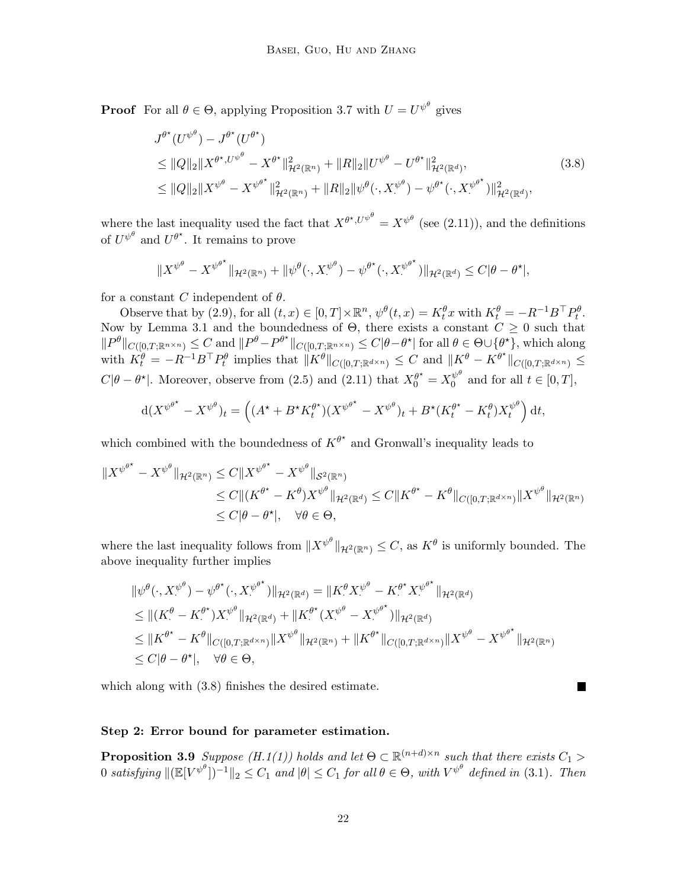**Proof** For all $\theta \in \Theta$, applying Proposition 3.7 with $U = U^{\psi^\theta}$ gives

$$
\begin{aligned}
&J^{\theta^\star}(U^{\psi^\theta}) - J^{\theta^\star}(U^{\theta^\star}) \\
&\leq \|Q\|_2 \|X^{\theta^\star, U^{\psi^\theta}} - X^{\theta^\star}\|^2_{\mathcal{H}^2(\mathbb{R}^n)} + \|R\|_2 \|U^{\psi^\theta} - U^{\theta^\star}\|^2_{\mathcal{H}^2(\mathbb{R}^d)}, \\
&\leq \|Q\|_2 \|X^{\psi^\theta} - X^{\psi^{\theta^\star}}\|^2_{\mathcal{H}^2(\mathbb{R}^n)} + \|R\|_2 \|\psi^\theta(\cdot, X^{\psi^\theta}_\cdot) - \psi^{\theta^\star}(\cdot, X^{\psi^{\theta^\star}}_\cdot)\|^2_{\mathcal{H}^2(\mathbb{R}^d)},
\end{aligned}
\tag{3.8}
$$

where the last inequality used the fact that $X^{\theta^\star, U^{\psi^\theta}} = X^{\psi^\theta}$ (see (2.11)), and the definitions of $U^{\psi^\theta}$ and $U^{\theta^\star}$. It remains to prove

$$
\|X^{\psi^\theta} - X^{\psi^{\theta^\star}}\|_{\mathcal{H}^2(\mathbb{R}^n)} + \|\psi^\theta(\cdot, X^{\psi^\theta}_\cdot) - \psi^{\theta^\star}(\cdot, X^{\psi^{\theta^\star}}_\cdot)\|_{\mathcal{H}^2(\mathbb{R}^d)} \leq C|\theta - \theta^\star|,
$$

for a constant $C$ independent of $\theta$.

Observe that by (2.9), for all $(t,x) \in [0,T] \times \mathbb{R}^n$, $\psi^\theta(t,x) = K^\theta_t x$ with $K^\theta_t = -R^{-1}B^\top P^\theta_t$. Now by Lemma 3.1 and the boundedness of $\Theta$, there exists a constant $C \geq 0$ such that $\|P^\theta\|_{C([0,T;\mathbb{R}^{n\times n})} \leq C$ and $\|P^\theta - P^{\theta^\star}\|_{C([0,T;\mathbb{R}^{n\times n})} \leq C|\theta - \theta^\star|$ for all $\theta \in \Theta \cup \{\theta^\star\}$, which along with $K^\theta_t = -R^{-1}B^\top P^\theta_t$ implies that $\|K^\theta\|_{C([0,T;\mathbb{R}^{d\times n})} \leq C$ and $\|K^\theta - K^{\theta^\star}\|_{C([0,T;\mathbb{R}^{d\times n})} \leq C|\theta - \theta^\star|$. Moreover, observe from (2.5) and (2.11) that $X^{\theta^\star}_0 = X^{\psi^\theta}_0$ and for all $t \in [0,T]$,

$$
\mathrm{d}(X^{\psi^{\theta^\star}} - X^{\psi^\theta})_t = \Big( (A^\star + B^\star K^{\theta^\star}_t)(X^{\psi^{\theta^\star}} - X^{\psi^\theta})_t + B^\star (K^{\theta^\star}_t - K^\theta_t) X^{\psi^\theta}_t \Big)\,\mathrm{d}t,
$$

which combined with the boundedness of $K^{\theta^\star}$ and Gronwall's inequality leads to

$$
\begin{aligned}
\|X^{\psi^{\theta^\star}} - X^{\psi^\theta}\|_{\mathcal{H}^2(\mathbb{R}^n)} &\leq C\|X^{\psi^{\theta^\star}} - X^{\psi^\theta}\|_{\mathcal{S}^2(\mathbb{R}^n)} \\
&\leq C\|(K^{\theta^\star} - K^\theta)X^{\psi^\theta}\|_{\mathcal{H}^2(\mathbb{R}^d)} \leq C\|K^{\theta^\star} - K^\theta\|_{C([0,T;\mathbb{R}^{d\times n})} \|X^{\psi^\theta}\|_{\mathcal{H}^2(\mathbb{R}^n)} \\
&\leq C|\theta - \theta^\star|, \quad \forall \theta \in \Theta,
\end{aligned}
$$

where the last inequality follows from $\|X^{\psi^\theta}\|_{\mathcal{H}^2(\mathbb{R}^n)} \leq C$, as $K^\theta$ is uniformly bounded. The above inequality further implies

$$
\begin{aligned}
&\|\psi^\theta(\cdot, X^{\psi^\theta}_\cdot) - \psi^{\theta^\star}(\cdot, X^{\psi^{\theta^\star}}_\cdot)\|_{\mathcal{H}^2(\mathbb{R}^d)} = \|K^\theta_\cdot X^{\psi^\theta}_\cdot - K^{\theta^\star}_\cdot X^{\psi^{\theta^\star}}_\cdot\|_{\mathcal{H}^2(\mathbb{R}^d)} \\
&\leq \|(K^\theta_\cdot - K^{\theta^\star}_\cdot) X^{\psi^\theta}_\cdot\|_{\mathcal{H}^2(\mathbb{R}^d)} + \|K^{\theta^\star}_\cdot (X^{\psi^\theta}_\cdot - X^{\psi^{\theta^\star}}_\cdot)\|_{\mathcal{H}^2(\mathbb{R}^d)} \\
&\leq \|K^{\theta^\star} - K^\theta\|_{C([0,T;\mathbb{R}^{d\times n})} \|X^{\psi^\theta}\|_{\mathcal{H}^2(\mathbb{R}^n)} + \|K^{\theta^\star}\|_{C([0,T;\mathbb{R}^{d\times n})} \|X^{\psi^\theta} - X^{\psi^{\theta^\star}}\|_{\mathcal{H}^2(\mathbb{R}^n)} \\
&\leq C|\theta - \theta^\star|, \quad \forall \theta \in \Theta,
\end{aligned}
$$

which along with (3.8) finishes the desired estimate. ■

**Step 2: Error bound for parameter estimation.**

**Proposition 3.9** *Suppose (H.1(1)) holds and let $\Theta \subset \mathbb{R}^{(n+d)\times n}$ such that there exists $C_1 > 0$ satisfying $\|(\mathbb{E}[V^{\psi^\theta}])^{-1}\|_2 \leq C_1$ and $|\theta| \leq C_1$ for all $\theta \in \Theta$, with $V^{\psi^\theta}$ defined in (3.1). Then*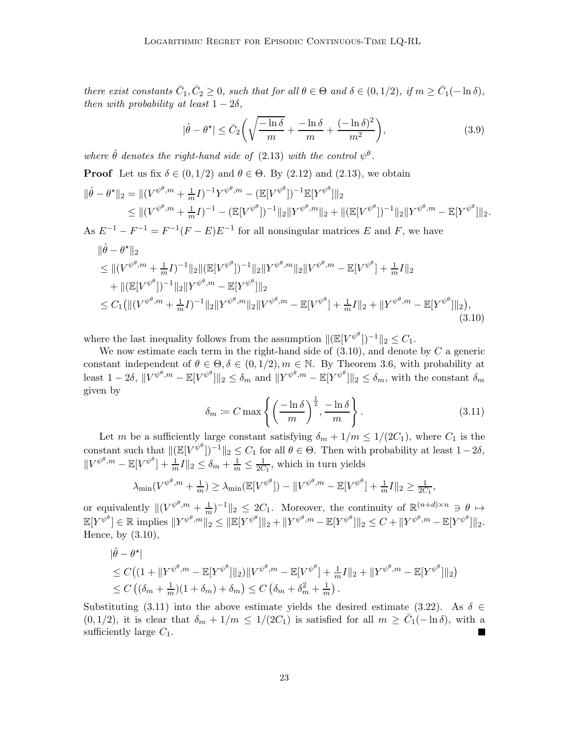*there exist constants $\bar{C}_1, \bar{C}_2 \geq 0$, such that for all $\theta \in \Theta$ and $\delta \in (0, 1/2)$, if $m \geq \bar{C}_1(-\ln \delta)$, then with probability at least $1 - 2\delta$,*

$$
|\hat{\theta} - \theta^\star| \leq \bar{C}_2 \bigg( \sqrt{\frac{-\ln \delta}{m}} + \frac{-\ln \delta}{m} + \frac{(-\ln \delta)^2}{m^2} \bigg), \tag{3.9}
$$

*where $\hat{\theta}$ denotes the right-hand side of (2.13) with the control $\psi^\theta$.*

**Proof** Let us fix $\delta \in (0, 1/2)$ and $\theta \in \Theta$. By (2.12) and (2.13), we obtain

$$
\begin{aligned}
\|\hat{\theta} - \theta^\star\|_2 &= \|(V^{\psi^\theta, m} + \tfrac{1}{m} I)^{-1} Y^{\psi^\theta, m} - (\mathbb{E}[V^{\psi^\theta}])^{-1} \mathbb{E}[Y^{\psi^\theta}]\|_2 \\
&\leq \|(V^{\psi^\theta, m} + \tfrac{1}{m} I)^{-1} - (\mathbb{E}[V^{\psi^\theta}])^{-1}\|_2 \|Y^{\psi^\theta, m}\|_2 + \|(\mathbb{E}[V^{\psi^\theta}])^{-1}\|_2 \|Y^{\psi^\theta, m} - \mathbb{E}[Y^{\psi^\theta}]\|_2.
\end{aligned}
$$

As $E^{-1} - F^{-1} = F^{-1}(F - E)E^{-1}$ for all nonsingular matrices $E$ and $F$, we have

$$
\begin{aligned}
&\|\hat{\theta} - \theta^\star\|_2 \\
&\leq \|(V^{\psi^\theta, m} + \tfrac{1}{m} I)^{-1}\|_2 \|(\mathbb{E}[V^{\psi^\theta}])^{-1}\|_2 \|Y^{\psi^\theta, m}\|_2 \|V^{\psi^\theta, m} - \mathbb{E}[V^{\psi^\theta}] + \tfrac{1}{m} I\|_2 \\
&\quad + \|(\mathbb{E}[V^{\psi^\theta}])^{-1}\|_2 \|Y^{\psi^\theta, m} - \mathbb{E}[Y^{\psi^\theta}]\|_2 \\
&\leq C_1 \big( \|(V^{\psi^\theta, m} + \tfrac{1}{m} I)^{-1}\|_2 \|Y^{\psi^\theta, m}\|_2 \|V^{\psi^\theta, m} - \mathbb{E}[V^{\psi^\theta}] + \tfrac{1}{m} I\|_2 + \|Y^{\psi^\theta, m} - \mathbb{E}[Y^{\psi^\theta}]\|_2 \big),
\end{aligned} \tag{3.10}
$$

where the last inequality follows from the assumption $\|(\mathbb{E}[V^{\psi^\theta}])^{-1}\|_2 \leq C_1$.

We now estimate each term in the right-hand side of (3.10), and denote by $C$ a generic constant independent of $\theta \in \Theta, \delta \in (0, 1/2), m \in \mathbb{N}$. By Theorem 3.6, with probability at least $1 - 2\delta$, $\|V^{\psi^\theta, m} - \mathbb{E}[V^{\psi^\theta}]\|_2 \leq \delta_m$ and $\|Y^{\psi^\theta, m} - \mathbb{E}[Y^{\psi^\theta}]\|_2 \leq \delta_m$, with the constant $\delta_m$ given by

$$
\delta_m := C \max \left\{ \left( \frac{-\ln \delta}{m} \right)^{\frac{1}{2}}, \frac{-\ln \delta}{m} \right\}. \tag{3.11}
$$

Let $m$ be a sufficiently large constant satisfying $\delta_m + 1/m \leq 1/(2C_1)$, where $C_1$ is the constant such that $\|(\mathbb{E}[V^{\psi^\theta}])^{-1}\|_2 \leq C_1$ for all $\theta \in \Theta$. Then with probability at least $1 - 2\delta$, $\|V^{\psi^\theta, m} - \mathbb{E}[V^{\psi^\theta}] + \frac{1}{m} I\|_2 \leq \delta_m + \frac{1}{m} \leq \frac{1}{2C_1}$, which in turn yields

$$
\lambda_{\min}(V^{\psi^\theta, m} + \tfrac{1}{m}) \geq \lambda_{\min}(\mathbb{E}[V^{\psi^\theta}]) - \|V^{\psi^\theta, m} - \mathbb{E}[V^{\psi^\theta}] + \tfrac{1}{m} I\|_2 \geq \tfrac{1}{2C_1},
$$

or equivalently $\|(V^{\psi^\theta, m} + \frac{1}{m})^{-1}\|_2 \leq 2C_1$. Moreover, the continuity of $\mathbb{R}^{(n+d) \times n} \ni \theta \mapsto \mathbb{E}[Y^{\psi^\theta}] \in \mathbb{R}$ implies $\|Y^{\psi^\theta, m}\|_2 \leq \|\mathbb{E}[Y^{\psi^\theta}]\|_2 + \|Y^{\psi^\theta, m} - \mathbb{E}[Y^{\psi^\theta}]\|_2 \leq C + \|Y^{\psi^\theta, m} - \mathbb{E}[Y^{\psi^\theta}]\|_2$. Hence, by (3.10),

$$
\begin{aligned}
&|\hat{\theta} - \theta^\star| \\
&\leq C \big( (1 + \|Y^{\psi^\theta, m} - \mathbb{E}[Y^{\psi^\theta}]\|_2) \|V^{\psi^\theta, m} - \mathbb{E}[V^{\psi^\theta}] + \tfrac{1}{m} I\|_2 + \|Y^{\psi^\theta, m} - \mathbb{E}[Y^{\psi^\theta}]\|_2 \big) \\
&\leq C \left( (\delta_m + \tfrac{1}{m})(1 + \delta_m) + \delta_m \right) \leq C \left( \delta_m + \delta_m^2 + \tfrac{1}{m} \right).
\end{aligned}
$$

Substituting (3.11) into the above estimate yields the desired estimate (3.22). As $\delta \in (0, 1/2)$, it is clear that $\delta_m + 1/m \leq 1/(2C_1)$ is satisfied for all $m \geq \bar{C}_1(-\ln \delta)$, with a sufficiently large $C_1$. ∎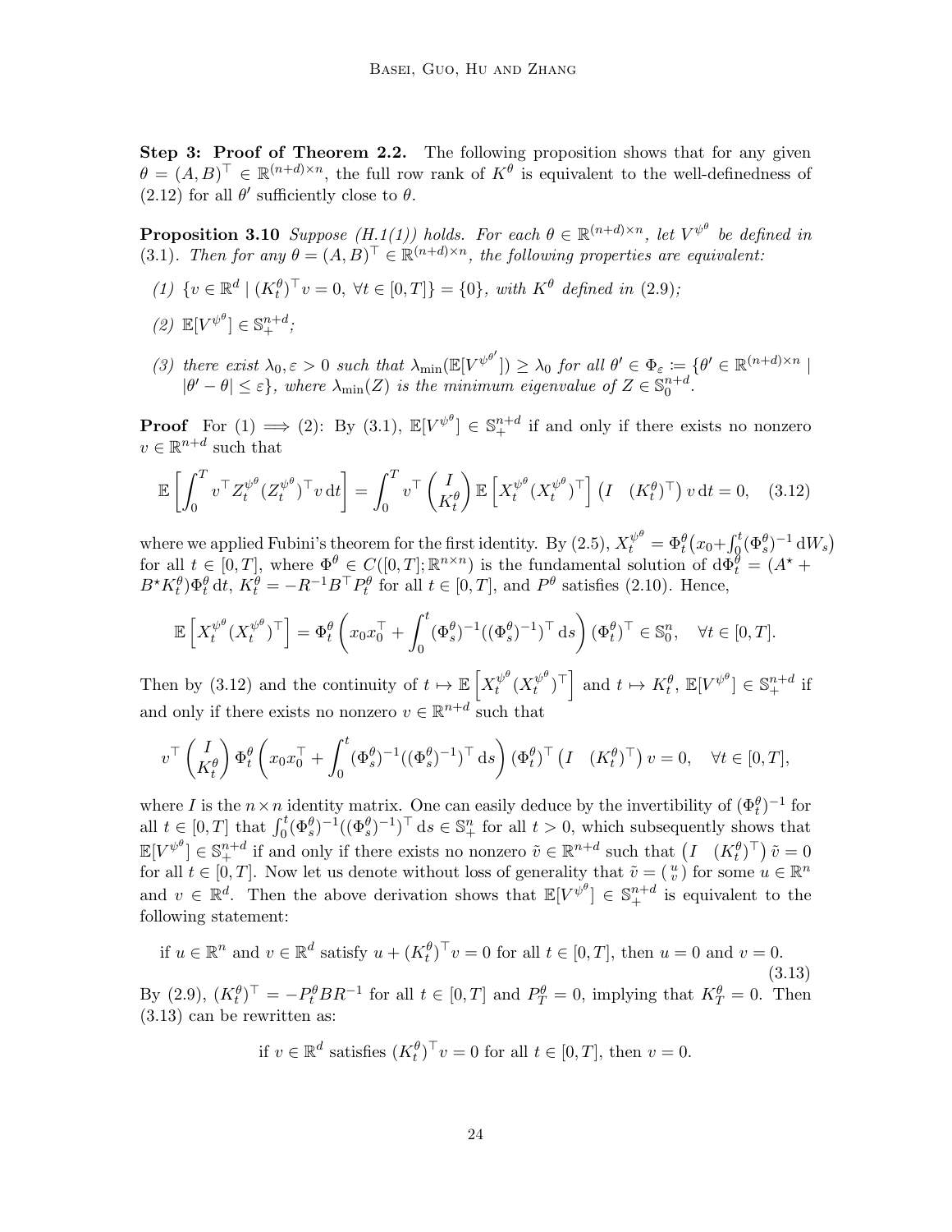**Step 3: Proof of Theorem 2.2.** The following proposition shows that for any given $\theta = (A, B)^\top \in \mathbb{R}^{(n+d)\times n}$, the full row rank of $K^\theta$ is equivalent to the well-definedness of (2.12) for all $\theta'$ sufficiently close to $\theta$.

**Proposition 3.10** *Suppose (H.1(1)) holds. For each $\theta \in \mathbb{R}^{(n+d)\times n}$, let $V^{\psi^\theta}$ be defined in (3.1). Then for any $\theta = (A, B)^\top \in \mathbb{R}^{(n+d)\times n}$, the following properties are equivalent:*

*(1) $\{v \in \mathbb{R}^d \mid (K_t^\theta)^\top v = 0, \ \forall t \in [0,T]\} = \{0\}$, with $K^\theta$ defined in (2.9);*

*(2) $\mathbb{E}[V^{\psi^\theta}] \in \mathbb{S}_+^{n+d}$;*

*(3) there exist $\lambda_0, \varepsilon > 0$ such that $\lambda_{\min}(\mathbb{E}[V^{\psi^{\theta'}}]) \geq \lambda_0$ for all $\theta' \in \Phi_\varepsilon := \{\theta' \in \mathbb{R}^{(n+d)\times n} \mid |\theta' - \theta| \leq \varepsilon\}$, where $\lambda_{\min}(Z)$ is the minimum eigenvalue of $Z \in \mathbb{S}_0^{n+d}$.*

**Proof** For (1) $\implies$ (2): By (3.1), $\mathbb{E}[V^{\psi^\theta}] \in \mathbb{S}_+^{n+d}$ if and only if there exists no nonzero $v \in \mathbb{R}^{n+d}$ such that

$$
\mathbb{E}\left[\int_0^T v^\top Z_t^{\psi^\theta} (Z_t^{\psi^\theta})^\top v \, \mathrm{d}t\right] = \int_0^T v^\top \begin{pmatrix} I \\ K_t^\theta \end{pmatrix} \mathbb{E}\left[X_t^{\psi^\theta} (X_t^{\psi^\theta})^\top\right] \begin{pmatrix} I & (K_t^\theta)^\top \end{pmatrix} v \, \mathrm{d}t = 0, \quad (3.12)
$$

where we applied Fubini's theorem for the first identity. By (2.5), $X_t^{\psi^\theta} = \Phi_t^\theta\big(x_0 + \int_0^t (\Phi_s^\theta)^{-1} \mathrm{d}W_s\big)$ for all $t \in [0,T]$, where $\Phi^\theta \in C([0,T]; \mathbb{R}^{n\times n})$ is the fundamental solution of $\mathrm{d}\Phi_t^\theta = (A^\star + B^\star K_t^\theta)\Phi_t^\theta \, \mathrm{d}t$, $K_t^\theta = -R^{-1}B^\top P_t^\theta$ for all $t \in [0,T]$, and $P^\theta$ satisfies (2.10). Hence,

$$
\mathbb{E}\left[X_t^{\psi^\theta} (X_t^{\psi^\theta})^\top\right] = \Phi_t^\theta \left( x_0 x_0^\top + \int_0^t (\Phi_s^\theta)^{-1} ((\Phi_s^\theta)^{-1})^\top \, \mathrm{d}s \right) (\Phi_t^\theta)^\top \in \mathbb{S}_0^n, \quad \forall t \in [0,T].
$$

Then by (3.12) and the continuity of $t \mapsto \mathbb{E}\left[X_t^{\psi^\theta} (X_t^{\psi^\theta})^\top\right]$ and $t \mapsto K_t^\theta$, $\mathbb{E}[V^{\psi^\theta}] \in \mathbb{S}_+^{n+d}$ if and only if there exists no nonzero $v \in \mathbb{R}^{n+d}$ such that

$$
v^\top \begin{pmatrix} I \\ K_t^\theta \end{pmatrix} \Phi_t^\theta \left( x_0 x_0^\top + \int_0^t (\Phi_s^\theta)^{-1} ((\Phi_s^\theta)^{-1})^\top \, \mathrm{d}s \right) (\Phi_t^\theta)^\top \begin{pmatrix} I & (K_t^\theta)^\top \end{pmatrix} v = 0, \quad \forall t \in [0,T],
$$

where $I$ is the $n \times n$ identity matrix. One can easily deduce by the invertibility of $(\Phi_t^\theta)^{-1}$ for all $t \in [0,T]$ that $\int_0^t (\Phi_s^\theta)^{-1} ((\Phi_s^\theta)^{-1})^\top \, \mathrm{d}s \in \mathbb{S}_+^n$ for all $t > 0$, which subsequently shows that $\mathbb{E}[V^{\psi^\theta}] \in \mathbb{S}_+^{n+d}$ if and only if there exists no nonzero $\tilde{v} \in \mathbb{R}^{n+d}$ such that $\begin{pmatrix} I & (K_t^\theta)^\top \end{pmatrix} \tilde{v} = 0$ for all $t \in [0,T]$. Now let us denote without loss of generality that $\tilde{v} = \binom{u}{v}$ for some $u \in \mathbb{R}^n$ and $v \in \mathbb{R}^d$. Then the above derivation shows that $\mathbb{E}[V^{\psi^\theta}] \in \mathbb{S}_+^{n+d}$ is equivalent to the following statement:

$$
\text{if } u \in \mathbb{R}^n \text{ and } v \in \mathbb{R}^d \text{ satisfy } u + (K_t^\theta)^\top v = 0 \text{ for all } t \in [0,T], \text{ then } u = 0 \text{ and } v = 0. \quad (3.13)
$$

By (2.9), $(K_t^\theta)^\top = -P_t^\theta B R^{-1}$ for all $t \in [0,T]$ and $P_T^\theta = 0$, implying that $K_T^\theta = 0$. Then (3.13) can be rewritten as:

$$
\text{if } v \in \mathbb{R}^d \text{ satisfies } (K_t^\theta)^\top v = 0 \text{ for all } t \in [0,T], \text{ then } v = 0.
$$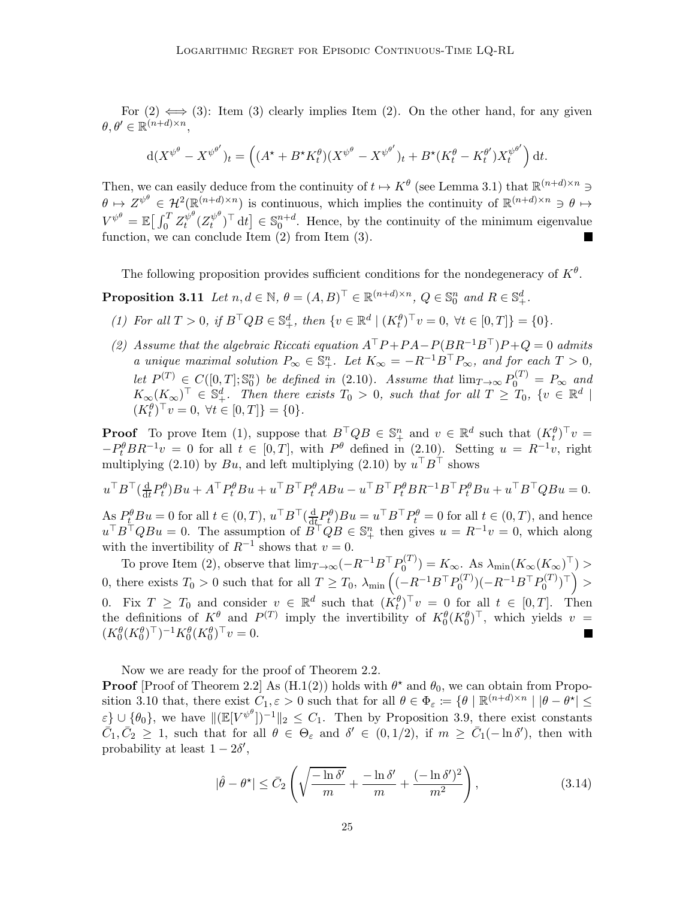For (2) $\iff$ (3): Item (3) clearly implies Item (2). On the other hand, for any given $\theta, \theta' \in \mathbb{R}^{(n+d)\times n}$,

$$\mathrm{d}(X^{\psi^{\theta}} - X^{\psi^{\theta'}})_t = \left( (A^\star + B^\star K_t^\theta)(X^{\psi^{\theta}} - X^{\psi^{\theta'}})_t + B^\star (K_t^\theta - K_t^{\theta'}) X_t^{\psi^{\theta'}} \right) \mathrm{d}t.$$

Then, we can easily deduce from the continuity of $t \mapsto K^\theta$ (see Lemma 3.1) that $\mathbb{R}^{(n+d)\times n} \ni \theta \mapsto Z^{\psi^\theta} \in \mathcal{H}^2(\mathbb{R}^{(n+d)\times n})$ is continuous, which implies the continuity of $\mathbb{R}^{(n+d)\times n} \ni \theta \mapsto V^{\psi^\theta} = \mathbb{E}\big[\int_0^T Z_t^{\psi^\theta} (Z_t^{\psi^\theta})^\top \, \mathrm{d}t\big] \in \mathbb{S}_0^{n+d}$. Hence, by the continuity of the minimum eigenvalue function, we can conclude Item (2) from Item (3). ∎

The following proposition provides sufficient conditions for the nondegeneracy of $K^\theta$.

**Proposition 3.11** *Let $n, d \in \mathbb{N}$, $\theta = (A, B)^\top \in \mathbb{R}^{(n+d)\times n}$, $Q \in \mathbb{S}_0^n$ and $R \in \mathbb{S}_+^d$.*

*(1) For all $T > 0$, if $B^\top Q B \in \mathbb{S}_+^d$, then $\{v \in \mathbb{R}^d \mid (K_t^\theta)^\top v = 0, \ \forall t \in [0, T]\} = \{0\}$.*

*(2) Assume that the algebraic Riccati equation $A^\top P + PA - P(BR^{-1}B^\top)P + Q = 0$ admits a unique maximal solution $P_\infty \in \mathbb{S}_+^n$. Let $K_\infty = -R^{-1}B^\top P_\infty$, and for each $T > 0$, let $P^{(T)} \in C([0, T]; \mathbb{S}_0^n)$ be defined in (2.10). Assume that $\lim_{T\to\infty} P_0^{(T)} = P_\infty$ and $K_\infty (K_\infty)^\top \in \mathbb{S}_+^d$. Then there exists $T_0 > 0$, such that for all $T \geq T_0$, $\{v \in \mathbb{R}^d \mid (K_t^\theta)^\top v = 0, \ \forall t \in [0, T]\} = \{0\}$.*

**Proof** To prove Item (1), suppose that $B^\top Q B \in \mathbb{S}_+^n$ and $v \in \mathbb{R}^d$ such that $(K_t^\theta)^\top v = -P_t^\theta B R^{-1} v = 0$ for all $t \in [0, T]$, with $P^\theta$ defined in (2.10). Setting $u = R^{-1}v$, right multiplying (2.10) by $Bu$, and left multiplying (2.10) by $u^\top B^\top$ shows

$$u^\top B^\top (\tfrac{\mathrm{d}}{\mathrm{d}t} P_t^\theta) B u + A^\top P_t^\theta B u + u^\top B^\top P_t^\theta A B u - u^\top B^\top P_t^\theta B R^{-1} B^\top P_t^\theta B u + u^\top B^\top Q B u = 0.$$

As $P_t^\theta B u = 0$ for all $t \in (0, T)$, $u^\top B^\top (\frac{\mathrm{d}}{\mathrm{d}t} P_t^\theta) B u = u^\top B^\top P_t^\theta = 0$ for all $t \in (0, T)$, and hence $u^\top B^\top Q B u = 0$. The assumption of $B^\top Q B \in \mathbb{S}_+^n$ then gives $u = R^{-1} v = 0$, which along with the invertibility of $R^{-1}$ shows that $v = 0$.

To prove Item (2), observe that $\lim_{T\to\infty}(-R^{-1}B^\top P_0^{(T)}) = K_\infty$. As $\lambda_{\min}(K_\infty (K_\infty)^\top) > 0$, there exists $T_0 > 0$ such that for all $T \geq T_0$, $\lambda_{\min}\left( (-R^{-1}B^\top P_0^{(T)})(-R^{-1}B^\top P_0^{(T)})^\top \right) > 0$. Fix $T \geq T_0$ and consider $v \in \mathbb{R}^d$ such that $(K_t^\theta)^\top v = 0$ for all $t \in [0, T]$. Then the definitions of $K^\theta$ and $P^{(T)}$ imply the invertibility of $K_0^\theta (K_0^\theta)^\top$, which yields $v = (K_0^\theta (K_0^\theta)^\top)^{-1} K_0^\theta (K_0^\theta)^\top v = 0$. ∎

Now we are ready for the proof of Theorem 2.2.

**Proof** [Proof of Theorem 2.2] As (H.1(2)) holds with $\theta^\star$ and $\theta_0$, we can obtain from Proposition 3.10 that, there exist $C_1, \varepsilon > 0$ such that for all $\theta \in \Phi_\varepsilon := \{\theta \mid \mathbb{R}^{(n+d)\times n} \mid |\theta - \theta^\star| \leq \varepsilon\} \cup \{\theta_0\}$, we have $\|(\mathbb{E}[V^{\psi^\theta}])^{-1}\|_2 \leq C_1$. Then by Proposition 3.9, there exist constants $\bar{C}_1, \bar{C}_2 \geq 1$, such that for all $\theta \in \Theta_\varepsilon$ and $\delta' \in (0, 1/2)$, if $m \geq \bar{C}_1(-\ln \delta')$, then with probability at least $1 - 2\delta'$,

$$|\hat{\theta} - \theta^\star| \leq \bar{C}_2 \left( \sqrt{\frac{-\ln \delta'}{m}} + \frac{-\ln \delta'}{m} + \frac{(-\ln \delta')^2}{m^2} \right), \tag{3.14}$$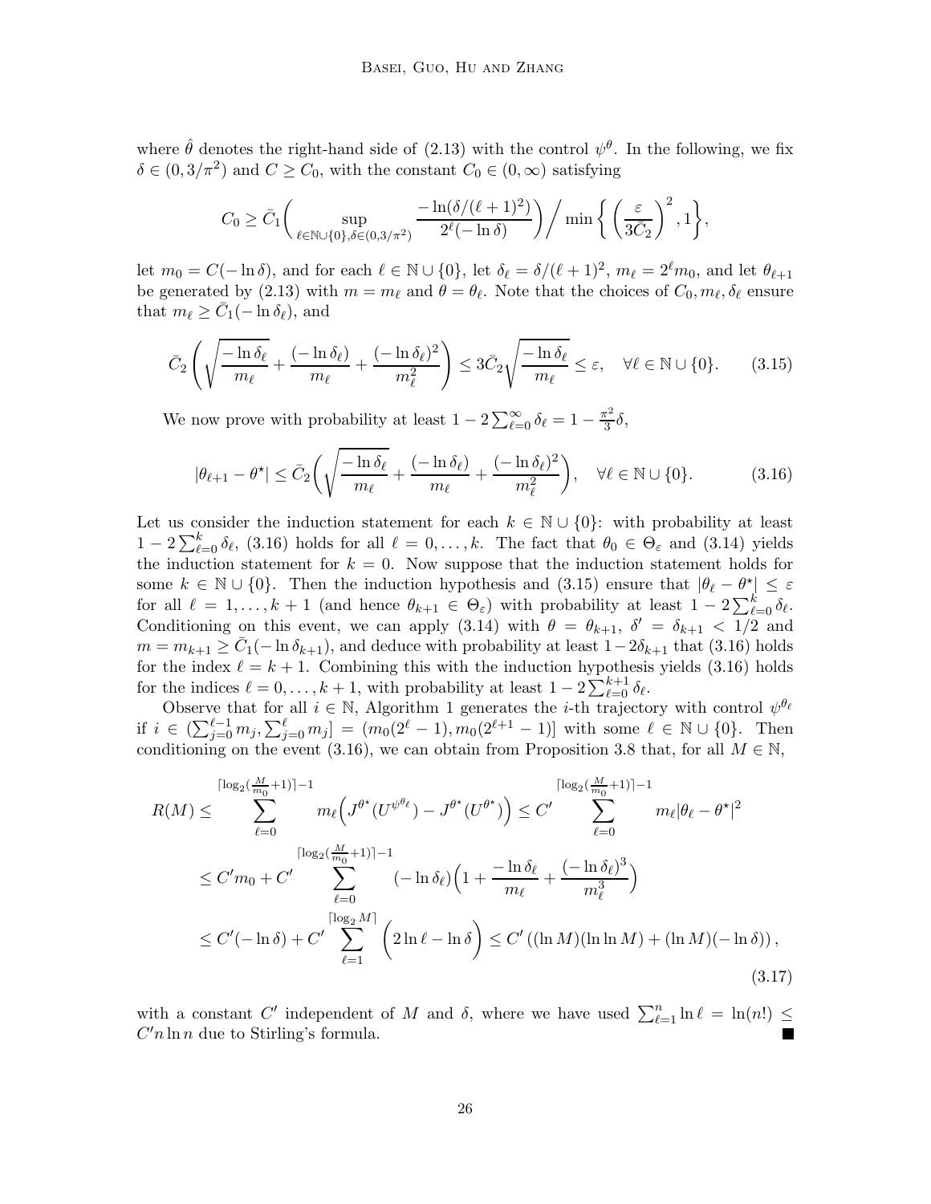where $\hat{\theta}$ denotes the right-hand side of (2.13) with the control $\psi^\theta$. In the following, we fix $\delta \in (0, 3/\pi^2)$ and $C \geq C_0$, with the constant $C_0 \in (0, \infty)$ satisfying

$$
C_0 \geq \bar{C}_1 \bigg( \sup_{\ell \in \mathbb{N} \cup \{0\}, \delta \in (0, 3/\pi^2)} \frac{-\ln(\delta/(\ell+1)^2)}{2^\ell(-\ln \delta)} \bigg) \bigg/ \min \bigg\{ \left( \frac{\varepsilon}{3\bar{C}_2} \right)^2, 1 \bigg\},
$$

let $m_0 = C(-\ln \delta)$, and for each $\ell \in \mathbb{N} \cup \{0\}$, let $\delta_\ell = \delta/(\ell+1)^2$, $m_\ell = 2^\ell m_0$, and let $\theta_{\ell+1}$ be generated by (2.13) with $m = m_\ell$ and $\theta = \theta_\ell$. Note that the choices of $C_0, m_\ell, \delta_\ell$ ensure that $m_\ell \geq \bar{C}_1(-\ln \delta_\ell)$, and

$$
\bar{C}_2 \left( \sqrt{\frac{-\ln \delta_\ell}{m_\ell}} + \frac{(-\ln \delta_\ell)}{m_\ell} + \frac{(-\ln \delta_\ell)^2}{m_\ell^2} \right) \leq 3\bar{C}_2 \sqrt{\frac{-\ln \delta_\ell}{m_\ell}} \leq \varepsilon, \quad \forall \ell \in \mathbb{N} \cup \{0\}. \tag{3.15}
$$

We now prove with probability at least $1 - 2\sum_{\ell=0}^\infty \delta_\ell = 1 - \frac{\pi^2}{3}\delta$,

$$
|\theta_{\ell+1} - \theta^\star| \leq \bar{C}_2 \bigg( \sqrt{\frac{-\ln \delta_\ell}{m_\ell}} + \frac{(-\ln \delta_\ell)}{m_\ell} + \frac{(-\ln \delta_\ell)^2}{m_\ell^2} \bigg), \quad \forall \ell \in \mathbb{N} \cup \{0\}. \tag{3.16}
$$

Let us consider the induction statement for each $k \in \mathbb{N} \cup \{0\}$: with probability at least $1 - 2\sum_{\ell=0}^k \delta_\ell$, (3.16) holds for all $\ell = 0, \ldots, k$. The fact that $\theta_0 \in \Theta_\varepsilon$ and (3.14) yields the induction statement for $k = 0$. Now suppose that the induction statement holds for some $k \in \mathbb{N} \cup \{0\}$. Then the induction hypothesis and (3.15) ensure that $|\theta_\ell - \theta^\star| \leq \varepsilon$ for all $\ell = 1, \ldots, k+1$ (and hence $\theta_{k+1} \in \Theta_\varepsilon$) with probability at least $1 - 2\sum_{\ell=0}^k \delta_\ell$. Conditioning on this event, we can apply (3.14) with $\theta = \theta_{k+1}$, $\delta' = \delta_{k+1} < 1/2$ and $m = m_{k+1} \geq \bar{C}_1(-\ln \delta_{k+1})$, and deduce with probability at least $1 - 2\delta_{k+1}$ that (3.16) holds for the index $\ell = k+1$. Combining this with the induction hypothesis yields (3.16) holds for the indices $\ell = 0, \ldots, k+1$, with probability at least $1 - 2\sum_{\ell=0}^{k+1} \delta_\ell$.

Observe that for all $i \in \mathbb{N}$, Algorithm 1 generates the $i$-th trajectory with control $\psi^{\theta_\ell}$ if $i \in (\sum_{j=0}^{\ell-1} m_j, \sum_{j=0}^{\ell} m_j] = (m_0(2^\ell - 1), m_0(2^{\ell+1} - 1)]$ with some $\ell \in \mathbb{N} \cup \{0\}$. Then conditioning on the event (3.16), we can obtain from Proposition 3.8 that, for all $M \in \mathbb{N}$,

$$
\begin{aligned}
R(M) &\leq \sum_{\ell=0}^{\lceil \log_2(\frac{M}{m_0}+1) \rceil - 1} m_\ell \Big( J^{\theta^\star}(U^{\psi^{\theta_\ell}}) - J^{\theta^\star}(U^{\theta^\star}) \Big) \leq C' \sum_{\ell=0}^{\lceil \log_2(\frac{M}{m_0}+1) \rceil - 1} m_\ell |\theta_\ell - \theta^\star|^2 \\
&\leq C' m_0 + C' \sum_{\ell=0}^{\lceil \log_2(\frac{M}{m_0}+1) \rceil - 1} (-\ln \delta_\ell) \Big( 1 + \frac{-\ln \delta_\ell}{m_\ell} + \frac{(-\ln \delta_\ell)^3}{m_\ell^3} \Big) \\
&\leq C'(-\ln \delta) + C' \sum_{\ell=1}^{\lceil \log_2 M \rceil} \bigg( 2\ln \ell - \ln \delta \bigg) \leq C' \left( (\ln M)(\ln \ln M) + (\ln M)(-\ln \delta) \right),
\end{aligned} \tag{3.17}
$$

with a constant $C'$ independent of $M$ and $\delta$, where we have used $\sum_{\ell=1}^n \ln \ell = \ln(n!) \leq C' n \ln n$ due to Stirling's formula. ∎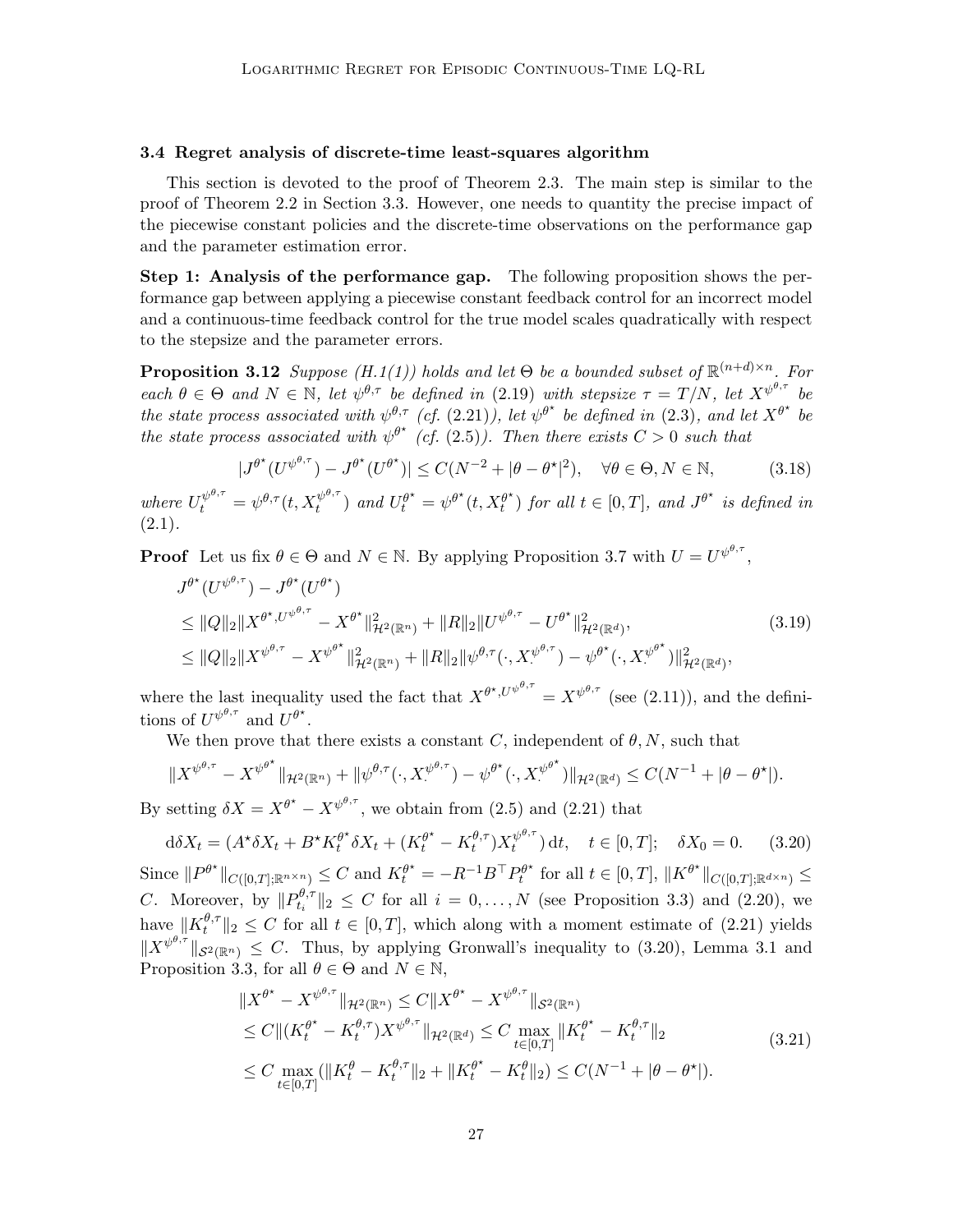### 3.4 Regret analysis of discrete-time least-squares algorithm

This section is devoted to the proof of Theorem 2.3. The main step is similar to the proof of Theorem 2.2 in Section 3.3. However, one needs to quantity the precise impact of the piecewise constant policies and the discrete-time observations on the performance gap and the parameter estimation error.

**Step 1: Analysis of the performance gap.** The following proposition shows the performance gap between applying a piecewise constant feedback control for an incorrect model and a continuous-time feedback control for the true model scales quadratically with respect to the stepsize and the parameter errors.

**Proposition 3.12** *Suppose (H.1(1)) holds and let $\Theta$ be a bounded subset of $\mathbb{R}^{(n+d)\times n}$. For each $\theta \in \Theta$ and $N \in \mathbb{N}$, let $\psi^{\theta,\tau}$ be defined in (2.19) with stepsize $\tau = T/N$, let $X^{\psi^{\theta,\tau}}$ be the state process associated with $\psi^{\theta,\tau}$ (cf. (2.21)), let $\psi^{\theta^\star}$ be defined in (2.3), and let $X^{\theta^\star}$ be the state process associated with $\psi^{\theta^\star}$ (cf. (2.5)). Then there exists $C > 0$ such that*

$$
|J^{\theta^\star}(U^{\psi^{\theta,\tau}}) - J^{\theta^\star}(U^{\theta^\star})| \le C(N^{-2} + |\theta - \theta^\star|^2), \quad \forall \theta \in \Theta, N \in \mathbb{N}, \tag{3.18}
$$

*where $U_t^{\psi^{\theta,\tau}} = \psi^{\theta,\tau}(t, X_t^{\psi^{\theta,\tau}})$ and $U_t^{\theta^\star} = \psi^{\theta^\star}(t, X_t^{\theta^\star})$ for all $t \in [0,T]$, and $J^{\theta^\star}$ is defined in (2.1).*

**Proof** Let us fix $\theta \in \Theta$ and $N \in \mathbb{N}$. By applying Proposition 3.7 with $U = U^{\psi^{\theta,\tau}}$,

$$
\begin{aligned}
&J^{\theta^\star}(U^{\psi^{\theta,\tau}}) - J^{\theta^\star}(U^{\theta^\star}) \\
&\le \|Q\|_2 \|X^{\theta^\star, U^{\psi^{\theta,\tau}}} - X^{\theta^\star}\|^2_{\mathcal{H}^2(\mathbb{R}^n)} + \|R\|_2 \|U^{\psi^{\theta,\tau}} - U^{\theta^\star}\|^2_{\mathcal{H}^2(\mathbb{R}^d)}, \\
&\le \|Q\|_2 \|X^{\psi^{\theta,\tau}} - X^{\psi^{\theta^\star}}\|^2_{\mathcal{H}^2(\mathbb{R}^n)} + \|R\|_2 \|\psi^{\theta,\tau}(\cdot, X_\cdot^{\psi^{\theta,\tau}}) - \psi^{\theta^\star}(\cdot, X_\cdot^{\psi^{\theta^\star}})\|^2_{\mathcal{H}^2(\mathbb{R}^d)},
\end{aligned} \tag{3.19}
$$

where the last inequality used the fact that $X^{\theta^\star, U^{\psi^{\theta,\tau}}} = X^{\psi^{\theta,\tau}}$ (see (2.11)), and the definitions of $U^{\psi^{\theta,\tau}}$ and $U^{\theta^\star}$.

We then prove that there exists a constant $C$, independent of $\theta, N$, such that

$$
\|X^{\psi^{\theta,\tau}} - X^{\psi^{\theta^\star}}\|_{\mathcal{H}^2(\mathbb{R}^n)} + \|\psi^{\theta,\tau}(\cdot, X_\cdot^{\psi^{\theta,\tau}}) - \psi^{\theta^\star}(\cdot, X_\cdot^{\psi^{\theta^\star}})\|_{\mathcal{H}^2(\mathbb{R}^d)} \le C(N^{-1} + |\theta - \theta^\star|).
$$

By setting $\delta X = X^{\theta^\star} - X^{\psi^{\theta,\tau}}$, we obtain from (2.5) and (2.21) that

$$
\mathrm{d}\delta X_t = (A^\star \delta X_t + B^\star K_t^{\theta^\star} \delta X_t + (K_t^{\theta^\star} - K_t^{\theta,\tau}) X_t^{\psi^{\theta,\tau}})\,\mathrm{d}t, \quad t \in [0,T]; \quad \delta X_0 = 0. \tag{3.20}
$$

Since $\|P^{\theta^\star}\|_{C([0,T];\mathbb{R}^{n\times n})} \le C$ and $K_t^{\theta^\star} = -R^{-1}B^\top P_t^{\theta^\star}$ for all $t \in [0,T]$, $\|K^{\theta^\star}\|_{C([0,T];\mathbb{R}^{d\times n})} \le C$. Moreover, by $\|P_{t_i}^{\theta,\tau}\|_2 \le C$ for all $i = 0, \ldots, N$ (see Proposition 3.3) and (2.20), we have $\|K_t^{\theta,\tau}\|_2 \le C$ for all $t \in [0,T]$, which along with a moment estimate of (2.21) yields $\|X^{\psi^{\theta,\tau}}\|_{\mathcal{S}^2(\mathbb{R}^n)} \le C$. Thus, by applying Gronwall's inequality to (3.20), Lemma 3.1 and Proposition 3.3, for all $\theta \in \Theta$ and $N \in \mathbb{N}$,

$$
\begin{aligned}
&\|X^{\theta^\star} - X^{\psi^{\theta,\tau}}\|_{\mathcal{H}^2(\mathbb{R}^n)} \le C\|X^{\theta^\star} - X^{\psi^{\theta,\tau}}\|_{\mathcal{S}^2(\mathbb{R}^n)} \\
&\le C\|(K_t^{\theta^\star} - K_t^{\theta,\tau}) X^{\psi^{\theta,\tau}}\|_{\mathcal{H}^2(\mathbb{R}^d)} \le C \max_{t\in[0,T]} \|K_t^{\theta^\star} - K_t^{\theta,\tau}\|_2 \\
&\le C \max_{t\in[0,T]} (\|K_t^{\theta} - K_t^{\theta,\tau}\|_2 + \|K_t^{\theta^\star} - K_t^{\theta}\|_2) \le C(N^{-1} + |\theta - \theta^\star|).
\end{aligned} \tag{3.21}
$$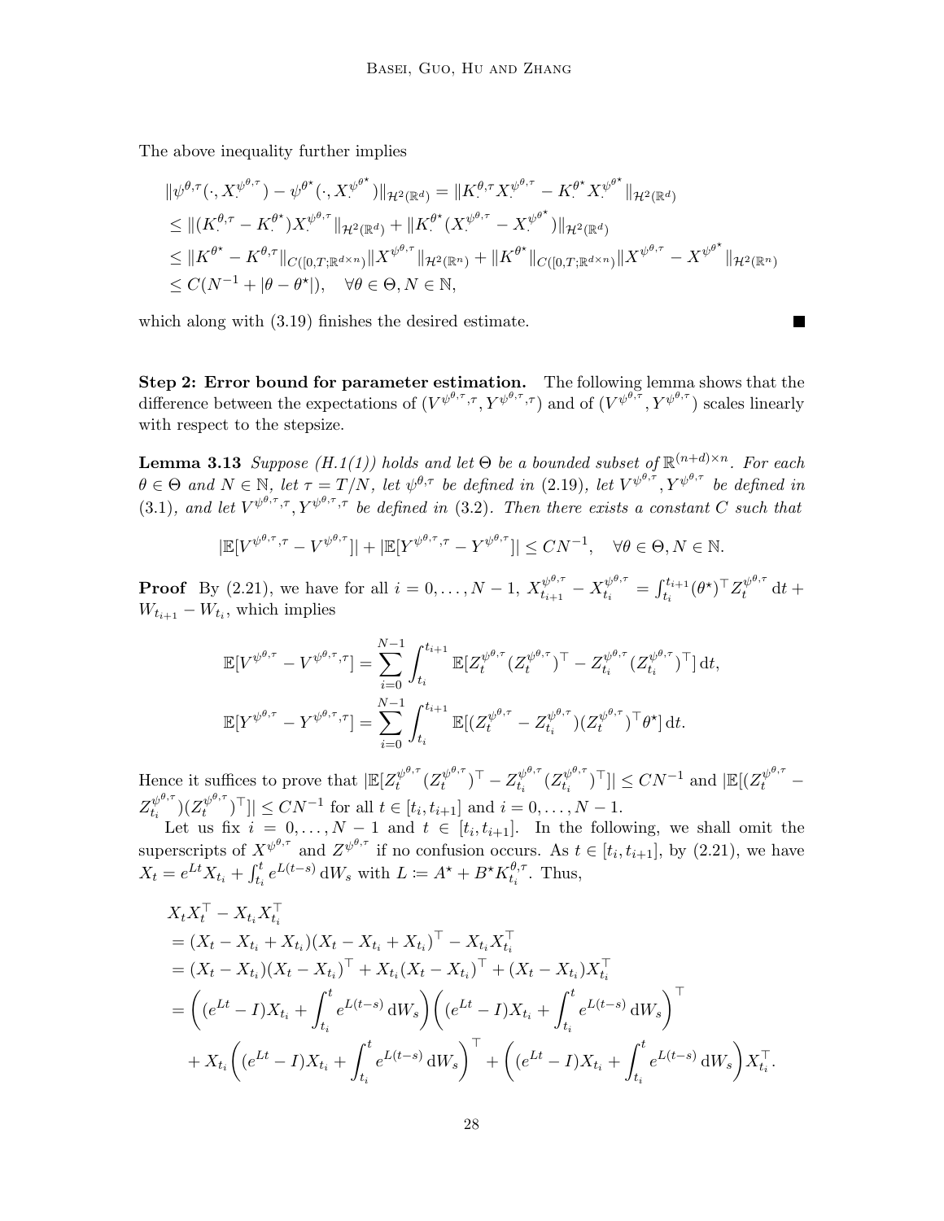The above inequality further implies

$$
\begin{aligned}
&\|\psi^{\theta,\tau}(\cdot, X^{\psi^{\theta,\tau}}_\cdot) - \psi^{\theta^\star}(\cdot, X^{\psi^{\theta^\star}}_\cdot)\|_{\mathcal{H}^2(\mathbb{R}^d)} = \|K^{\theta,\tau}_\cdot X^{\psi^{\theta,\tau}}_\cdot - K^{\theta^\star}_\cdot X^{\psi^{\theta^\star}}_\cdot\|_{\mathcal{H}^2(\mathbb{R}^d)} \\
&\le \|(K^{\theta,\tau}_\cdot - K^{\theta^\star}_\cdot) X^{\psi^{\theta,\tau}}_\cdot\|_{\mathcal{H}^2(\mathbb{R}^d)} + \|K^{\theta^\star}_\cdot (X^{\psi^{\theta,\tau}}_\cdot - X^{\psi^{\theta^\star}}_\cdot)\|_{\mathcal{H}^2(\mathbb{R}^d)} \\
&\le \|K^{\theta^\star} - K^{\theta,\tau}\|_{C([0,T;\mathbb{R}^{d\times n})} \|X^{\psi^{\theta,\tau}}\|_{\mathcal{H}^2(\mathbb{R}^n)} + \|K^{\theta^\star}\|_{C([0,T;\mathbb{R}^{d\times n})} \|X^{\psi^{\theta,\tau}} - X^{\psi^{\theta^\star}}\|_{\mathcal{H}^2(\mathbb{R}^n)} \\
&\le C(N^{-1} + |\theta - \theta^\star|), \quad \forall \theta \in \Theta, N \in \mathbb{N},
\end{aligned}
$$

which along with (3.19) finishes the desired estimate. ■

**Step 2: Error bound for parameter estimation.** The following lemma shows that the difference between the expectations of $(V^{\psi^{\theta,\tau},\tau}, Y^{\psi^{\theta,\tau},\tau})$ and of $(V^{\psi^{\theta,\tau}}, Y^{\psi^{\theta,\tau}})$ scales linearly with respect to the stepsize.

**Lemma 3.13** *Suppose (H.1(1)) holds and let $\Theta$ be a bounded subset of $\mathbb{R}^{(n+d)\times n}$. For each $\theta \in \Theta$ and $N \in \mathbb{N}$, let $\tau = T/N$, let $\psi^{\theta,\tau}$ be defined in (2.19), let $V^{\psi^{\theta,\tau}}, Y^{\psi^{\theta,\tau}}$ be defined in (3.1), and let $V^{\psi^{\theta,\tau},\tau}, Y^{\psi^{\theta,\tau},\tau}$ be defined in (3.2). Then there exists a constant $C$ such that*

$$
|\mathbb{E}[V^{\psi^{\theta,\tau},\tau} - V^{\psi^{\theta,\tau}}]| + |\mathbb{E}[Y^{\psi^{\theta,\tau},\tau} - Y^{\psi^{\theta,\tau}}]| \le CN^{-1}, \quad \forall \theta \in \Theta, N \in \mathbb{N}.
$$

**Proof** By (2.21), we have for all $i = 0, \ldots, N-1$, $X^{\psi^{\theta,\tau}}_{t_{i+1}} - X^{\psi^{\theta,\tau}}_{t_i} = \int_{t_i}^{t_{i+1}} (\theta^\star)^\top Z^{\psi^{\theta,\tau}}_t \, \mathrm{d}t + W_{t_{i+1}} - W_{t_i}$, which implies

$$
\begin{aligned}
\mathbb{E}[V^{\psi^{\theta,\tau}} - V^{\psi^{\theta,\tau},\tau}] &= \sum_{i=0}^{N-1} \int_{t_i}^{t_{i+1}} \mathbb{E}[Z^{\psi^{\theta,\tau}}_t (Z^{\psi^{\theta,\tau}}_t)^\top - Z^{\psi^{\theta,\tau}}_{t_i} (Z^{\psi^{\theta,\tau}}_{t_i})^\top] \, \mathrm{d}t, \\
\mathbb{E}[Y^{\psi^{\theta,\tau}} - Y^{\psi^{\theta,\tau},\tau}] &= \sum_{i=0}^{N-1} \int_{t_i}^{t_{i+1}} \mathbb{E}[(Z^{\psi^{\theta,\tau}}_t - Z^{\psi^{\theta,\tau}}_{t_i})(Z^{\psi^{\theta,\tau}}_t)^\top \theta^\star] \, \mathrm{d}t.
\end{aligned}
$$

Hence it suffices to prove that $|\mathbb{E}[Z^{\psi^{\theta,\tau}}_t (Z^{\psi^{\theta,\tau}}_t)^\top - Z^{\psi^{\theta,\tau}}_{t_i} (Z^{\psi^{\theta,\tau}}_{t_i})^\top]| \le CN^{-1}$ and $|\mathbb{E}[(Z^{\psi^{\theta,\tau}}_t - Z^{\psi^{\theta,\tau}}_{t_i})(Z^{\psi^{\theta,\tau}}_t)^\top]| \le CN^{-1}$ for all $t \in [t_i, t_{i+1}]$ and $i = 0, \ldots, N-1$.

Let us fix $i = 0, \ldots, N-1$ and $t \in [t_i, t_{i+1}]$. In the following, we shall omit the superscripts of $X^{\psi^{\theta,\tau}}$ and $Z^{\psi^{\theta,\tau}}$ if no confusion occurs. As $t \in [t_i, t_{i+1}]$, by (2.21), we have $X_t = e^{Lt} X_{t_i} + \int_{t_i}^t e^{L(t-s)} \, \mathrm{d}W_s$ with $L := A^\star + B^\star K^{\theta,\tau}_{t_i}$. Thus,

$$
\begin{aligned}
&X_t X_t^\top - X_{t_i} X_{t_i}^\top \\
&= (X_t - X_{t_i} + X_{t_i})(X_t - X_{t_i} + X_{t_i})^\top - X_{t_i} X_{t_i}^\top \\
&= (X_t - X_{t_i})(X_t - X_{t_i})^\top + X_{t_i}(X_t - X_{t_i})^\top + (X_t - X_{t_i}) X_{t_i}^\top \\
&= \left( (e^{Lt} - I) X_{t_i} + \int_{t_i}^t e^{L(t-s)} \, \mathrm{d}W_s \right) \left( (e^{Lt} - I) X_{t_i} + \int_{t_i}^t e^{L(t-s)} \, \mathrm{d}W_s \right)^\top \\
&\quad + X_{t_i} \left( (e^{Lt} - I) X_{t_i} + \int_{t_i}^t e^{L(t-s)} \, \mathrm{d}W_s \right)^\top + \left( (e^{Lt} - I) X_{t_i} + \int_{t_i}^t e^{L(t-s)} \, \mathrm{d}W_s \right) X_{t_i}^\top.
\end{aligned}
$$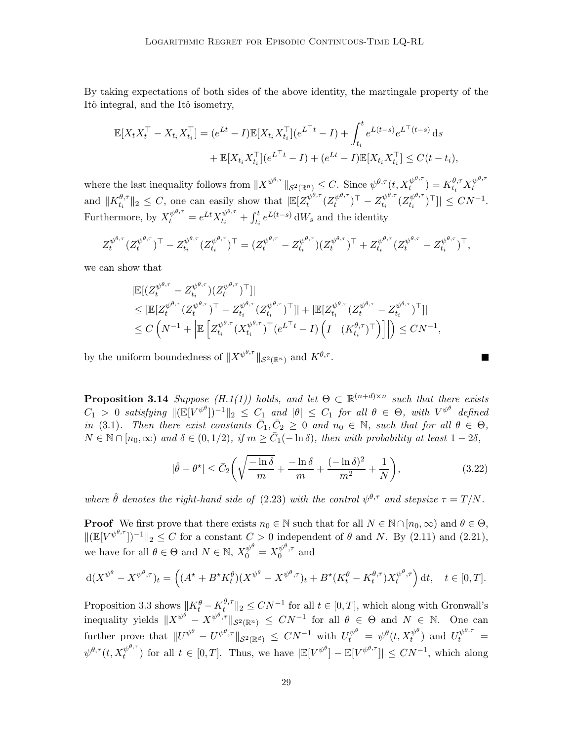By taking expectations of both sides of the above identity, the martingale property of the Itô integral, and the Itô isometry,

$$
\begin{aligned}
\mathbb{E}[X_t X_t^\top - X_{t_i} X_{t_i}^\top] &= (e^{Lt} - I)\mathbb{E}[X_{t_i} X_{t_i}^\top](e^{L^\top t} - I) + \int_{t_i}^t e^{L(t-s)} e^{L^\top (t-s)} \, \mathrm{d}s \\
&\quad + \mathbb{E}[X_{t_i} X_{t_i}^\top](e^{L^\top t} - I) + (e^{Lt} - I)\mathbb{E}[X_{t_i} X_{t_i}^\top] \le C(t - t_i),
\end{aligned}
$$

where the last inequality follows from $\|X^{\psi^{\theta,\tau}}\|_{\mathcal{S}^2(\mathbb{R}^n)} \le C$. Since $\psi^{\theta,\tau}(t, X_t^{\psi^{\theta,\tau}}) = K_{t_i}^{\theta,\tau} X_t^{\psi^{\theta,\tau}}$ and $\|K_{t_i}^{\theta,\tau}\|_2 \le C$, one can easily show that $|\mathbb{E}[Z_t^{\psi^{\theta,\tau}}(Z_t^{\psi^{\theta,\tau}})^\top - Z_{t_i}^{\psi^{\theta,\tau}}(Z_{t_i}^{\psi^{\theta,\tau}})^\top]| \le CN^{-1}$. Furthermore, by $X_t^{\psi^{\theta,\tau}} = e^{Lt} X_{t_i}^{\psi^{\theta,\tau}} + \int_{t_i}^t e^{L(t-s)} \, \mathrm{d}W_s$ and the identity

$$
Z_t^{\psi^{\theta,\tau}}(Z_t^{\psi^{\theta,\tau}})^\top - Z_{t_i}^{\psi^{\theta,\tau}}(Z_{t_i}^{\psi^{\theta,\tau}})^\top = (Z_t^{\psi^{\theta,\tau}} - Z_{t_i}^{\psi^{\theta,\tau}})(Z_t^{\psi^{\theta,\tau}})^\top + Z_{t_i}^{\psi^{\theta,\tau}}(Z_t^{\psi^{\theta,\tau}} - Z_{t_i}^{\psi^{\theta,\tau}})^\top,
$$

we can show that

$$
\begin{aligned}
&|\mathbb{E}[(Z_t^{\psi^{\theta,\tau}} - Z_{t_i}^{\psi^{\theta,\tau}})(Z_t^{\psi^{\theta,\tau}})^\top]| \\
&\le |\mathbb{E}[Z_t^{\psi^{\theta,\tau}}(Z_t^{\psi^{\theta,\tau}})^\top - Z_{t_i}^{\psi^{\theta,\tau}}(Z_{t_i}^{\psi^{\theta,\tau}})^\top]| + |\mathbb{E}[Z_{t_i}^{\psi^{\theta,\tau}}(Z_t^{\psi^{\theta,\tau}} - Z_{t_i}^{\psi^{\theta,\tau}})^\top]| \\
&\le C\left(N^{-1} + \left|\mathbb{E}\left[Z_{t_i}^{\psi^{\theta,\tau}}(X_{t_i}^{\psi^{\theta,\tau}})^\top (e^{L^\top t} - I)\begin{pmatrix} I & (K_{t_i}^{\theta,\tau})^\top \end{pmatrix}\right]\right|\right) \le CN^{-1},
\end{aligned}
$$

by the uniform boundedness of $\|X^{\psi^{\theta,\tau}}\|_{\mathcal{S}^2(\mathbb{R}^n)}$ and $K^{\theta,\tau}$. ∎

**Proposition 3.14** *Suppose (H.1(1)) holds, and let $\Theta \subset \mathbb{R}^{(n+d)\times n}$ such that there exists $C_1 > 0$ satisfying $\|(\mathbb{E}[V^{\psi^\theta}])^{-1}\|_2 \le C_1$ and $|\theta| \le C_1$ for all $\theta \in \Theta$, with $V^{\psi^\theta}$ defined in* (3.1). *Then there exist constants $\bar{C}_1, \bar{C}_2 \ge 0$ and $n_0 \in \mathbb{N}$, such that for all $\theta \in \Theta$, $N \in \mathbb{N} \cap [n_0, \infty)$ and $\delta \in (0, 1/2)$, if $m \ge \bar{C}_1(-\ln \delta)$, then with probability at least $1 - 2\delta$,*

$$
|\hat{\theta} - \theta^\star| \le \bar{C}_2\left(\sqrt{\frac{-\ln \delta}{m}} + \frac{-\ln \delta}{m} + \frac{(-\ln \delta)^2}{m^2} + \frac{1}{N}\right), \tag{3.22}
$$

*where $\hat{\theta}$ denotes the right-hand side of* (2.23) *with the control $\psi^{\theta,\tau}$ and stepsize $\tau = T/N$.*

**Proof** We first prove that there exists $n_0 \in \mathbb{N}$ such that for all $N \in \mathbb{N} \cap [n_0, \infty)$ and $\theta \in \Theta$, $\|(\mathbb{E}[V^{\psi^{\theta,\tau}}])^{-1}\|_2 \le C$ for a constant $C > 0$ independent of $\theta$ and $N$. By (2.11) and (2.21), we have for all $\theta \in \Theta$ and $N \in \mathbb{N}$, $X_0^{\psi^\theta} = X_0^{\psi^{\theta,\tau}}$ and

$$
\mathrm{d}(X^{\psi^\theta} - X^{\psi^{\theta,\tau}})_t = \left((A^\star + B^\star K_t^\theta)(X^{\psi^\theta} - X^{\psi^{\theta,\tau}})_t + B^\star(K_t^\theta - K_t^{\theta,\tau})X_t^{\psi^{\theta,\tau}}\right) \mathrm{d}t, \quad t \in [0, T].
$$

Proposition 3.3 shows $\|K_t^\theta - K_t^{\theta,\tau}\|_2 \le CN^{-1}$ for all $t \in [0, T]$, which along with Gronwall's inequality yields $\|X^{\psi^\theta} - X^{\psi^{\theta,\tau}}\|_{\mathcal{S}^2(\mathbb{R}^n)} \le CN^{-1}$ for all $\theta \in \Theta$ and $N \in \mathbb{N}$. One can further prove that $\|U^{\psi^\theta} - U^{\psi^{\theta,\tau}}\|_{\mathcal{S}^2(\mathbb{R}^d)} \le CN^{-1}$ with $U_t^{\psi^\theta} = \psi^\theta(t, X_t^{\psi^\theta})$ and $U_t^{\psi^{\theta,\tau}} = \psi^{\theta,\tau}(t, X_t^{\psi^{\theta,\tau}})$ for all $t \in [0, T]$. Thus, we have $|\mathbb{E}[V^{\psi^\theta}] - \mathbb{E}[V^{\psi^{\theta,\tau}}]| \le CN^{-1}$, which along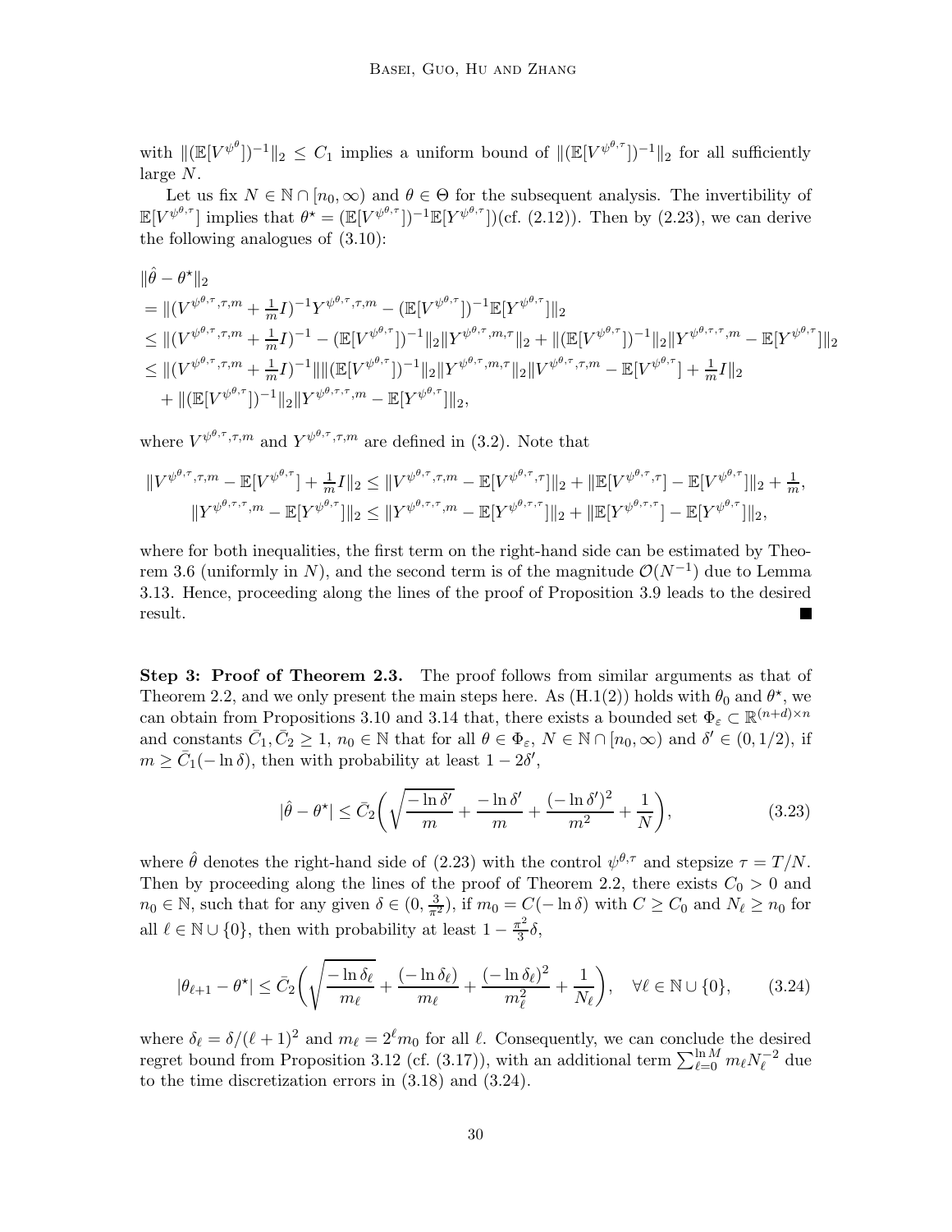with $\|(\mathbb{E}[V^{\psi^\theta}])^{-1}\|_2 \le C_1$ implies a uniform bound of $\|(\mathbb{E}[V^{\psi^{\theta,\tau}}])^{-1}\|_2$ for all sufficiently large $N$.

Let us fix $N \in \mathbb{N} \cap [n_0, \infty)$ and $\theta \in \Theta$ for the subsequent analysis. The invertibility of $\mathbb{E}[V^{\psi^{\theta,\tau}}]$ implies that $\theta^\star = (\mathbb{E}[V^{\psi^{\theta,\tau}}])^{-1}\mathbb{E}[Y^{\psi^{\theta,\tau}}]$)(cf. (2.12)). Then by (2.23), we can derive the following analogues of (3.10):

$$
\begin{aligned}
&\|\hat{\theta} - \theta^\star\|_2 \\
&= \|(V^{\psi^{\theta,\tau},\tau,m} + \tfrac{1}{m}I)^{-1}Y^{\psi^{\theta,\tau},\tau,m} - (\mathbb{E}[V^{\psi^{\theta,\tau}}])^{-1}\mathbb{E}[Y^{\psi^{\theta,\tau}}]\|_2 \\
&\le \|(V^{\psi^{\theta,\tau},\tau,m} + \tfrac{1}{m}I)^{-1} - (\mathbb{E}[V^{\psi^{\theta,\tau}}])^{-1}\|_2\|Y^{\psi^{\theta,\tau},m,\tau}\|_2 + \|(\mathbb{E}[V^{\psi^{\theta,\tau}}])^{-1}\|_2\|Y^{\psi^{\theta,\tau},\tau,m} - \mathbb{E}[Y^{\psi^{\theta,\tau}}]\|_2 \\
&\le \|(V^{\psi^{\theta,\tau},\tau,m} + \tfrac{1}{m}I)^{-1}\|\|(\mathbb{E}[V^{\psi^{\theta,\tau}}])^{-1}\|_2\|Y^{\psi^{\theta,\tau},m,\tau}\|_2\|V^{\psi^{\theta,\tau},\tau,m} - \mathbb{E}[V^{\psi^{\theta,\tau}}] + \tfrac{1}{m}I\|_2 \\
&\quad + \|(\mathbb{E}[V^{\psi^{\theta,\tau}}])^{-1}\|_2\|Y^{\psi^{\theta,\tau},\tau,m} - \mathbb{E}[Y^{\psi^{\theta,\tau}}]\|_2,
\end{aligned}
$$

where $V^{\psi^{\theta,\tau},\tau,m}$ and $Y^{\psi^{\theta,\tau},\tau,m}$ are defined in (3.2). Note that

$$
\begin{aligned}
\|V^{\psi^{\theta,\tau},\tau,m} - \mathbb{E}[V^{\psi^{\theta,\tau}}] + \tfrac{1}{m}I\|_2 &\le \|V^{\psi^{\theta,\tau},\tau,m} - \mathbb{E}[V^{\psi^{\theta,\tau},\tau}]\|_2 + \|\mathbb{E}[V^{\psi^{\theta,\tau},\tau}] - \mathbb{E}[V^{\psi^{\theta,\tau}}]\|_2 + \tfrac{1}{m}, \\
\|Y^{\psi^{\theta,\tau},\tau,m} - \mathbb{E}[Y^{\psi^{\theta,\tau}}]\|_2 &\le \|Y^{\psi^{\theta,\tau},\tau,m} - \mathbb{E}[Y^{\psi^{\theta,\tau},\tau}]\|_2 + \|\mathbb{E}[Y^{\psi^{\theta,\tau},\tau}] - \mathbb{E}[Y^{\psi^{\theta,\tau}}]\|_2,
\end{aligned}
$$

where for both inequalities, the first term on the right-hand side can be estimated by Theorem 3.6 (uniformly in $N$), and the second term is of the magnitude $\mathcal{O}(N^{-1})$ due to Lemma 3.13. Hence, proceeding along the lines of the proof of Proposition 3.9 leads to the desired result. ■

**Step 3: Proof of Theorem 2.3.** The proof follows from similar arguments as that of Theorem 2.2, and we only present the main steps here. As (H.1(2)) holds with $\theta_0$ and $\theta^\star$, we can obtain from Propositions 3.10 and 3.14 that, there exists a bounded set $\Phi_\varepsilon \subset \mathbb{R}^{(n+d)\times n}$ and constants $\bar{C}_1, \bar{C}_2 \ge 1$, $n_0 \in \mathbb{N}$ that for all $\theta \in \Phi_\varepsilon$, $N \in \mathbb{N} \cap [n_0, \infty)$ and $\delta' \in (0, 1/2)$, if $m \ge \bar{C}_1(-\ln \delta)$, then with probability at least $1 - 2\delta'$,

$$
|\hat{\theta} - \theta^\star| \le \bar{C}_2\bigg(\sqrt{\frac{-\ln \delta'}{m}} + \frac{-\ln \delta'}{m} + \frac{(-\ln \delta')^2}{m^2} + \frac{1}{N}\bigg), \tag{3.23}
$$

where $\hat{\theta}$ denotes the right-hand side of (2.23) with the control $\psi^{\theta,\tau}$ and stepsize $\tau = T/N$. Then by proceeding along the lines of the proof of Theorem 2.2, there exists $C_0 > 0$ and $n_0 \in \mathbb{N}$, such that for any given $\delta \in (0, \frac{3}{\pi^2})$, if $m_0 = C(-\ln \delta)$ with $C \ge C_0$ and $N_\ell \ge n_0$ for all $\ell \in \mathbb{N} \cup \{0\}$, then with probability at least $1 - \frac{\pi^2}{3}\delta$,

$$
|\theta_{\ell+1} - \theta^\star| \le \bar{C}_2\bigg(\sqrt{\frac{-\ln \delta_\ell}{m_\ell}} + \frac{(-\ln \delta_\ell)}{m_\ell} + \frac{(-\ln \delta_\ell)^2}{m_\ell^2} + \frac{1}{N_\ell}\bigg), \quad \forall \ell \in \mathbb{N} \cup \{0\}, \tag{3.24}
$$

where $\delta_\ell = \delta/(\ell+1)^2$ and $m_\ell = 2^\ell m_0$ for all $\ell$. Consequently, we can conclude the desired regret bound from Proposition 3.12 (cf. (3.17)), with an additional term $\sum_{\ell=0}^{\ln M} m_\ell N_\ell^{-2}$ due to the time discretization errors in (3.18) and (3.24).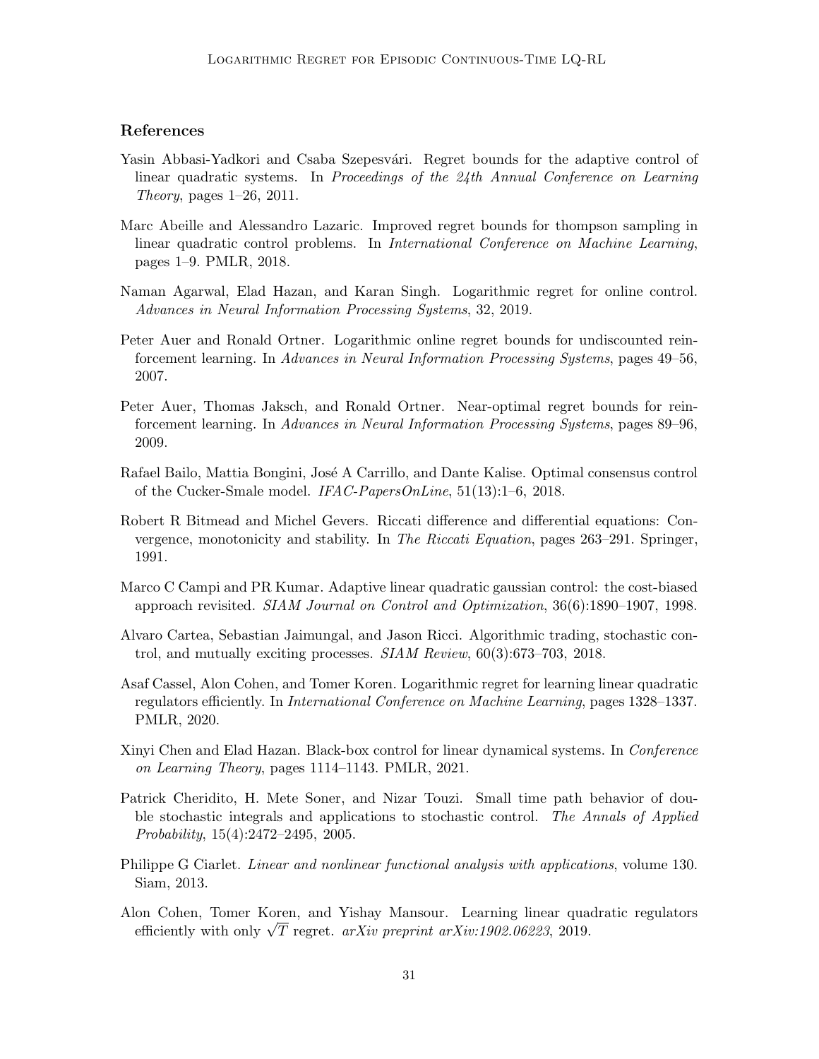## References

Yasin Abbasi-Yadkori and Csaba Szepesvári. Regret bounds for the adaptive control of linear quadratic systems. In *Proceedings of the 24th Annual Conference on Learning Theory*, pages 1–26, 2011.

Marc Abeille and Alessandro Lazaric. Improved regret bounds for thompson sampling in linear quadratic control problems. In *International Conference on Machine Learning*, pages 1–9. PMLR, 2018.

Naman Agarwal, Elad Hazan, and Karan Singh. Logarithmic regret for online control. *Advances in Neural Information Processing Systems*, 32, 2019.

Peter Auer and Ronald Ortner. Logarithmic online regret bounds for undiscounted reinforcement learning. In *Advances in Neural Information Processing Systems*, pages 49–56, 2007.

Peter Auer, Thomas Jaksch, and Ronald Ortner. Near-optimal regret bounds for reinforcement learning. In *Advances in Neural Information Processing Systems*, pages 89–96, 2009.

Rafael Bailo, Mattia Bongini, José A Carrillo, and Dante Kalise. Optimal consensus control of the Cucker-Smale model. *IFAC-PapersOnLine*, 51(13):1–6, 2018.

Robert R Bitmead and Michel Gevers. Riccati difference and differential equations: Convergence, monotonicity and stability. In *The Riccati Equation*, pages 263–291. Springer, 1991.

Marco C Campi and PR Kumar. Adaptive linear quadratic gaussian control: the cost-biased approach revisited. *SIAM Journal on Control and Optimization*, 36(6):1890–1907, 1998.

Alvaro Cartea, Sebastian Jaimungal, and Jason Ricci. Algorithmic trading, stochastic control, and mutually exciting processes. *SIAM Review*, 60(3):673–703, 2018.

Asaf Cassel, Alon Cohen, and Tomer Koren. Logarithmic regret for learning linear quadratic regulators efficiently. In *International Conference on Machine Learning*, pages 1328–1337. PMLR, 2020.

Xinyi Chen and Elad Hazan. Black-box control for linear dynamical systems. In *Conference on Learning Theory*, pages 1114–1143. PMLR, 2021.

Patrick Cheridito, H. Mete Soner, and Nizar Touzi. Small time path behavior of double stochastic integrals and applications to stochastic control. *The Annals of Applied Probability*, 15(4):2472–2495, 2005.

Philippe G Ciarlet. *Linear and nonlinear functional analysis with applications*, volume 130. Siam, 2013.

Alon Cohen, Tomer Koren, and Yishay Mansour. Learning linear quadratic regulators efficiently with only $\sqrt{T}$ regret. *arXiv preprint arXiv:1902.06223*, 2019.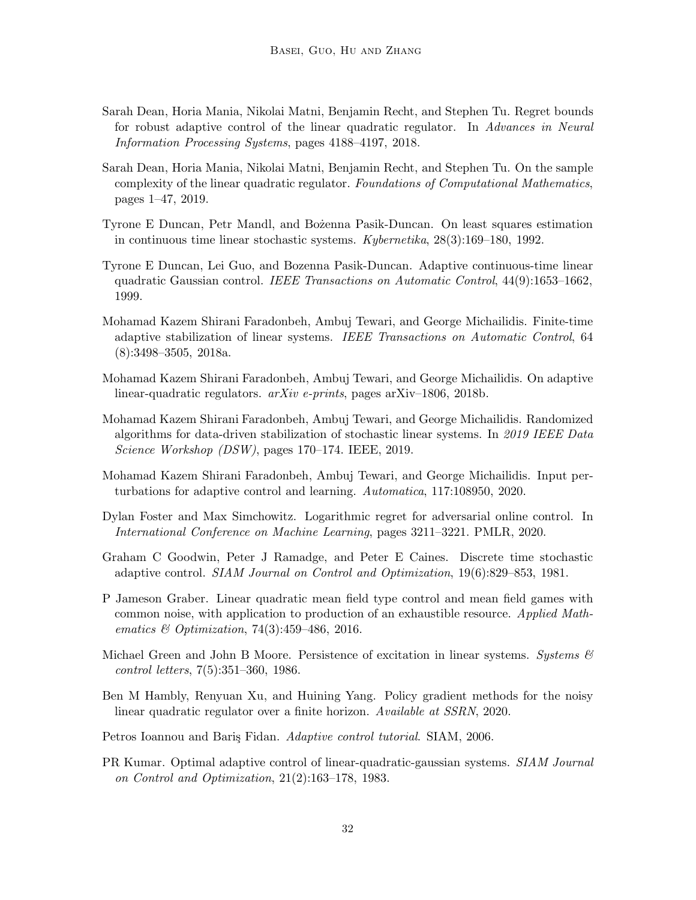Sarah Dean, Horia Mania, Nikolai Matni, Benjamin Recht, and Stephen Tu. Regret bounds for robust adaptive control of the linear quadratic regulator. In *Advances in Neural Information Processing Systems*, pages 4188–4197, 2018.

Sarah Dean, Horia Mania, Nikolai Matni, Benjamin Recht, and Stephen Tu. On the sample complexity of the linear quadratic regulator. *Foundations of Computational Mathematics*, pages 1–47, 2019.

Tyrone E Duncan, Petr Mandl, and Bożenna Pasik-Duncan. On least squares estimation in continuous time linear stochastic systems. *Kybernetika*, 28(3):169–180, 1992.

Tyrone E Duncan, Lei Guo, and Bozenna Pasik-Duncan. Adaptive continuous-time linear quadratic Gaussian control. *IEEE Transactions on Automatic Control*, 44(9):1653–1662, 1999.

Mohamad Kazem Shirani Faradonbeh, Ambuj Tewari, and George Michailidis. Finite-time adaptive stabilization of linear systems. *IEEE Transactions on Automatic Control*, 64 (8):3498–3505, 2018a.

Mohamad Kazem Shirani Faradonbeh, Ambuj Tewari, and George Michailidis. On adaptive linear-quadratic regulators. *arXiv e-prints*, pages arXiv–1806, 2018b.

Mohamad Kazem Shirani Faradonbeh, Ambuj Tewari, and George Michailidis. Randomized algorithms for data-driven stabilization of stochastic linear systems. In *2019 IEEE Data Science Workshop (DSW)*, pages 170–174. IEEE, 2019.

Mohamad Kazem Shirani Faradonbeh, Ambuj Tewari, and George Michailidis. Input perturbations for adaptive control and learning. *Automatica*, 117:108950, 2020.

Dylan Foster and Max Simchowitz. Logarithmic regret for adversarial online control. In *International Conference on Machine Learning*, pages 3211–3221. PMLR, 2020.

Graham C Goodwin, Peter J Ramadge, and Peter E Caines. Discrete time stochastic adaptive control. *SIAM Journal on Control and Optimization*, 19(6):829–853, 1981.

P Jameson Graber. Linear quadratic mean field type control and mean field games with common noise, with application to production of an exhaustible resource. *Applied Mathematics & Optimization*, 74(3):459–486, 2016.

Michael Green and John B Moore. Persistence of excitation in linear systems. *Systems & control letters*, 7(5):351–360, 1986.

Ben M Hambly, Renyuan Xu, and Huining Yang. Policy gradient methods for the noisy linear quadratic regulator over a finite horizon. *Available at SSRN*, 2020.

Petros Ioannou and Bariş Fidan. *Adaptive control tutorial*. SIAM, 2006.

PR Kumar. Optimal adaptive control of linear-quadratic-gaussian systems. *SIAM Journal on Control and Optimization*, 21(2):163–178, 1983.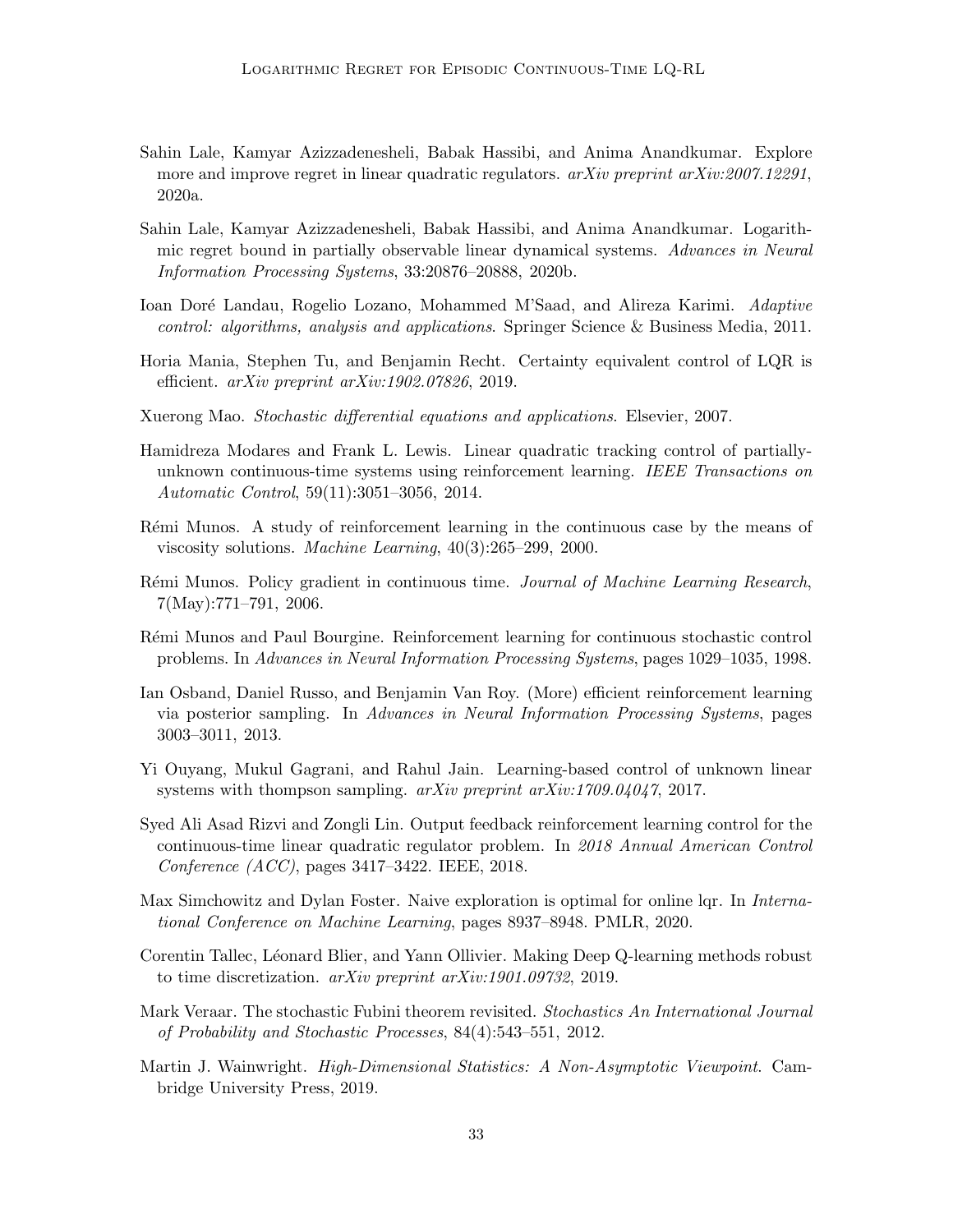Sahin Lale, Kamyar Azizzadenesheli, Babak Hassibi, and Anima Anandkumar. Explore more and improve regret in linear quadratic regulators. *arXiv preprint arXiv:2007.12291*, 2020a.

Sahin Lale, Kamyar Azizzadenesheli, Babak Hassibi, and Anima Anandkumar. Logarithmic regret bound in partially observable linear dynamical systems. *Advances in Neural Information Processing Systems*, 33:20876–20888, 2020b.

Ioan Doré Landau, Rogelio Lozano, Mohammed M'Saad, and Alireza Karimi. *Adaptive control: algorithms, analysis and applications*. Springer Science & Business Media, 2011.

Horia Mania, Stephen Tu, and Benjamin Recht. Certainty equivalent control of LQR is efficient. *arXiv preprint arXiv:1902.07826*, 2019.

Xuerong Mao. *Stochastic differential equations and applications*. Elsevier, 2007.

Hamidreza Modares and Frank L. Lewis. Linear quadratic tracking control of partially-unknown continuous-time systems using reinforcement learning. *IEEE Transactions on Automatic Control*, 59(11):3051–3056, 2014.

Rémi Munos. A study of reinforcement learning in the continuous case by the means of viscosity solutions. *Machine Learning*, 40(3):265–299, 2000.

Rémi Munos. Policy gradient in continuous time. *Journal of Machine Learning Research*, 7(May):771–791, 2006.

Rémi Munos and Paul Bourgine. Reinforcement learning for continuous stochastic control problems. In *Advances in Neural Information Processing Systems*, pages 1029–1035, 1998.

Ian Osband, Daniel Russo, and Benjamin Van Roy. (More) efficient reinforcement learning via posterior sampling. In *Advances in Neural Information Processing Systems*, pages 3003–3011, 2013.

Yi Ouyang, Mukul Gagrani, and Rahul Jain. Learning-based control of unknown linear systems with thompson sampling. *arXiv preprint arXiv:1709.04047*, 2017.

Syed Ali Asad Rizvi and Zongli Lin. Output feedback reinforcement learning control for the continuous-time linear quadratic regulator problem. In *2018 Annual American Control Conference (ACC)*, pages 3417–3422. IEEE, 2018.

Max Simchowitz and Dylan Foster. Naive exploration is optimal for online lqr. In *International Conference on Machine Learning*, pages 8937–8948. PMLR, 2020.

Corentin Tallec, Léonard Blier, and Yann Ollivier. Making Deep Q-learning methods robust to time discretization. *arXiv preprint arXiv:1901.09732*, 2019.

Mark Veraar. The stochastic Fubini theorem revisited. *Stochastics An International Journal of Probability and Stochastic Processes*, 84(4):543–551, 2012.

Martin J. Wainwright. *High-Dimensional Statistics: A Non-Asymptotic Viewpoint*. Cambridge University Press, 2019.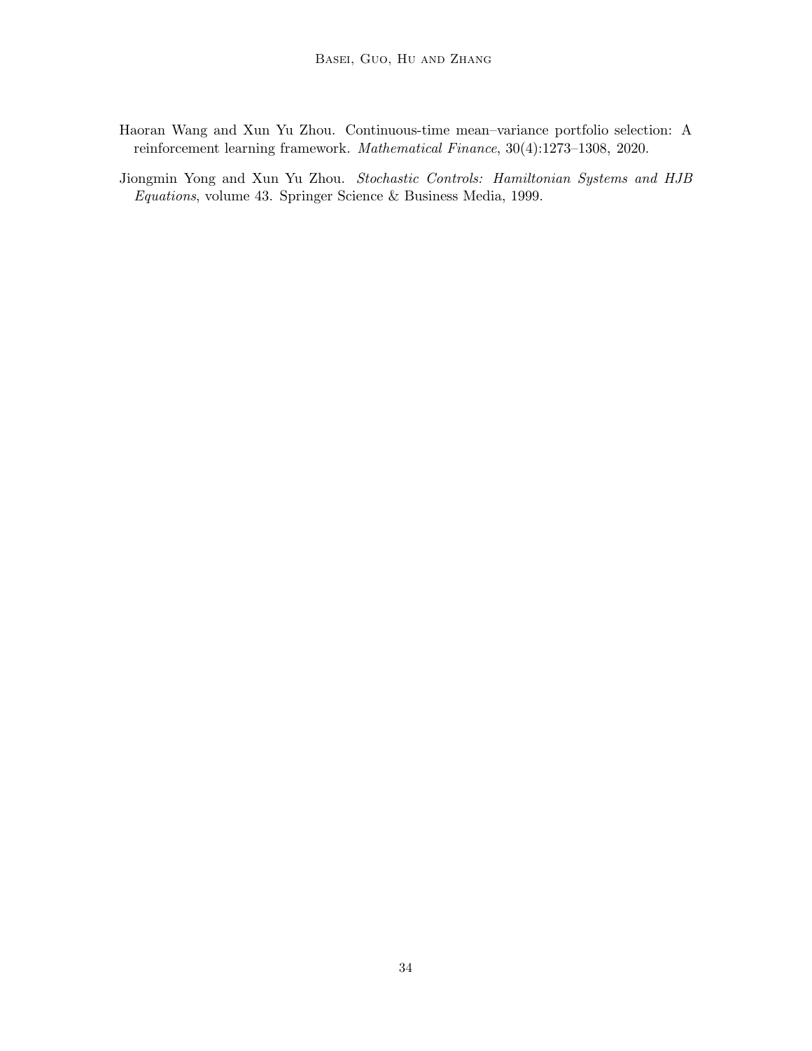Haoran Wang and Xun Yu Zhou. Continuous-time mean–variance portfolio selection: A reinforcement learning framework. *Mathematical Finance*, 30(4):1273–1308, 2020.

Jiongmin Yong and Xun Yu Zhou. *Stochastic Controls: Hamiltonian Systems and HJB Equations*, volume 43. Springer Science & Business Media, 1999.